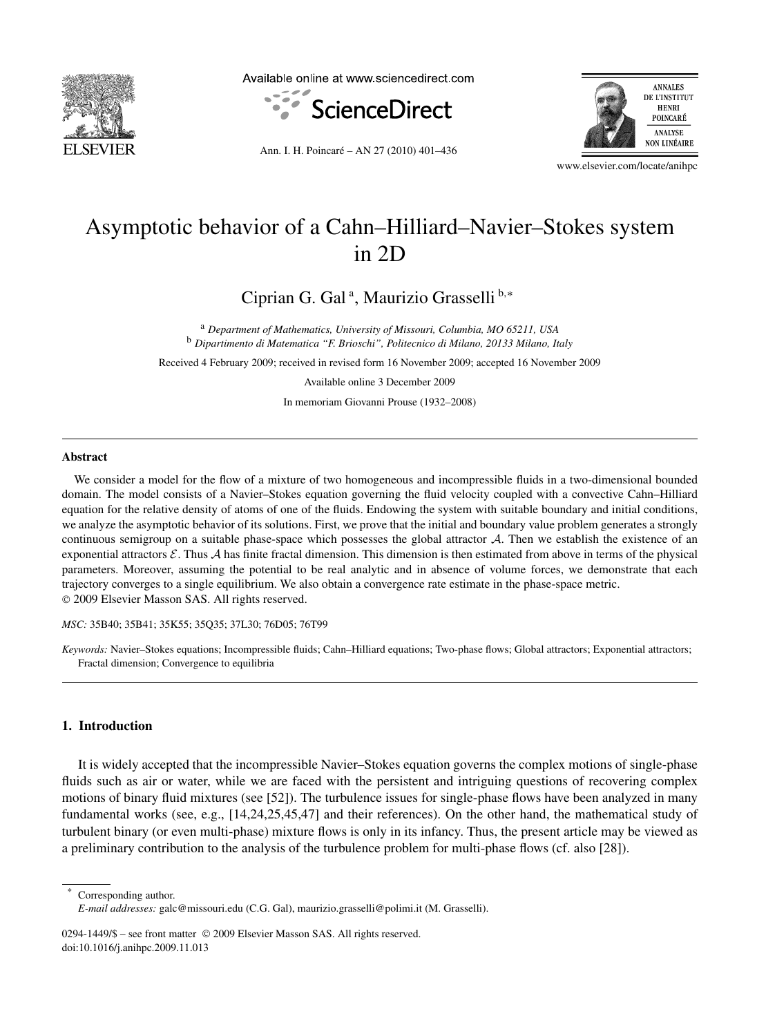# Asymptotic behavior of a Cahn–Hilliard–Navier–Stokes system in 2D

Ciprian G. Gal [a], Maurizio Grasselli [b,*]

[a] *Department of Mathematics, University of Missouri, Columbia, MO 65211, USA*
[b] *Dipartimento di Matematica "F. Brioschi", Politecnico di Milano, 20133 Milano, Italy*

Received 4 February 2009; received in revised form 16 November 2009; accepted 16 November 2009

Available online 3 December 2009

In memoriam Giovanni Prouse (1932–2008)

---

**Abstract**

We consider a model for the flow of a mixture of two homogeneous and incompressible fluids in a two-dimensional bounded domain. The model consists of a Navier–Stokes equation governing the fluid velocity coupled with a convective Cahn–Hilliard equation for the relative density of atoms of one of the fluids. Endowing the system with suitable boundary and initial conditions, we analyze the asymptotic behavior of its solutions. First, we prove that the initial and boundary value problem generates a strongly continuous semigroup on a suitable phase-space which possesses the global attractor $\mathcal{A}$. Then we establish the existence of an exponential attractors $\mathcal{E}$. Thus $\mathcal{A}$ has finite fractal dimension. This dimension is then estimated from above in terms of the physical parameters. Moreover, assuming the potential to be real analytic and in absence of volume forces, we demonstrate that each trajectory converges to a single equilibrium. We also obtain a convergence rate estimate in the phase-space metric.
© 2009 Elsevier Masson SAS. All rights reserved.

*MSC:* 35B40; 35B41; 35K55; 35Q35; 37L30; 76D05; 76T99

*Keywords:* Navier–Stokes equations; Incompressible fluids; Cahn–Hilliard equations; Two-phase flows; Global attractors; Exponential attractors; Fractal dimension; Convergence to equilibria

---

## 1. Introduction

It is widely accepted that the incompressible Navier–Stokes equation governs the complex motions of single-phase fluids such as air or water, while we are faced with the persistent and intriguing questions of recovering complex motions of binary fluid mixtures (see [52]). The turbulence issues for single-phase flows have been analyzed in many fundamental works (see, e.g., [14,24,25,45,47] and their references). On the other hand, the mathematical study of turbulent binary (or even multi-phase) mixture flows is only in its infancy. Thus, the present article may be viewed as a preliminary contribution to the analysis of the turbulence problem for multi-phase flows (cf. also [28]).

---

\* Corresponding author.
*E-mail addresses:* galc@missouri.edu (C.G. Gal), maurizio.grasselli@polimi.it (M. Grasselli).

0294-1449/$ – see front matter © 2009 Elsevier Masson SAS. All rights reserved.
doi:10.1016/j.anihpc.2009.11.013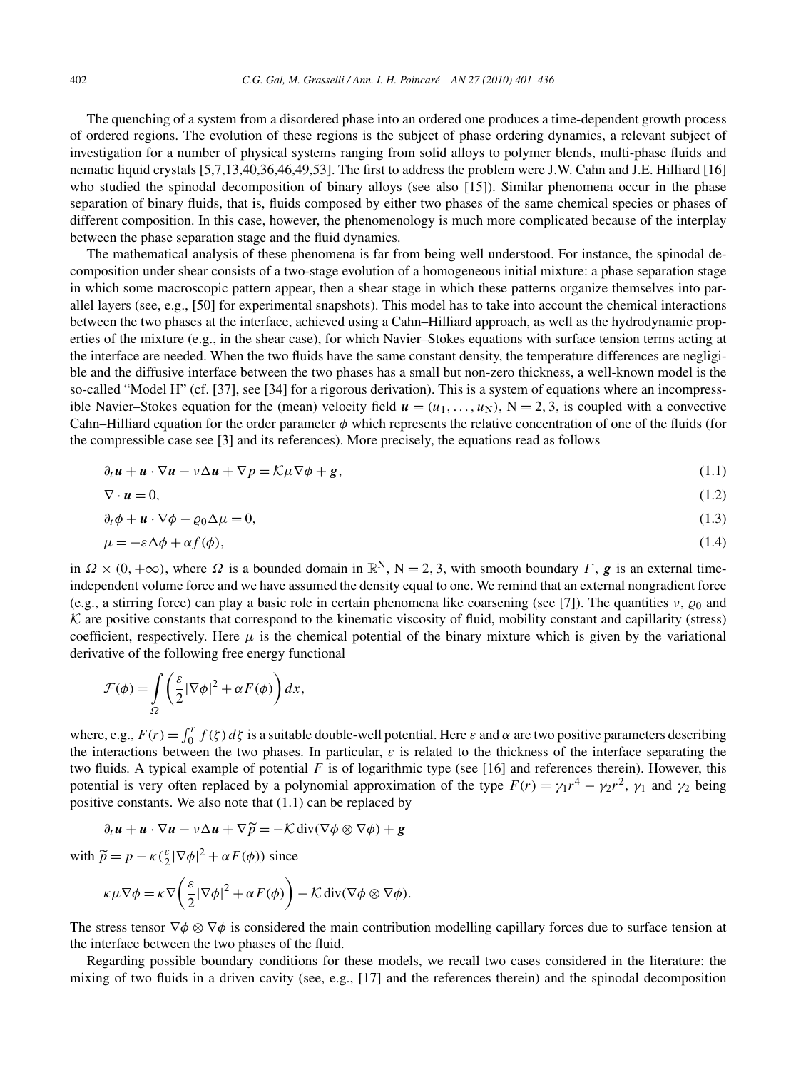The quenching of a system from a disordered phase into an ordered one produces a time-dependent growth process of ordered regions. The evolution of these regions is the subject of phase ordering dynamics, a relevant subject of investigation for a number of physical systems ranging from solid alloys to polymer blends, multi-phase fluids and nematic liquid crystals [5,7,13,40,36,46,49,53]. The first to address the problem were J.W. Cahn and J.E. Hilliard [16] who studied the spinodal decomposition of binary alloys (see also [15]). Similar phenomena occur in the phase separation of binary fluids, that is, fluids composed by either two phases of the same chemical species or phases of different composition. In this case, however, the phenomenology is much more complicated because of the interplay between the phase separation stage and the fluid dynamics.

The mathematical analysis of these phenomena is far from being well understood. For instance, the spinodal decomposition under shear consists of a two-stage evolution of a homogeneous initial mixture: a phase separation stage in which some macroscopic pattern appear, then a shear stage in which these patterns organize themselves into parallel layers (see, e.g., [50] for experimental snapshots). This model has to take into account the chemical interactions between the two phases at the interface, achieved using a Cahn–Hilliard approach, as well as the hydrodynamic properties of the mixture (e.g., in the shear case), for which Navier–Stokes equations with surface tension terms acting at the interface are needed. When the two fluids have the same constant density, the temperature differences are negligible and the diffusive interface between the two phases has a small but non-zero thickness, a well-known model is the so-called "Model H" (cf. [37], see [34] for a rigorous derivation). This is a system of equations where an incompressible Navier–Stokes equation for the (mean) velocity field $\boldsymbol{u} = (u_1, \ldots, u_{\mathrm{N}})$, $\mathrm{N} = 2, 3$, is coupled with a convective Cahn–Hilliard equation for the order parameter $\phi$ which represents the relative concentration of one of the fluids (for the compressible case see [3] and its references). More precisely, the equations read as follows

$$\partial_t \boldsymbol{u} + \boldsymbol{u} \cdot \nabla \boldsymbol{u} - \nu \Delta \boldsymbol{u} + \nabla p = \mathcal{K} \mu \nabla \phi + \boldsymbol{g}, \tag{1.1}$$

$$\nabla \cdot \boldsymbol{u} = 0, \tag{1.2}$$

$$\partial_t \phi + \boldsymbol{u} \cdot \nabla \phi - \varrho_0 \Delta \mu = 0, \tag{1.3}$$

$$\mu = -\varepsilon \Delta \phi + \alpha f(\phi), \tag{1.4}$$

in $\Omega \times (0, +\infty)$, where $\Omega$ is a bounded domain in $\mathbb{R}^{\mathrm{N}}$, $\mathrm{N} = 2, 3$, with smooth boundary $\Gamma$, $\boldsymbol{g}$ is an external time-independent volume force and we have assumed the density equal to one. We remind that an external nongradient force (e.g., a stirring force) can play a basic role in certain phenomena like coarsening (see [7]). The quantities $\nu$, $\varrho_0$ and $\mathcal{K}$ are positive constants that correspond to the kinematic viscosity of fluid, mobility constant and capillarity (stress) coefficient, respectively. Here $\mu$ is the chemical potential of the binary mixture which is given by the variational derivative of the following free energy functional

$$\mathcal{F}(\phi) = \int_{\Omega} \left( \frac{\varepsilon}{2} |\nabla \phi|^2 + \alpha F(\phi) \right) dx,$$

where, e.g., $F(r) = \int_0^r f(\zeta)\, d\zeta$ is a suitable double-well potential. Here $\varepsilon$ and $\alpha$ are two positive parameters describing the interactions between the two phases. In particular, $\varepsilon$ is related to the thickness of the interface separating the two fluids. A typical example of potential $F$ is of logarithmic type (see [16] and references therein). However, this potential is very often replaced by a polynomial approximation of the type $F(r) = \gamma_1 r^4 - \gamma_2 r^2$, $\gamma_1$ and $\gamma_2$ being positive constants. We also note that (1.1) can be replaced by

$$\partial_t \boldsymbol{u} + \boldsymbol{u} \cdot \nabla \boldsymbol{u} - \nu \Delta \boldsymbol{u} + \nabla \widetilde{p} = -\mathcal{K} \operatorname{div}(\nabla \phi \otimes \nabla \phi) + \boldsymbol{g}$$

with $\widetilde{p} = p - \kappa(\frac{\varepsilon}{2}|\nabla \phi|^2 + \alpha F(\phi))$ since

$$\kappa \mu \nabla \phi = \kappa \nabla \left( \frac{\varepsilon}{2} |\nabla \phi|^2 + \alpha F(\phi) \right) - \mathcal{K} \operatorname{div}(\nabla \phi \otimes \nabla \phi).$$

The stress tensor $\nabla \phi \otimes \nabla \phi$ is considered the main contribution modelling capillary forces due to surface tension at the interface between the two phases of the fluid.

Regarding possible boundary conditions for these models, we recall two cases considered in the literature: the mixing of two fluids in a driven cavity (see, e.g., [17] and the references therein) and the spinodal decomposition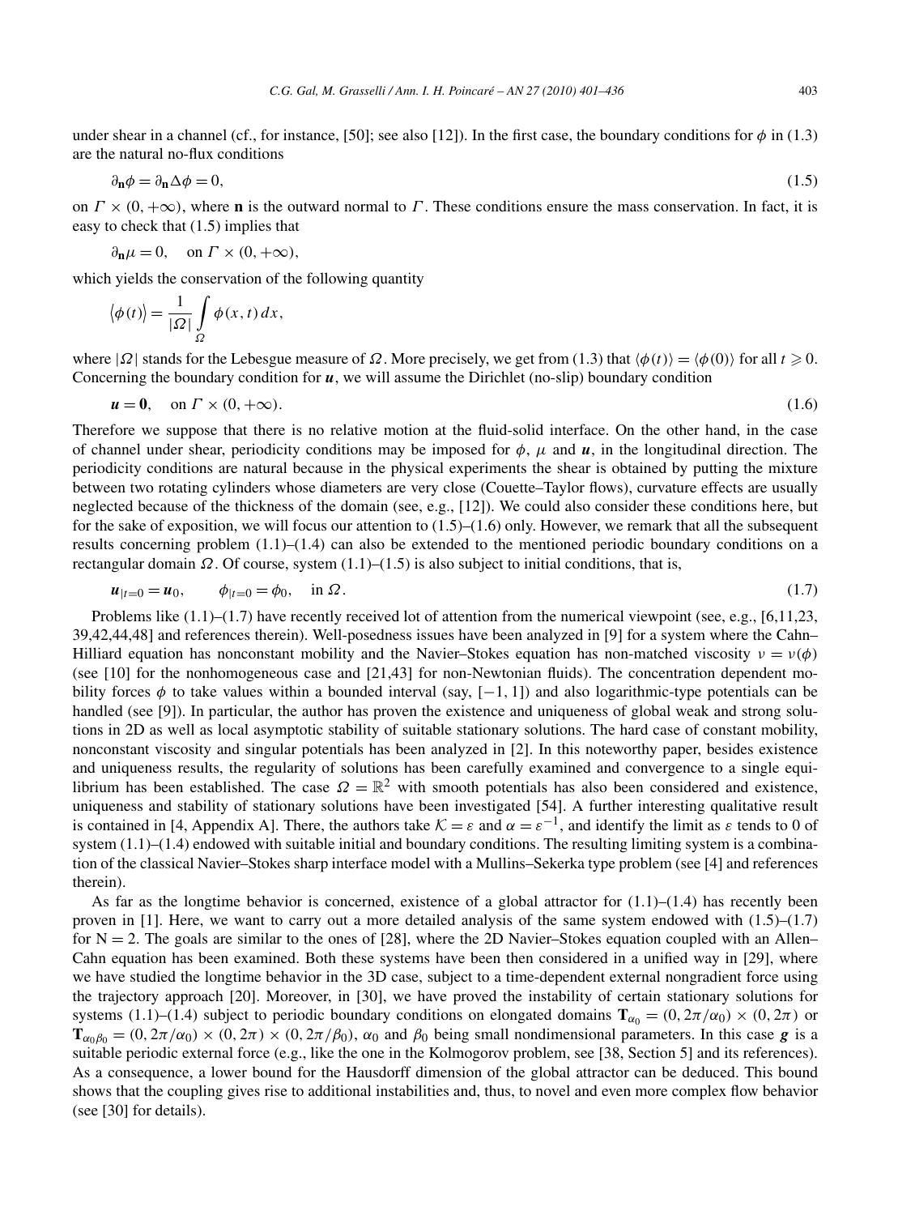under shear in a channel (cf., for instance, [50]; see also [12]). In the first case, the boundary conditions for $\phi$ in (1.3) are the natural no-flux conditions

$$\partial_{\mathbf{n}}\phi = \partial_{\mathbf{n}}\Delta\phi = 0, \tag{1.5}$$

on $\Gamma \times (0, +\infty)$, where $\mathbf{n}$ is the outward normal to $\Gamma$. These conditions ensure the mass conservation. In fact, it is easy to check that (1.5) implies that

$$\partial_{\mathbf{n}}\mu = 0, \quad \text{on } \Gamma \times (0, +\infty),$$

which yields the conservation of the following quantity

$$\langle \phi(t) \rangle = \frac{1}{|\Omega|} \int_{\Omega} \phi(x, t)\, dx,$$

where $|\Omega|$ stands for the Lebesgue measure of $\Omega$. More precisely, we get from (1.3) that $\langle \phi(t) \rangle = \langle \phi(0) \rangle$ for all $t \geqslant 0$. Concerning the boundary condition for $\boldsymbol{u}$, we will assume the Dirichlet (no-slip) boundary condition

$$\boldsymbol{u} = \mathbf{0}, \quad \text{on } \Gamma \times (0, +\infty). \tag{1.6}$$

Therefore we suppose that there is no relative motion at the fluid-solid interface. On the other hand, in the case of channel under shear, periodicity conditions may be imposed for $\phi$, $\mu$ and $\boldsymbol{u}$, in the longitudinal direction. The periodicity conditions are natural because in the physical experiments the shear is obtained by putting the mixture between two rotating cylinders whose diameters are very close (Couette–Taylor flows), curvature effects are usually neglected because of the thickness of the domain (see, e.g., [12]). We could also consider these conditions here, but for the sake of exposition, we will focus our attention to (1.5)–(1.6) only. However, we remark that all the subsequent results concerning problem (1.1)–(1.4) can also be extended to the mentioned periodic boundary conditions on a rectangular domain $\Omega$. Of course, system (1.1)–(1.5) is also subject to initial conditions, that is,

$$\boldsymbol{u}_{|t=0} = \boldsymbol{u}_0, \qquad \phi_{|t=0} = \phi_0, \quad \text{in } \Omega. \tag{1.7}$$

Problems like (1.1)–(1.7) have recently received lot of attention from the numerical viewpoint (see, e.g., [6,11,23, 39,42,44,48] and references therein). Well-posedness issues have been analyzed in [9] for a system where the Cahn–Hilliard equation has nonconstant mobility and the Navier–Stokes equation has non-matched viscosity $\nu = \nu(\phi)$ (see [10] for the nonhomogeneous case and [21,43] for non-Newtonian fluids). The concentration dependent mobility forces $\phi$ to take values within a bounded interval (say, $[-1, 1]$) and also logarithmic-type potentials can be handled (see [9]). In particular, the author has proven the existence and uniqueness of global weak and strong solutions in 2D as well as local asymptotic stability of suitable stationary solutions. The hard case of constant mobility, nonconstant viscosity and singular potentials has been analyzed in [2]. In this noteworthy paper, besides existence and uniqueness results, the regularity of solutions has been carefully examined and convergence to a single equilibrium has been established. The case $\Omega = \mathbb{R}^2$ with smooth potentials has also been considered and existence, uniqueness and stability of stationary solutions have been investigated [54]. A further interesting qualitative result is contained in [4, Appendix A]. There, the authors take $\mathcal{K} = \varepsilon$ and $\alpha = \varepsilon^{-1}$, and identify the limit as $\varepsilon$ tends to 0 of system (1.1)–(1.4) endowed with suitable initial and boundary conditions. The resulting limiting system is a combination of the classical Navier–Stokes sharp interface model with a Mullins–Sekerka type problem (see [4] and references therein).

As far as the longtime behavior is concerned, existence of a global attractor for (1.1)–(1.4) has recently been proven in [1]. Here, we want to carry out a more detailed analysis of the same system endowed with (1.5)–(1.7) for $\mathrm{N} = 2$. The goals are similar to the ones of [28], where the 2D Navier–Stokes equation coupled with an Allen–Cahn equation has been examined. Both these systems have been then considered in a unified way in [29], where we have studied the longtime behavior in the 3D case, subject to a time-dependent external nongradient force using the trajectory approach [20]. Moreover, in [30], we have proved the instability of certain stationary solutions for systems (1.1)–(1.4) subject to periodic boundary conditions on elongated domains $\mathbf{T}_{\alpha_0} = (0, 2\pi/\alpha_0) \times (0, 2\pi)$ or $\mathbf{T}_{\alpha_0\beta_0} = (0, 2\pi/\alpha_0) \times (0, 2\pi) \times (0, 2\pi/\beta_0)$, $\alpha_0$ and $\beta_0$ being small nondimensional parameters. In this case $\boldsymbol{g}$ is a suitable periodic external force (e.g., like the one in the Kolmogorov problem, see [38, Section 5] and its references). As a consequence, a lower bound for the Hausdorff dimension of the global attractor can be deduced. This bound shows that the coupling gives rise to additional instabilities and, thus, to novel and even more complex flow behavior (see [30] for details).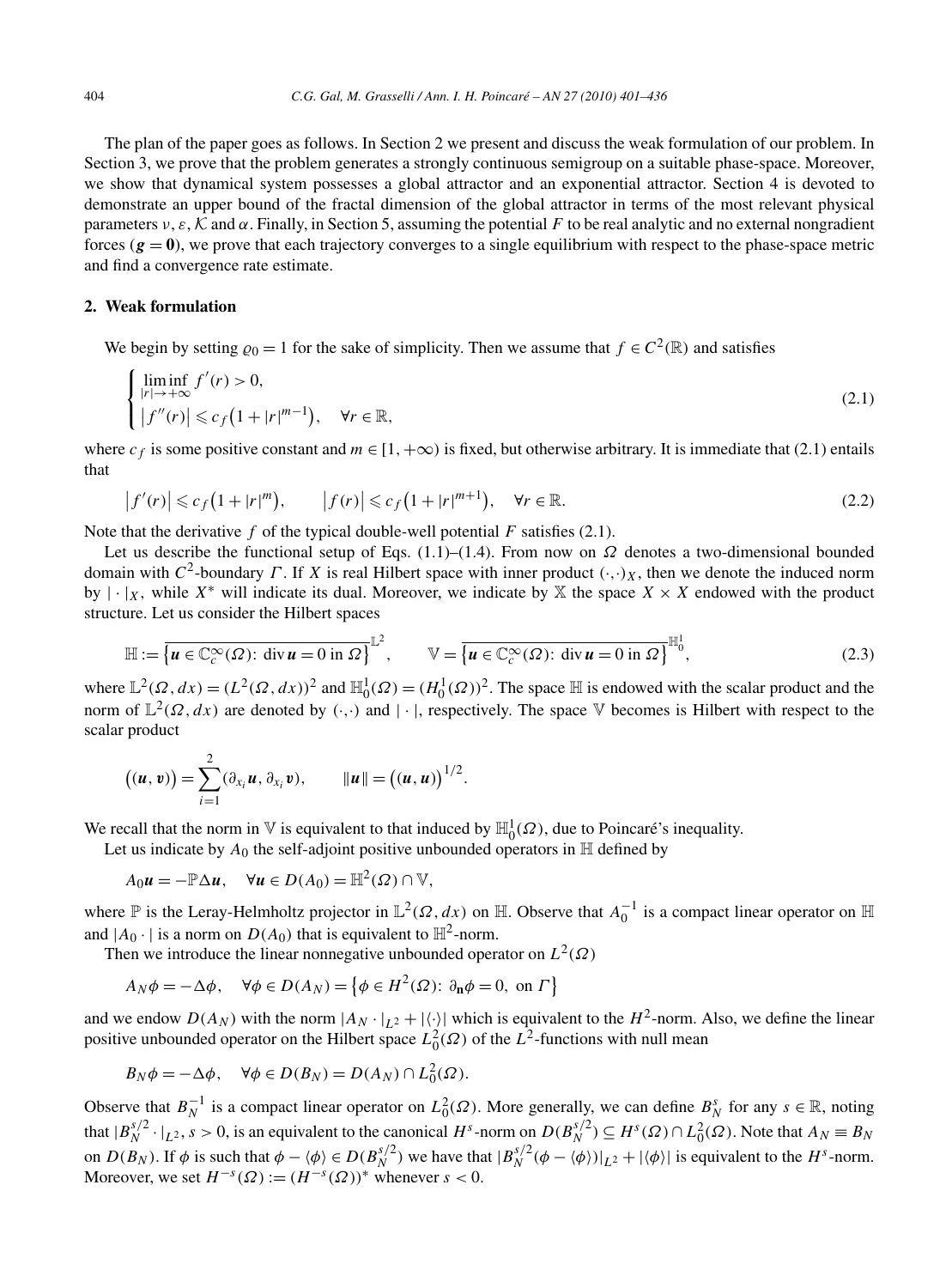The plan of the paper goes as follows. In Section 2 we present and discuss the weak formulation of our problem. In Section 3, we prove that the problem generates a strongly continuous semigroup on a suitable phase-space. Moreover, we show that dynamical system possesses a global attractor and an exponential attractor. Section 4 is devoted to demonstrate an upper bound of the fractal dimension of the global attractor in terms of the most relevant physical parameters $\nu, \varepsilon, \mathcal{K}$ and $\alpha$. Finally, in Section 5, assuming the potential $F$ to be real analytic and no external nongradient forces ($\boldsymbol{g} = \mathbf{0}$), we prove that each trajectory converges to a single equilibrium with respect to the phase-space metric and find a convergence rate estimate.

## 2. Weak formulation

We begin by setting $\varrho_0 = 1$ for the sake of simplicity. Then we assume that $f \in C^2(\mathbb{R})$ and satisfies

$$\begin{cases} \liminf\limits_{|r| \to +\infty} f'(r) > 0, \\ |f''(r)| \leqslant c_f(1 + |r|^{m-1}), \quad \forall r \in \mathbb{R}, \end{cases} \tag{2.1}$$

where $c_f$ is some positive constant and $m \in [1, +\infty)$ is fixed, but otherwise arbitrary. It is immediate that (2.1) entails that

$$|f'(r)| \leqslant c_f(1 + |r|^m), \qquad |f(r)| \leqslant c_f(1 + |r|^{m+1}), \quad \forall r \in \mathbb{R}. \tag{2.2}$$

Note that the derivative $f$ of the typical double-well potential $F$ satisfies (2.1).

Let us describe the functional setup of Eqs. (1.1)–(1.4). From now on $\Omega$ denotes a two-dimensional bounded domain with $C^2$-boundary $\Gamma$. If $X$ is real Hilbert space with inner product $(\cdot,\cdot)_X$, then we denote the induced norm by $|\cdot|_X$, while $X^*$ will indicate its dual. Moreover, we indicate by $\mathbb{X}$ the space $X \times X$ endowed with the product structure. Let us consider the Hilbert spaces

$$\mathbb{H} := \overline{\{\boldsymbol{u} \in \mathbb{C}_c^\infty(\Omega)\colon \operatorname{div} \boldsymbol{u} = 0 \text{ in } \Omega\}}^{\mathbb{L}^2}, \qquad \mathbb{V} = \overline{\{\boldsymbol{u} \in \mathbb{C}_c^\infty(\Omega)\colon \operatorname{div} \boldsymbol{u} = 0 \text{ in } \Omega\}}^{\mathbb{H}_0^1}, \tag{2.3}$$

where $\mathbb{L}^2(\Omega, dx) = (L^2(\Omega, dx))^2$ and $\mathbb{H}_0^1(\Omega) = (H_0^1(\Omega))^2$. The space $\mathbb{H}$ is endowed with the scalar product and the norm of $\mathbb{L}^2(\Omega, dx)$ are denoted by $(\cdot,\cdot)$ and $|\cdot|$, respectively. The space $\mathbb{V}$ becomes is Hilbert with respect to the scalar product

$$((\boldsymbol{u}, \boldsymbol{v})) = \sum_{i=1}^{2} (\partial_{x_i} \boldsymbol{u}, \partial_{x_i} \boldsymbol{v}), \qquad \|\boldsymbol{u}\| = ((\boldsymbol{u}, \boldsymbol{u}))^{1/2}.$$

We recall that the norm in $\mathbb{V}$ is equivalent to that induced by $\mathbb{H}_0^1(\Omega)$, due to Poincaré's inequality.

Let us indicate by $A_0$ the self-adjoint positive unbounded operators in $\mathbb{H}$ defined by

$$A_0 \boldsymbol{u} = -\mathbb{P}\Delta \boldsymbol{u}, \quad \forall \boldsymbol{u} \in D(A_0) = \mathbb{H}^2(\Omega) \cap \mathbb{V},$$

where $\mathbb{P}$ is the Leray-Helmholtz projector in $\mathbb{L}^2(\Omega, dx)$ on $\mathbb{H}$. Observe that $A_0^{-1}$ is a compact linear operator on $\mathbb{H}$ and $|A_0 \cdot|$ is a norm on $D(A_0)$ that is equivalent to $\mathbb{H}^2$-norm.

Then we introduce the linear nonnegative unbounded operator on $L^2(\Omega)$

$$A_N \phi = -\Delta \phi, \quad \forall \phi \in D(A_N) = \{\phi \in H^2(\Omega)\colon \partial_{\mathbf{n}} \phi = 0, \text{ on } \Gamma\}$$

and we endow $D(A_N)$ with the norm $|A_N \cdot|_{L^2} + |\langle \cdot \rangle|$ which is equivalent to the $H^2$-norm. Also, we define the linear positive unbounded operator on the Hilbert space $L_0^2(\Omega)$ of the $L^2$-functions with null mean

$$B_N \phi = -\Delta \phi, \quad \forall \phi \in D(B_N) = D(A_N) \cap L_0^2(\Omega).$$

Observe that $B_N^{-1}$ is a compact linear operator on $L_0^2(\Omega)$. More generally, we can define $B_N^s$ for any $s \in \mathbb{R}$, noting that $|B_N^{s/2} \cdot|_{L^2}$, $s > 0$, is an equivalent to the canonical $H^s$-norm on $D(B_N^{s/2}) \subseteq H^s(\Omega) \cap L_0^2(\Omega)$. Note that $A_N \equiv B_N$ on $D(B_N)$. If $\phi$ is such that $\phi - \langle \phi \rangle \in D(B_N^{s/2})$ we have that $|B_N^{s/2}(\phi - \langle \phi \rangle)|_{L^2} + |\langle \phi \rangle|$ is equivalent to the $H^s$-norm. Moreover, we set $H^{-s}(\Omega) := (H^{-s}(\Omega))^*$ whenever $s < 0$.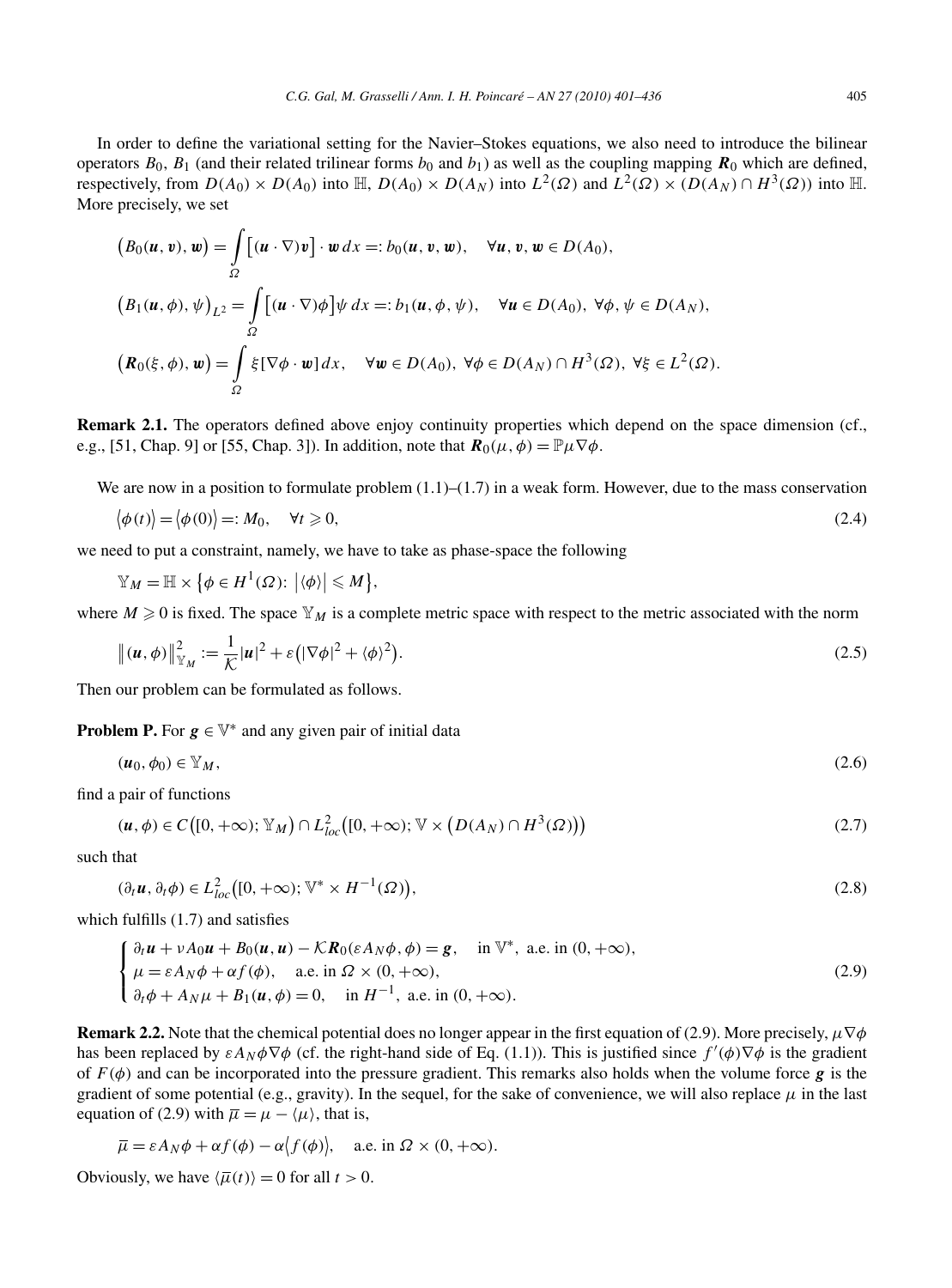In order to define the variational setting for the Navier–Stokes equations, we also need to introduce the bilinear operators $B_0$, $B_1$ (and their related trilinear forms $b_0$ and $b_1$) as well as the coupling mapping $\boldsymbol{R}_0$ which are defined, respectively, from $D(A_0) \times D(A_0)$ into $\mathbb{H}$, $D(A_0) \times D(A_N)$ into $L^2(\Omega)$ and $L^2(\Omega) \times (D(A_N) \cap H^3(\Omega))$ into $\mathbb{H}$. More precisely, we set

$$
\begin{aligned}
&\big(B_0(\boldsymbol{u}, \boldsymbol{v}), \boldsymbol{w}\big) = \int_\Omega \big[(\boldsymbol{u} \cdot \nabla)\boldsymbol{v}\big] \cdot \boldsymbol{w}\, dx =: b_0(\boldsymbol{u}, \boldsymbol{v}, \boldsymbol{w}), \quad \forall \boldsymbol{u}, \boldsymbol{v}, \boldsymbol{w} \in D(A_0),\\
&\big(B_1(\boldsymbol{u}, \phi), \psi\big)_{L^2} = \int_\Omega \big[(\boldsymbol{u} \cdot \nabla)\phi\big]\psi\, dx =: b_1(\boldsymbol{u}, \phi, \psi), \quad \forall \boldsymbol{u} \in D(A_0),\ \forall \phi, \psi \in D(A_N),\\
&\big(\boldsymbol{R}_0(\xi, \phi), \boldsymbol{w}\big) = \int_\Omega \xi[\nabla\phi \cdot \boldsymbol{w}]\, dx, \quad \forall \boldsymbol{w} \in D(A_0),\ \forall \phi \in D(A_N) \cap H^3(\Omega),\ \forall \xi \in L^2(\Omega).
\end{aligned}
$$

**Remark 2.1.** The operators defined above enjoy continuity properties which depend on the space dimension (cf., e.g., [51, Chap. 9] or [55, Chap. 3]). In addition, note that $\boldsymbol{R}_0(\mu, \phi) = \mathbb{P}\mu\nabla\phi$.

We are now in a position to formulate problem (1.1)–(1.7) in a weak form. However, due to the mass conservation

$$
\big\langle \phi(t) \big\rangle = \big\langle \phi(0) \big\rangle =: M_0, \quad \forall t \geqslant 0, \tag{2.4}
$$

we need to put a constraint, namely, we have to take as phase-space the following

$$
\mathbb{Y}_M = \mathbb{H} \times \big\{ \phi \in H^1(\Omega) \colon\ \big|\langle\phi\rangle\big| \leqslant M \big\},
$$

where $M \geqslant 0$ is fixed. The space $\mathbb{Y}_M$ is a complete metric space with respect to the metric associated with the norm

$$
\big\| (\boldsymbol{u}, \phi) \big\|_{\mathbb{Y}_M}^2 := \frac{1}{\mathcal{K}}|\boldsymbol{u}|^2 + \varepsilon\big(|\nabla\phi|^2 + \langle\phi\rangle^2\big). \tag{2.5}
$$

Then our problem can be formulated as follows.

**Problem P.** For $\boldsymbol{g} \in \mathbb{V}^*$ and any given pair of initial data

$$
(\boldsymbol{u}_0, \phi_0) \in \mathbb{Y}_M, \tag{2.6}
$$

find a pair of functions

$$
(\boldsymbol{u}, \phi) \in C\big([0, +\infty); \mathbb{Y}_M\big) \cap L^2_{loc}\big([0, +\infty); \mathbb{V} \times \big(D(A_N) \cap H^3(\Omega)\big)\big) \tag{2.7}
$$

such that

$$
(\partial_t \boldsymbol{u}, \partial_t \phi) \in L^2_{loc}\big([0, +\infty); \mathbb{V}^* \times H^{-1}(\Omega)\big), \tag{2.8}
$$

which fulfills (1.7) and satisfies

$$
\begin{cases}
\partial_t \boldsymbol{u} + \nu A_0 \boldsymbol{u} + B_0(\boldsymbol{u}, \boldsymbol{u}) - \mathcal{K}\boldsymbol{R}_0(\varepsilon A_N\phi, \phi) = \boldsymbol{g}, & \text{in } \mathbb{V}^*, \text{ a.e. in } (0, +\infty),\\
\mu = \varepsilon A_N \phi + \alpha f(\phi), & \text{a.e. in } \Omega \times (0, +\infty),\\
\partial_t \phi + A_N \mu + B_1(\boldsymbol{u}, \phi) = 0, & \text{in } H^{-1}, \text{ a.e. in } (0, +\infty).
\end{cases} \tag{2.9}
$$

**Remark 2.2.** Note that the chemical potential does no longer appear in the first equation of (2.9). More precisely, $\mu\nabla\phi$ has been replaced by $\varepsilon A_N \phi \nabla\phi$ (cf. the right-hand side of Eq. (1.1)). This is justified since $f'(\phi)\nabla\phi$ is the gradient of $F(\phi)$ and can be incorporated into the pressure gradient. This remarks also holds when the volume force $\boldsymbol{g}$ is the gradient of some potential (e.g., gravity). In the sequel, for the sake of convenience, we will also replace $\mu$ in the last equation of (2.9) with $\overline{\mu} = \mu - \langle\mu\rangle$, that is,

$$
\overline{\mu} = \varepsilon A_N \phi + \alpha f(\phi) - \alpha\big\langle f(\phi)\big\rangle, \quad \text{a.e. in } \Omega \times (0, +\infty).
$$

Obviously, we have $\langle\overline{\mu}(t)\rangle = 0$ for all $t > 0$.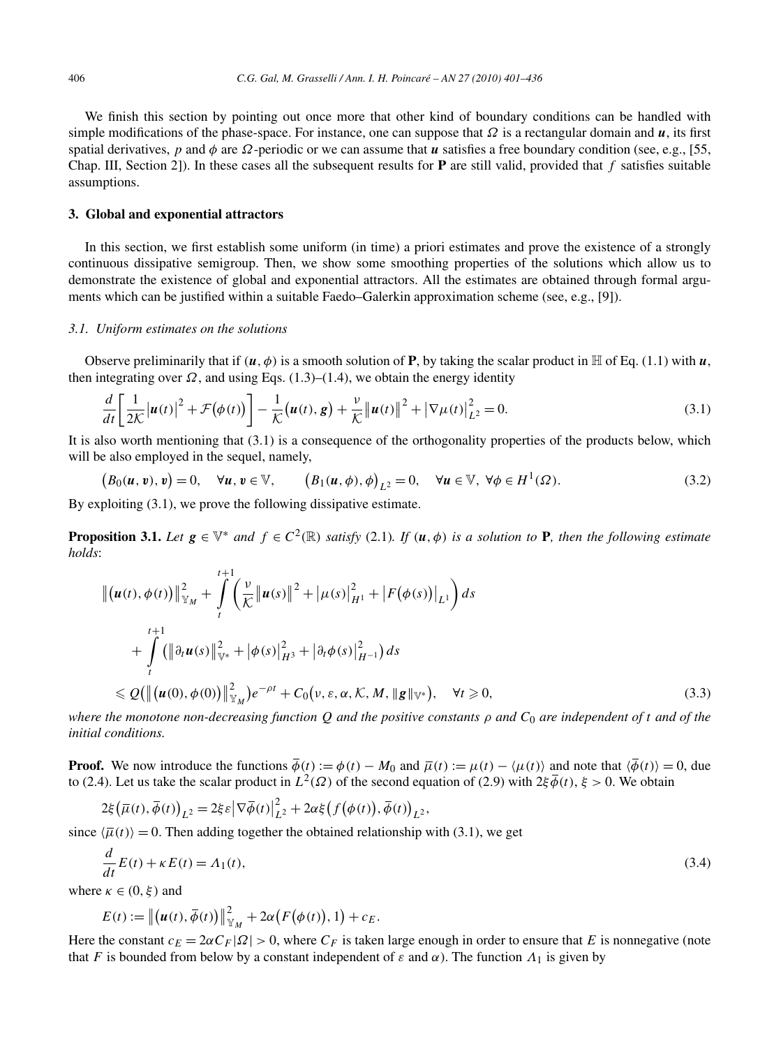We finish this section by pointing out once more that other kind of boundary conditions can be handled with simple modifications of the phase-space. For instance, one can suppose that $\Omega$ is a rectangular domain and $\boldsymbol{u}$, its first spatial derivatives, $p$ and $\phi$ are $\Omega$-periodic or we can assume that $\boldsymbol{u}$ satisfies a free boundary condition (see, e.g., [55, Chap. III, Section 2]). In these cases all the subsequent results for **P** are still valid, provided that $f$ satisfies suitable assumptions.

## 3. Global and exponential attractors

In this section, we first establish some uniform (in time) a priori estimates and prove the existence of a strongly continuous dissipative semigroup. Then, we show some smoothing properties of the solutions which allow us to demonstrate the existence of global and exponential attractors. All the estimates are obtained through formal arguments which can be justified within a suitable Faedo–Galerkin approximation scheme (see, e.g., [9]).

### 3.1. Uniform estimates on the solutions

Observe preliminarily that if $(\boldsymbol{u}, \phi)$ is a smooth solution of **P**, by taking the scalar product in $\mathbb{H}$ of Eq. (1.1) with $\boldsymbol{u}$, then integrating over $\Omega$, and using Eqs. (1.3)–(1.4), we obtain the energy identity

$$\frac{d}{dt}\left[\frac{1}{2\mathcal{K}}\left|\boldsymbol{u}(t)\right|^2 + \mathcal{F}\big(\phi(t)\big)\right] - \frac{1}{\mathcal{K}}\big(\boldsymbol{u}(t), \boldsymbol{g}\big) + \frac{\nu}{\mathcal{K}}\left\|\boldsymbol{u}(t)\right\|^2 + \left|\nabla\mu(t)\right|_{L^2}^2 = 0. \tag{3.1}$$

It is also worth mentioning that (3.1) is a consequence of the orthogonality properties of the products below, which will be also employed in the sequel, namely,

$$\big(B_0(\boldsymbol{u}, \boldsymbol{v}), \boldsymbol{v}\big) = 0, \quad \forall \boldsymbol{u}, \boldsymbol{v} \in \mathbb{V}, \qquad \big(B_1(\boldsymbol{u}, \phi), \phi\big)_{L^2} = 0, \quad \forall \boldsymbol{u} \in \mathbb{V},\ \forall \phi \in H^1(\Omega). \tag{3.2}$$

By exploiting (3.1), we prove the following dissipative estimate.

**Proposition 3.1.** *Let $\boldsymbol{g} \in \mathbb{V}^*$ and $f \in C^2(\mathbb{R})$ satisfy (2.1). If $(\boldsymbol{u}, \phi)$ is a solution to* **P***, then the following estimate holds*:

$$\begin{aligned}
&\left\|\big(\boldsymbol{u}(t), \phi(t)\big)\right\|_{\mathbb{Y}_M}^2 + \int_t^{t+1}\left(\frac{\nu}{\mathcal{K}}\left\|\boldsymbol{u}(s)\right\|^2 + \left|\mu(s)\right|_{H^1}^2 + \left|F\big(\phi(s)\big)\right|_{L^1}\right) ds \\
&\quad + \int_t^{t+1}\left(\left\|\partial_t \boldsymbol{u}(s)\right\|_{\mathbb{V}^*}^2 + \left|\phi(s)\right|_{H^3}^2 + \left|\partial_t \phi(s)\right|_{H^{-1}}^2\right) ds \\
&\leqslant Q\left(\left\|\big(\boldsymbol{u}(0), \phi(0)\big)\right\|_{\mathbb{Y}_M}^2\right) e^{-\rho t} + C_0\big(\nu, \varepsilon, \alpha, \mathcal{K}, M, \|\boldsymbol{g}\|_{\mathbb{V}^*}\big), \quad \forall t \geqslant 0,
\end{aligned} \tag{3.3}$$

*where the monotone non-decreasing function $Q$ and the positive constants $\rho$ and $C_0$ are independent of $t$ and of the initial conditions.*

**Proof.** We now introduce the functions $\overline{\phi}(t) := \phi(t) - M_0$ and $\overline{\mu}(t) := \mu(t) - \langle \mu(t) \rangle$ and note that $\langle \overline{\phi}(t) \rangle = 0$, due to (2.4). Let us take the scalar product in $L^2(\Omega)$ of the second equation of (2.9) with $2\xi\overline{\phi}(t)$, $\xi > 0$. We obtain

$$2\xi\big(\overline{\mu}(t), \overline{\phi}(t)\big)_{L^2} = 2\xi\varepsilon\left|\nabla\overline{\phi}(t)\right|_{L^2}^2 + 2\alpha\xi\big(f\big(\phi(t)\big), \overline{\phi}(t)\big)_{L^2},$$

since $\langle \overline{\mu}(t) \rangle = 0$. Then adding together the obtained relationship with (3.1), we get

$$\frac{d}{dt}E(t) + \kappa E(t) = \Lambda_1(t), \tag{3.4}$$

where $\kappa \in (0, \xi)$ and

$$E(t) := \left\|\big(\boldsymbol{u}(t), \overline{\phi}(t)\big)\right\|_{\mathbb{Y}_M}^2 + 2\alpha\big(F\big(\phi(t)\big), 1\big) + c_E.$$

Here the constant $c_E = 2\alpha C_F|\Omega| > 0$, where $C_F$ is taken large enough in order to ensure that $E$ is nonnegative (note that $F$ is bounded from below by a constant independent of $\varepsilon$ and $\alpha$). The function $\Lambda_1$ is given by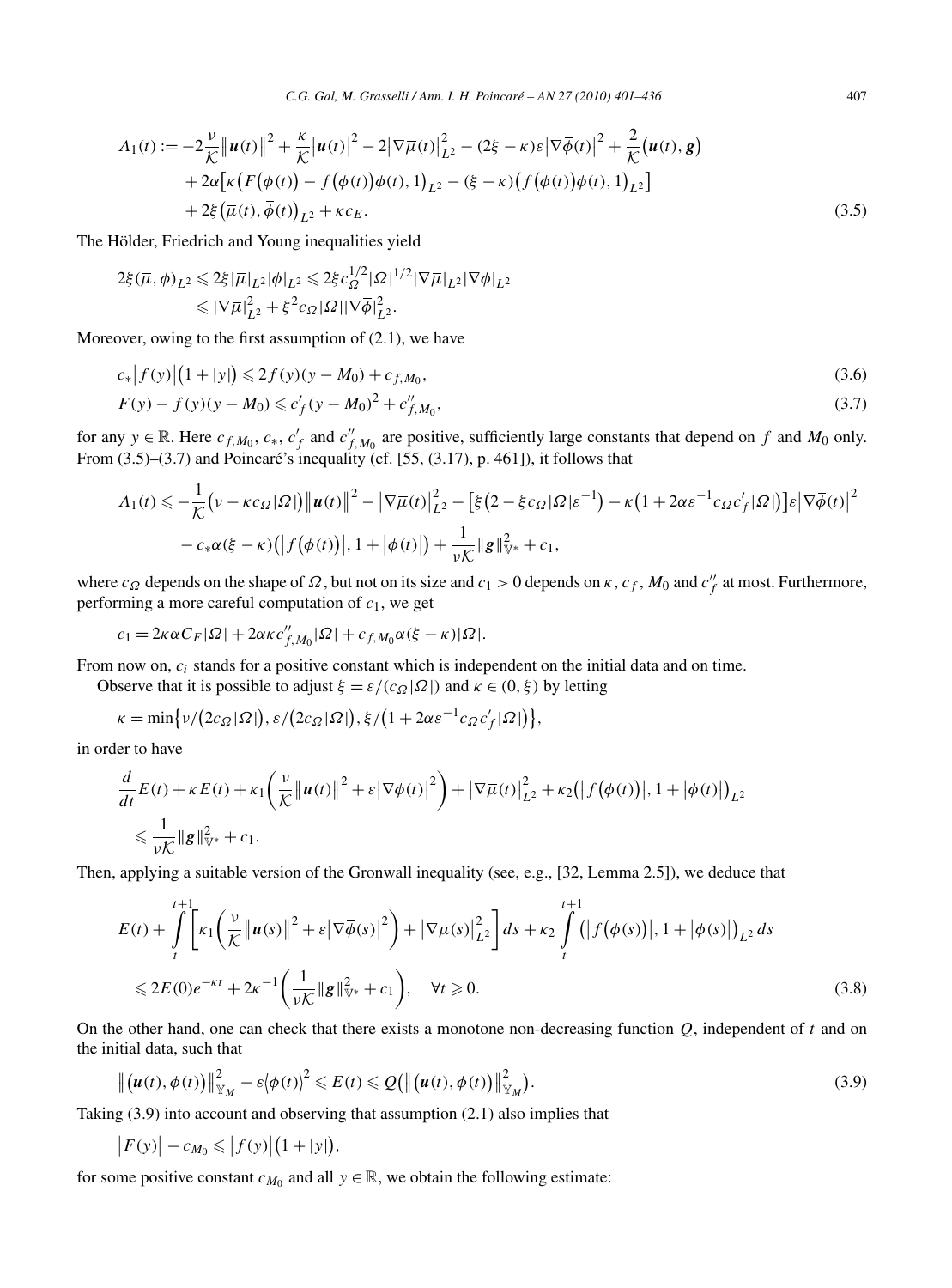$$
\begin{aligned}
\Lambda_1(t) := &-2\frac{\nu}{\mathcal{K}}\big\|\boldsymbol{u}(t)\big\|^2 + \frac{\kappa}{\mathcal{K}}\big|\boldsymbol{u}(t)\big|^2 - 2\big|\nabla\overline{\mu}(t)\big|_{L^2}^2 - (2\xi-\kappa)\varepsilon\big|\nabla\overline{\phi}(t)\big|^2 + \frac{2}{\mathcal{K}}\big(\boldsymbol{u}(t),\boldsymbol{g}\big) \\
&+ 2\alpha\big[\kappa\big(F\big(\phi(t)\big) - f\big(\phi(t)\big)\overline{\phi}(t),1\big)_{L^2} - (\xi-\kappa)\big(f\big(\phi(t)\big)\overline{\phi}(t),1\big)_{L^2}\big] \\
&+ 2\xi\big(\overline{\mu}(t),\overline{\phi}(t)\big)_{L^2} + \kappa c_E.
\end{aligned}
\tag{3.5}
$$

The Hölder, Friedrich and Young inequalities yield

$$
\begin{aligned}
2\xi(\overline{\mu},\overline{\phi})_{L^2} &\leqslant 2\xi|\overline{\mu}|_{L^2}|\overline{\phi}|_{L^2} \leqslant 2\xi c_\Omega^{1/2}|\Omega|^{1/2}|\nabla\overline{\mu}|_{L^2}|\nabla\overline{\phi}|_{L^2} \\
&\leqslant |\nabla\overline{\mu}|_{L^2}^2 + \xi^2 c_\Omega|\Omega||\nabla\overline{\phi}|_{L^2}^2.
\end{aligned}
$$

Moreover, owing to the first assumption of (2.1), we have

$$
c_*\big|f(y)\big|\big(1+|y|\big) \leqslant 2f(y)(y-M_0) + c_{f,M_0}, \tag{3.6}
$$

$$
F(y) - f(y)(y-M_0) \leqslant c_f'(y-M_0)^2 + c_{f,M_0}'', \tag{3.7}
$$

for any $y \in \mathbb{R}$. Here $c_{f,M_0}$, $c_*$, $c_f'$ and $c_{f,M_0}''$ are positive, sufficiently large constants that depend on $f$ and $M_0$ only. From (3.5)–(3.7) and Poincaré's inequality (cf. [55, (3.17), p. 461]), it follows that

$$
\begin{aligned}
\Lambda_1(t) \leqslant &-\frac{1}{\mathcal{K}}\big(\nu - \kappa c_\Omega|\Omega|\big)\big\|\boldsymbol{u}(t)\big\|^2 - \big|\nabla\overline{\mu}(t)\big|_{L^2}^2 - \big[\xi\big(2-\xi c_\Omega|\Omega|\varepsilon^{-1}\big) - \kappa\big(1+2\alpha\varepsilon^{-1}c_\Omega c_f'|\Omega|\big)\big]\varepsilon\big|\nabla\overline{\phi}(t)\big|^2 \\
&- c_*\alpha(\xi-\kappa)\big(\big|f\big(\phi(t)\big)\big|,1+\big|\phi(t)\big|\big) + \frac{1}{\nu\mathcal{K}}\|\boldsymbol{g}\|_{\mathbb{V}^*}^2 + c_1,
\end{aligned}
$$

where $c_\Omega$ depends on the shape of $\Omega$, but not on its size and $c_1 > 0$ depends on $\kappa$, $c_f$, $M_0$ and $c_f''$ at most. Furthermore, performing a more careful computation of $c_1$, we get

$$
c_1 = 2\kappa\alpha C_F|\Omega| + 2\alpha\kappa c_{f,M_0}''|\Omega| + c_{f,M_0}\alpha(\xi-\kappa)|\Omega|.
$$

From now on, $c_i$ stands for a positive constant which is independent on the initial data and on time.

Observe that it is possible to adjust $\xi = \varepsilon/(c_\Omega|\Omega|)$ and $\kappa \in (0,\xi)$ by letting

$$
\kappa = \min\big\{\nu/\big(2c_\Omega|\Omega|\big), \varepsilon/\big(2c_\Omega|\Omega|\big), \xi/\big(1+2\alpha\varepsilon^{-1}c_\Omega c_f'|\Omega|\big)\big\},
$$

in order to have

$$
\begin{aligned}
&\frac{d}{dt}E(t) + \kappa E(t) + \kappa_1\left(\frac{\nu}{\mathcal{K}}\big\|\boldsymbol{u}(t)\big\|^2 + \varepsilon\big|\nabla\overline{\phi}(t)\big|^2\right) + \big|\nabla\overline{\mu}(t)\big|_{L^2}^2 + \kappa_2\big(\big|f\big(\phi(t)\big)\big|,1+\big|\phi(t)\big|\big)_{L^2} \\
&\quad\leqslant \frac{1}{\nu\mathcal{K}}\|\boldsymbol{g}\|_{\mathbb{V}^*}^2 + c_1.
\end{aligned}
$$

Then, applying a suitable version of the Gronwall inequality (see, e.g., [32, Lemma 2.5]), we deduce that

$$
\begin{aligned}
&E(t) + \int_t^{t+1}\left[\kappa_1\left(\frac{\nu}{\mathcal{K}}\big\|\boldsymbol{u}(s)\big\|^2 + \varepsilon\big|\nabla\overline{\phi}(s)\big|^2\right) + \big|\nabla\mu(s)\big|_{L^2}^2\right]ds + \kappa_2\int_t^{t+1}\big(\big|f\big(\phi(s)\big)\big|,1+\big|\phi(s)\big|\big)_{L^2}\,ds \\
&\quad\leqslant 2E(0)e^{-\kappa t} + 2\kappa^{-1}\left(\frac{1}{\nu\mathcal{K}}\|\boldsymbol{g}\|_{\mathbb{V}^*}^2 + c_1\right), \quad \forall t \geqslant 0.
\end{aligned}
\tag{3.8}
$$

On the other hand, one can check that there exists a monotone non-decreasing function $Q$, independent of $t$ and on the initial data, such that

$$
\big\|\big(\boldsymbol{u}(t),\phi(t)\big)\big\|_{\mathbb{Y}_M}^2 - \varepsilon\big\langle\phi(t)\big\rangle^2 \leqslant E(t) \leqslant Q\big(\big\|\big(\boldsymbol{u}(t),\phi(t)\big)\big\|_{\mathbb{Y}_M}^2\big). \tag{3.9}
$$

Taking (3.9) into account and observing that assumption (2.1) also implies that

$$
\big|F(y)\big| - c_{M_0} \leqslant \big|f(y)\big|\big(1+|y|\big),
$$

for some positive constant $c_{M_0}$ and all $y \in \mathbb{R}$, we obtain the following estimate: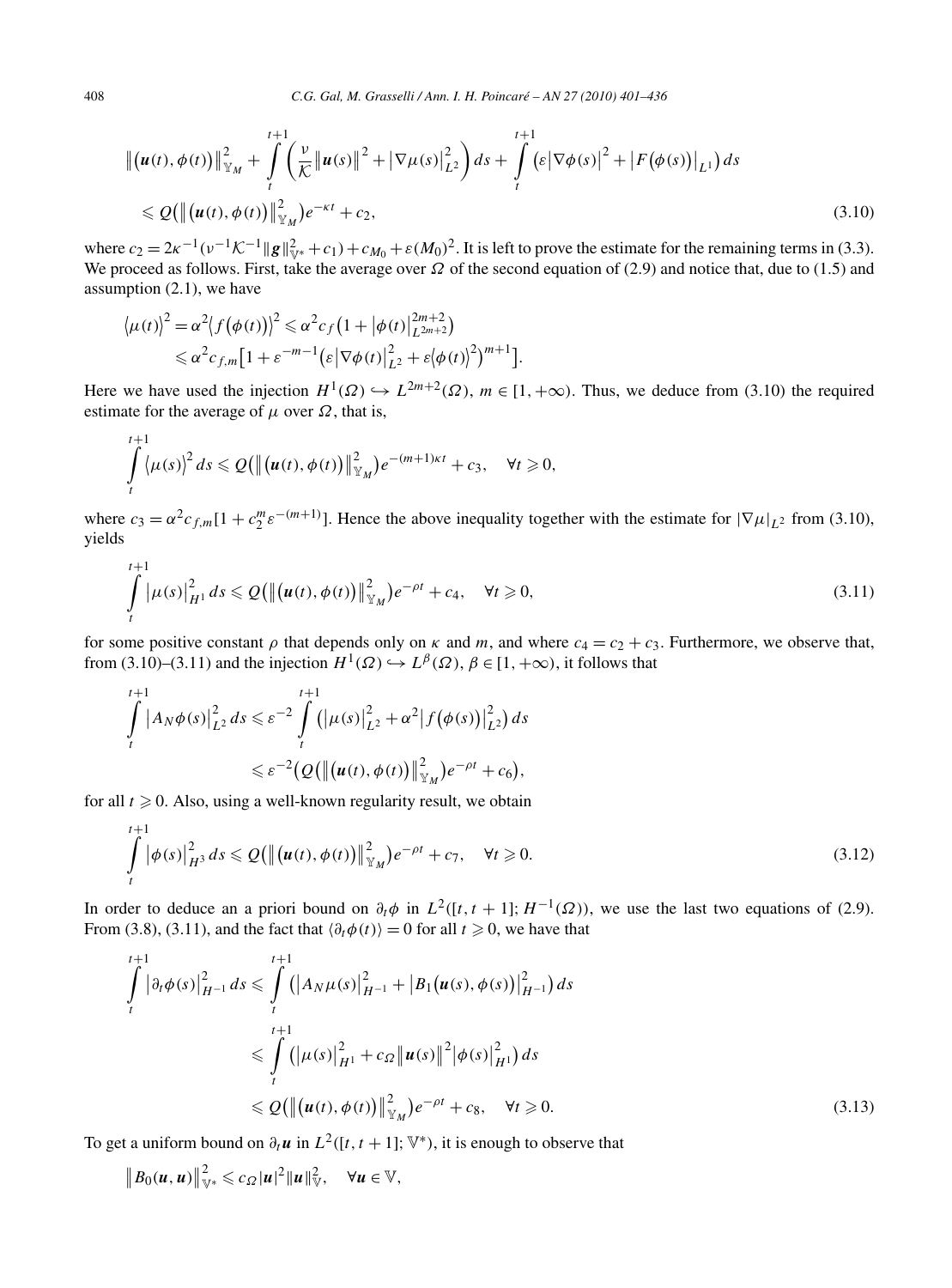$$
\begin{aligned}
&\big\|\big(\boldsymbol{u}(t),\phi(t)\big)\big\|_{\mathbb{Y}_M}^2+\int_t^{t+1}\left(\frac{\nu}{\mathcal{K}}\big\|\boldsymbol{u}(s)\big\|^2+\big|\nabla\mu(s)\big|_{L^2}^2\right)ds+\int_t^{t+1}\big(\varepsilon\big|\nabla\phi(s)\big|^2+\big|F\big(\phi(s)\big)\big|_{L^1}\big)\,ds\\
&\quad\leqslant Q\big(\big\|\big(\boldsymbol{u}(t),\phi(t)\big)\big\|_{\mathbb{Y}_M}^2\big)e^{-\kappa t}+c_2,
\end{aligned}
\tag{3.10}
$$

where $c_2=2\kappa^{-1}(\nu^{-1}\mathcal{K}^{-1}\|\boldsymbol{g}\|_{\mathbb{V}^*}^2+c_1)+c_{M_0}+\varepsilon(M_0)^2$. It is left to prove the estimate for the remaining terms in (3.3). We proceed as follows. First, take the average over $\Omega$ of the second equation of (2.9) and notice that, due to (1.5) and assumption (2.1), we have

$$
\begin{aligned}
\big\langle\mu(t)\big\rangle^2&=\alpha^2\big\langle f\big(\phi(t)\big)\big\rangle^2\leqslant\alpha^2c_f\big(1+\big|\phi(t)\big|_{L^{2m+2}}^{2m+2}\big)\\
&\leqslant\alpha^2c_{f,m}\big[1+\varepsilon^{-m-1}\big(\varepsilon\big|\nabla\phi(t)\big|_{L^2}^2+\varepsilon\big\langle\phi(t)\big\rangle^2\big)^{m+1}\big].
\end{aligned}
$$

Here we have used the injection $H^1(\Omega)\hookrightarrow L^{2m+2}(\Omega)$, $m\in[1,+\infty)$. Thus, we deduce from (3.10) the required estimate for the average of $\mu$ over $\Omega$, that is,

$$
\int_t^{t+1}\big\langle\mu(s)\big\rangle^2\,ds\leqslant Q\big(\big\|\big(\boldsymbol{u}(t),\phi(t)\big)\big\|_{\mathbb{Y}_M}^2\big)e^{-(m+1)\kappa t}+c_3,\quad\forall t\geqslant 0,
$$

where $c_3=\alpha^2c_{f,m}[1+c_2^m\varepsilon^{-(m+1)}]$. Hence the above inequality together with the estimate for $|\nabla\mu|_{L^2}$ from (3.10), yields

$$
\int_t^{t+1}\big|\mu(s)\big|_{H^1}^2\,ds\leqslant Q\big(\big\|\big(\boldsymbol{u}(t),\phi(t)\big)\big\|_{\mathbb{Y}_M}^2\big)e^{-\rho t}+c_4,\quad\forall t\geqslant 0,
\tag{3.11}
$$

for some positive constant $\rho$ that depends only on $\kappa$ and $m$, and where $c_4=c_2+c_3$. Furthermore, we observe that, from (3.10)–(3.11) and the injection $H^1(\Omega)\hookrightarrow L^\beta(\Omega)$, $\beta\in[1,+\infty)$, it follows that

$$
\begin{aligned}
\int_t^{t+1}\big|A_N\phi(s)\big|_{L^2}^2\,ds&\leqslant\varepsilon^{-2}\int_t^{t+1}\big(\big|\mu(s)\big|_{L^2}^2+\alpha^2\big|f\big(\phi(s)\big)\big|_{L^2}^2\big)\,ds\\
&\leqslant\varepsilon^{-2}\big(Q\big(\big\|\big(\boldsymbol{u}(t),\phi(t)\big)\big\|_{\mathbb{Y}_M}^2\big)e^{-\rho t}+c_6\big),
\end{aligned}
$$

for all $t\geqslant 0$. Also, using a well-known regularity result, we obtain

$$
\int_t^{t+1}\big|\phi(s)\big|_{H^3}^2\,ds\leqslant Q\big(\big\|\big(\boldsymbol{u}(t),\phi(t)\big)\big\|_{\mathbb{Y}_M}^2\big)e^{-\rho t}+c_7,\quad\forall t\geqslant 0.
\tag{3.12}
$$

In order to deduce an a priori bound on $\partial_t\phi$ in $L^2([t,t+1];H^{-1}(\Omega))$, we use the last two equations of (2.9). From (3.8), (3.11), and the fact that $\langle\partial_t\phi(t)\rangle=0$ for all $t\geqslant 0$, we have that

$$
\begin{aligned}
\int_t^{t+1}\big|\partial_t\phi(s)\big|_{H^{-1}}^2\,ds&\leqslant\int_t^{t+1}\big(\big|A_N\mu(s)\big|_{H^{-1}}^2+\big|B_1\big(\boldsymbol{u}(s),\phi(s)\big)\big|_{H^{-1}}^2\big)\,ds\\
&\leqslant\int_t^{t+1}\big(\big|\mu(s)\big|_{H^1}^2+c_\Omega\big\|\boldsymbol{u}(s)\big\|^2\big|\phi(s)\big|_{H^1}^2\big)\,ds\\
&\leqslant Q\big(\big\|\big(\boldsymbol{u}(t),\phi(t)\big)\big\|_{\mathbb{Y}_M}^2\big)e^{-\rho t}+c_8,\quad\forall t\geqslant 0.
\end{aligned}
\tag{3.13}
$$

To get a uniform bound on $\partial_t\boldsymbol{u}$ in $L^2([t,t+1];\mathbb{V}^*)$, it is enough to observe that

$$
\big\|B_0(\boldsymbol{u},\boldsymbol{u})\big\|_{\mathbb{V}^*}^2\leqslant c_\Omega|\boldsymbol{u}|^2\|\boldsymbol{u}\|_{\mathbb{V}}^2,\quad\forall\boldsymbol{u}\in\mathbb{V},
$$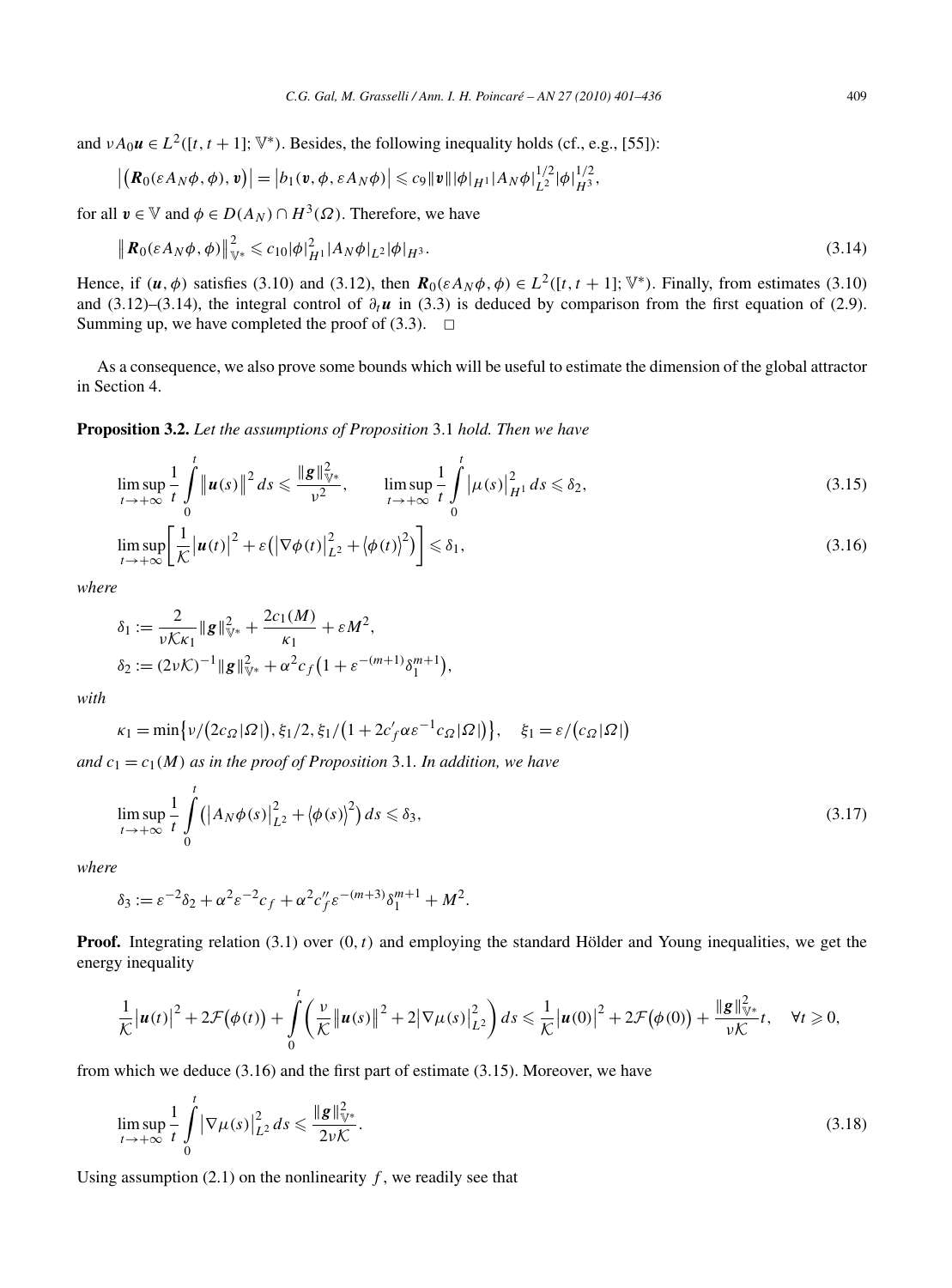and $\nu A_0 \boldsymbol{u} \in L^2([t,t+1]; \mathbb{V}^*)$. Besides, the following inequality holds (cf., e.g., [55]):

$$\left|\left(\boldsymbol{R}_0(\varepsilon A_N \phi, \phi), \boldsymbol{v}\right)\right| = \left|b_1(\boldsymbol{v}, \phi, \varepsilon A_N \phi)\right| \leqslant c_9 \|\boldsymbol{v}\| |\phi|_{H^1} |A_N \phi|_{L^2}^{1/2} |\phi|_{H^3}^{1/2},$$

for all $\boldsymbol{v} \in \mathbb{V}$ and $\phi \in D(A_N) \cap H^3(\Omega)$. Therefore, we have

$$\left\|\boldsymbol{R}_0(\varepsilon A_N \phi, \phi)\right\|_{\mathbb{V}^*}^2 \leqslant c_{10} |\phi|_{H^1}^2 |A_N \phi|_{L^2} |\phi|_{H^3}. \tag{3.14}$$

Hence, if $(\boldsymbol{u}, \phi)$ satisfies (3.10) and (3.12), then $\boldsymbol{R}_0(\varepsilon A_N \phi, \phi) \in L^2([t,t+1]; \mathbb{V}^*)$. Finally, from estimates (3.10) and (3.12)–(3.14), the integral control of $\partial_t \boldsymbol{u}$ in (3.3) is deduced by comparison from the first equation of (2.9). Summing up, we have completed the proof of (3.3). $\square$

As a consequence, we also prove some bounds which will be useful to estimate the dimension of the global attractor in Section 4.

**Proposition 3.2.** *Let the assumptions of Proposition* 3.1 *hold. Then we have*

$$\limsup_{t\to+\infty} \frac{1}{t} \int_0^t \left\|\boldsymbol{u}(s)\right\|^2 ds \leqslant \frac{\|\boldsymbol{g}\|_{\mathbb{V}^*}^2}{\nu^2}, \qquad \limsup_{t\to+\infty} \frac{1}{t} \int_0^t \left|\mu(s)\right|_{H^1}^2 ds \leqslant \delta_2, \tag{3.15}$$

$$\limsup_{t\to+\infty} \left[\frac{1}{\mathcal{K}} \left|\boldsymbol{u}(t)\right|^2 + \varepsilon\left(\left|\nabla\phi(t)\right|_{L^2}^2 + \left\langle\phi(t)\right\rangle^2\right)\right] \leqslant \delta_1, \tag{3.16}$$

*where*

$$\delta_1 := \frac{2}{\nu\mathcal{K}\kappa_1}\|\boldsymbol{g}\|_{\mathbb{V}^*}^2 + \frac{2c_1(M)}{\kappa_1} + \varepsilon M^2,$$
$$\delta_2 := (2\nu\mathcal{K})^{-1}\|\boldsymbol{g}\|_{\mathbb{V}^*}^2 + \alpha^2 c_f\left(1 + \varepsilon^{-(m+1)}\delta_1^{m+1}\right),$$

*with*

$$\kappa_1 = \min\left\{\nu/\left(2c_\Omega|\Omega|\right), \xi_1/2, \xi_1/\left(1 + 2c_f'\alpha\varepsilon^{-1}c_\Omega|\Omega|\right)\right\}, \quad \xi_1 = \varepsilon/\left(c_\Omega|\Omega|\right)$$

*and $c_1 = c_1(M)$ as in the proof of Proposition* 3.1. *In addition, we have*

$$\limsup_{t\to+\infty} \frac{1}{t} \int_0^t \left(\left|A_N\phi(s)\right|_{L^2}^2 + \left\langle\phi(s)\right\rangle^2\right) ds \leqslant \delta_3, \tag{3.17}$$

*where*

$$\delta_3 := \varepsilon^{-2}\delta_2 + \alpha^2\varepsilon^{-2}c_f + \alpha^2 c_f''\varepsilon^{-(m+3)}\delta_1^{m+1} + M^2.$$

**Proof.** Integrating relation (3.1) over $(0,t)$ and employing the standard Hölder and Young inequalities, we get the energy inequality

$$\frac{1}{\mathcal{K}}\left|\boldsymbol{u}(t)\right|^2 + 2\mathcal{F}\left(\phi(t)\right) + \int_0^t \left(\frac{\nu}{\mathcal{K}}\left\|\boldsymbol{u}(s)\right\|^2 + 2\left|\nabla\mu(s)\right|_{L^2}^2\right) ds \leqslant \frac{1}{\mathcal{K}}\left|\boldsymbol{u}(0)\right|^2 + 2\mathcal{F}\left(\phi(0)\right) + \frac{\|\boldsymbol{g}\|_{\mathbb{V}^*}^2}{\nu\mathcal{K}}t, \quad \forall t \geqslant 0,$$

from which we deduce (3.16) and the first part of estimate (3.15). Moreover, we have

$$\limsup_{t\to+\infty} \frac{1}{t} \int_0^t \left|\nabla\mu(s)\right|_{L^2}^2 ds \leqslant \frac{\|\boldsymbol{g}\|_{\mathbb{V}^*}^2}{2\nu\mathcal{K}}. \tag{3.18}$$

Using assumption (2.1) on the nonlinearity $f$, we readily see that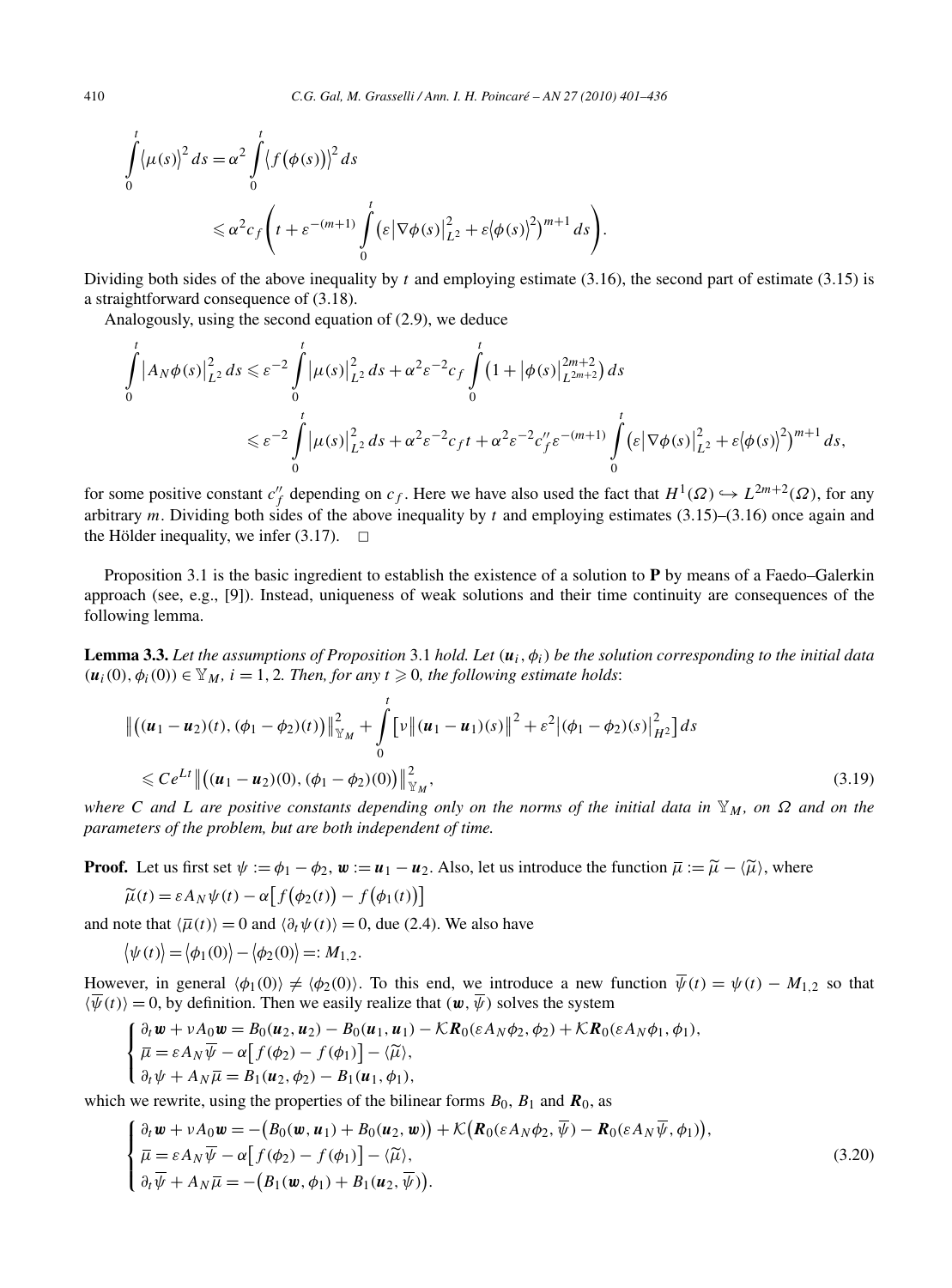$$\int_0^t \langle \mu(s)\rangle^2\,ds = \alpha^2 \int_0^t \langle f(\phi(s))\rangle^2\,ds$$
$$\leqslant \alpha^2 c_f \left( t + \varepsilon^{-(m+1)} \int_0^t \left(\varepsilon \left|\nabla\phi(s)\right|_{L^2}^2 + \varepsilon \langle \phi(s)\rangle^2\right)^{m+1} ds \right).$$

Dividing both sides of the above inequality by $t$ and employing estimate (3.16), the second part of estimate (3.15) is a straightforward consequence of (3.18).

Analogously, using the second equation of (2.9), we deduce

$$\int_0^t \left|A_N\phi(s)\right|_{L^2}^2 ds \leqslant \varepsilon^{-2}\int_0^t \left|\mu(s)\right|_{L^2}^2 ds + \alpha^2\varepsilon^{-2}c_f \int_0^t \left(1 + \left|\phi(s)\right|_{L^{2m+2}}^{2m+2}\right) ds$$
$$\leqslant \varepsilon^{-2}\int_0^t \left|\mu(s)\right|_{L^2}^2 ds + \alpha^2\varepsilon^{-2}c_f t + \alpha^2\varepsilon^{-2}c_f''\varepsilon^{-(m+1)}\int_0^t \left(\varepsilon\left|\nabla\phi(s)\right|_{L^2}^2 + \varepsilon\langle\phi(s)\rangle^2\right)^{m+1} ds,$$

for some positive constant $c_f''$ depending on $c_f$. Here we have also used the fact that $H^1(\Omega) \hookrightarrow L^{2m+2}(\Omega)$, for any arbitrary $m$. Dividing both sides of the above inequality by $t$ and employing estimates (3.15)–(3.16) once again and the Hölder inequality, we infer (3.17). $\square$

Proposition 3.1 is the basic ingredient to establish the existence of a solution to **P** by means of a Faedo–Galerkin approach (see, e.g., [9]). Instead, uniqueness of weak solutions and their time continuity are consequences of the following lemma.

**Lemma 3.3.** *Let the assumptions of Proposition 3.1 hold. Let $(\boldsymbol{u}_i, \phi_i)$ be the solution corresponding to the initial data $(\boldsymbol{u}_i(0), \phi_i(0)) \in \mathbb{Y}_M$, $i = 1, 2$. Then, for any $t \geqslant 0$, the following estimate holds*:

$$\left\|\left((\boldsymbol{u}_1 - \boldsymbol{u}_2)(t), (\phi_1 - \phi_2)(t)\right)\right\|_{\mathbb{Y}_M}^2 + \int_0^t \left[\nu\left\|(\boldsymbol{u}_1 - \boldsymbol{u}_1)(s)\right\|^2 + \varepsilon^2\left|(\phi_1 - \phi_2)(s)\right|_{H^2}^2\right] ds$$
$$\leqslant Ce^{Lt}\left\|\left((\boldsymbol{u}_1 - \boldsymbol{u}_2)(0), (\phi_1 - \phi_2)(0)\right)\right\|_{\mathbb{Y}_M}^2, \tag{3.19}$$

*where $C$ and $L$ are positive constants depending only on the norms of the initial data in $\mathbb{Y}_M$, on $\Omega$ and on the parameters of the problem, but are both independent of time.*

**Proof.** Let us first set $\psi := \phi_1 - \phi_2$, $\boldsymbol{w} := \boldsymbol{u}_1 - \boldsymbol{u}_2$. Also, let us introduce the function $\overline{\mu} := \widetilde{\mu} - \langle\widetilde{\mu}\rangle$, where

$$\widetilde{\mu}(t) = \varepsilon A_N\psi(t) - \alpha\left[f(\phi_2(t)) - f(\phi_1(t))\right]$$

and note that $\langle\overline{\mu}(t)\rangle = 0$ and $\langle\partial_t\psi(t)\rangle = 0$, due (2.4). We also have

$$\langle\psi(t)\rangle = \langle\phi_1(0)\rangle - \langle\phi_2(0)\rangle =: M_{1,2}.$$

However, in general $\langle\phi_1(0)\rangle \neq \langle\phi_2(0)\rangle$. To this end, we introduce a new function $\overline{\psi}(t) = \psi(t) - M_{1,2}$ so that $\langle\overline{\psi}(t)\rangle = 0$, by definition. Then we easily realize that $(\boldsymbol{w}, \overline{\psi})$ solves the system

$$\begin{cases} \partial_t\boldsymbol{w} + \nu A_0\boldsymbol{w} = B_0(\boldsymbol{u}_2, \boldsymbol{u}_2) - B_0(\boldsymbol{u}_1, \boldsymbol{u}_1) - \mathcal{K}\boldsymbol{R}_0(\varepsilon A_N\phi_2, \phi_2) + \mathcal{K}\boldsymbol{R}_0(\varepsilon A_N\phi_1, \phi_1), \\ \overline{\mu} = \varepsilon A_N\overline{\psi} - \alpha\left[f(\phi_2) - f(\phi_1)\right] - \langle\widetilde{\mu}\rangle, \\ \partial_t\psi + A_N\overline{\mu} = B_1(\boldsymbol{u}_2, \phi_2) - B_1(\boldsymbol{u}_1, \phi_1), \end{cases}$$

which we rewrite, using the properties of the bilinear forms $B_0$, $B_1$ and $\boldsymbol{R}_0$, as

$$\begin{cases} \partial_t\boldsymbol{w} + \nu A_0\boldsymbol{w} = -\left(B_0(\boldsymbol{w}, \boldsymbol{u}_1) + B_0(\boldsymbol{u}_2, \boldsymbol{w})\right) + \mathcal{K}\left(\boldsymbol{R}_0(\varepsilon A_N\phi_2, \overline{\psi}) - \boldsymbol{R}_0(\varepsilon A_N\overline{\psi}, \phi_1)\right), \\ \overline{\mu} = \varepsilon A_N\overline{\psi} - \alpha\left[f(\phi_2) - f(\phi_1)\right] - \langle\widetilde{\mu}\rangle, \\ \partial_t\overline{\psi} + A_N\overline{\mu} = -\left(B_1(\boldsymbol{w}, \phi_1) + B_1(\boldsymbol{u}_2, \overline{\psi})\right). \end{cases} \tag{3.20}$$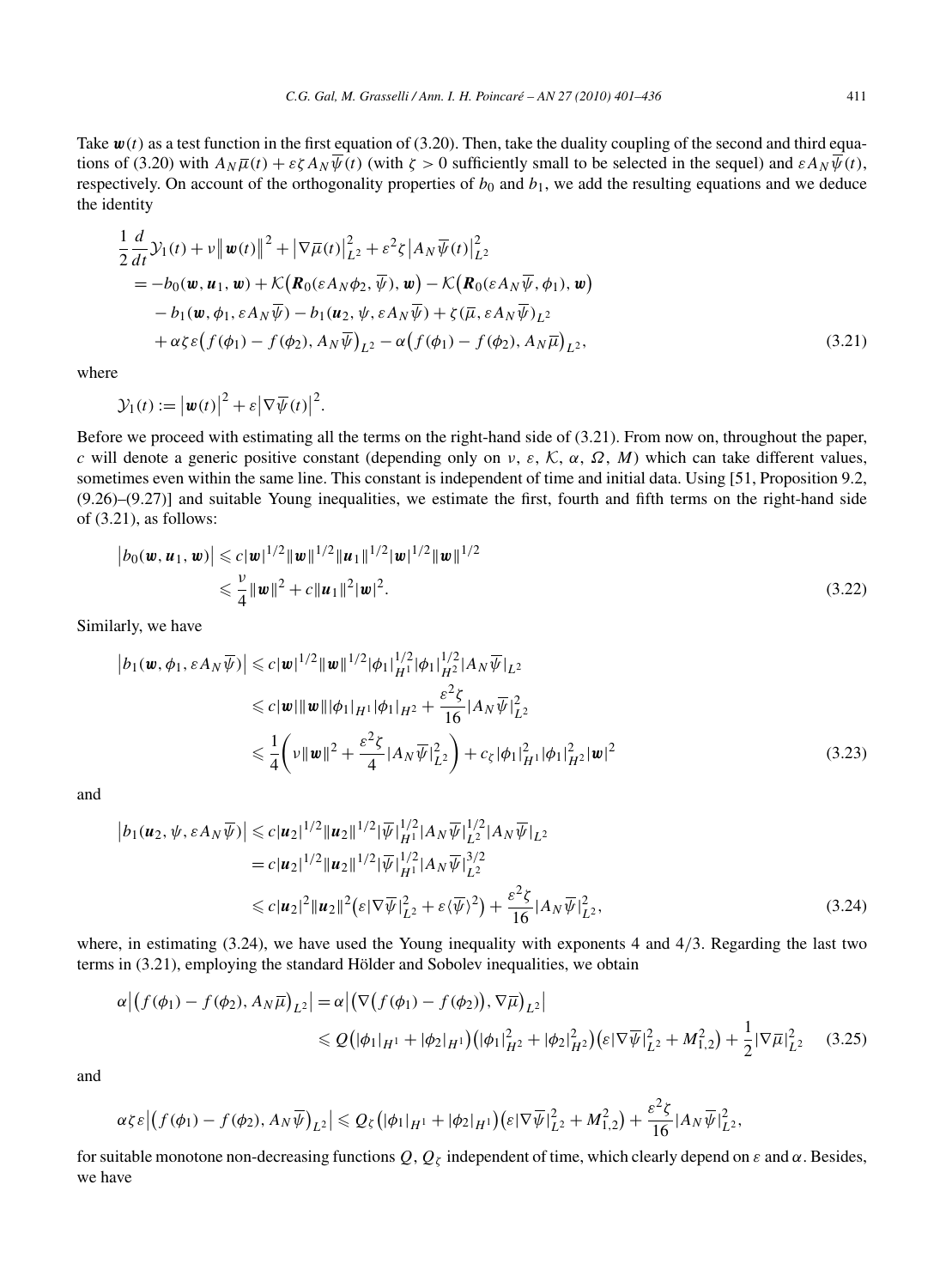Take $\boldsymbol{w}(t)$ as a test function in the first equation of (3.20). Then, take the duality coupling of the second and third equations of (3.20) with $A_N\overline{\mu}(t) + \varepsilon\zeta A_N\overline{\psi}(t)$ (with $\zeta > 0$ sufficiently small to be selected in the sequel) and $\varepsilon A_N\overline{\psi}(t)$, respectively. On account of the orthogonality properties of $b_0$ and $b_1$, we add the resulting equations and we deduce the identity

$$
\begin{aligned}
&\frac{1}{2}\frac{d}{dt}\mathcal{Y}_1(t) + \nu\|\boldsymbol{w}(t)\|^2 + |\nabla\overline{\mu}(t)|_{L^2}^2 + \varepsilon^2\zeta|A_N\overline{\psi}(t)|_{L^2}^2 \\
&\quad = -b_0(\boldsymbol{w},\boldsymbol{u}_1,\boldsymbol{w}) + \mathcal{K}\big(\boldsymbol{R}_0(\varepsilon A_N\phi_2,\overline{\psi}),\boldsymbol{w}\big) - \mathcal{K}\big(\boldsymbol{R}_0(\varepsilon A_N\overline{\psi},\phi_1),\boldsymbol{w}\big) \\
&\qquad - b_1(\boldsymbol{w},\phi_1,\varepsilon A_N\overline{\psi}) - b_1(\boldsymbol{u}_2,\psi,\varepsilon A_N\overline{\psi}) + \zeta(\overline{\mu},\varepsilon A_N\overline{\psi})_{L^2} \\
&\qquad + \alpha\zeta\varepsilon\big(f(\phi_1) - f(\phi_2), A_N\overline{\psi}\big)_{L^2} - \alpha\big(f(\phi_1) - f(\phi_2), A_N\overline{\mu}\big)_{L^2},
\end{aligned}
\tag{3.21}
$$

where

$$
\mathcal{Y}_1(t) := |\boldsymbol{w}(t)|^2 + \varepsilon|\nabla\overline{\psi}(t)|^2.
$$

Before we proceed with estimating all the terms on the right-hand side of (3.21). From now on, throughout the paper, $c$ will denote a generic positive constant (depending only on $\nu$, $\varepsilon$, $\mathcal{K}$, $\alpha$, $\Omega$, $M$) which can take different values, sometimes even within the same line. This constant is independent of time and initial data. Using [51, Proposition 9.2, (9.26)–(9.27)] and suitable Young inequalities, we estimate the first, fourth and fifth terms on the right-hand side of (3.21), as follows:

$$
\begin{aligned}
|b_0(\boldsymbol{w},\boldsymbol{u}_1,\boldsymbol{w})| &\leqslant c|\boldsymbol{w}|^{1/2}\|\boldsymbol{w}\|^{1/2}\|\boldsymbol{u}_1\|^{1/2}|\boldsymbol{w}|^{1/2}\|\boldsymbol{w}\|^{1/2} \\
&\leqslant \frac{\nu}{4}\|\boldsymbol{w}\|^2 + c\|\boldsymbol{u}_1\|^2|\boldsymbol{w}|^2.
\end{aligned}
\tag{3.22}
$$

Similarly, we have

$$
\begin{aligned}
|b_1(\boldsymbol{w},\phi_1,\varepsilon A_N\overline{\psi})| &\leqslant c|\boldsymbol{w}|^{1/2}\|\boldsymbol{w}\|^{1/2}|\phi_1|_{H^1}^{1/2}|\phi_1|_{H^2}^{1/2}|A_N\overline{\psi}|_{L^2} \\
&\leqslant c|\boldsymbol{w}|\|\boldsymbol{w}\||\phi_1|_{H^1}|\phi_1|_{H^2} + \frac{\varepsilon^2\zeta}{16}|A_N\overline{\psi}|_{L^2}^2 \\
&\leqslant \frac{1}{4}\left(\nu\|\boldsymbol{w}\|^2 + \frac{\varepsilon^2\zeta}{4}|A_N\overline{\psi}|_{L^2}^2\right) + c_\zeta|\phi_1|_{H^1}^2|\phi_1|_{H^2}^2|\boldsymbol{w}|^2
\end{aligned}
\tag{3.23}
$$

and

$$
\begin{aligned}
|b_1(\boldsymbol{u}_2,\psi,\varepsilon A_N\overline{\psi})| &\leqslant c|\boldsymbol{u}_2|^{1/2}\|\boldsymbol{u}_2\|^{1/2}|\overline{\psi}|_{H^1}^{1/2}|A_N\overline{\psi}|_{L^2}^{1/2}|A_N\overline{\psi}|_{L^2} \\
&= c|\boldsymbol{u}_2|^{1/2}\|\boldsymbol{u}_2\|^{1/2}|\overline{\psi}|_{H^1}^{1/2}|A_N\overline{\psi}|_{L^2}^{3/2} \\
&\leqslant c|\boldsymbol{u}_2|^2\|\boldsymbol{u}_2\|^2\big(\varepsilon|\nabla\overline{\psi}|_{L^2}^2 + \varepsilon\langle\overline{\psi}\rangle^2\big) + \frac{\varepsilon^2\zeta}{16}|A_N\overline{\psi}|_{L^2}^2,
\end{aligned}
\tag{3.24}
$$

where, in estimating (3.24), we have used the Young inequality with exponents 4 and $4/3$. Regarding the last two terms in (3.21), employing the standard Hölder and Sobolev inequalities, we obtain

$$
\begin{aligned}
\alpha\big|\big(f(\phi_1) - f(\phi_2), A_N\overline{\mu}\big)_{L^2}\big| &= \alpha\big|\big(\nabla\big(f(\phi_1) - f(\phi_2)\big),\nabla\overline{\mu}\big)_{L^2}\big| \\
&\leqslant Q\big(|\phi_1|_{H^1} + |\phi_2|_{H^1}\big)\big(|\phi_1|_{H^2}^2 + |\phi_2|_{H^2}^2\big)\big(\varepsilon|\nabla\overline{\psi}|_{L^2}^2 + M_{1,2}^2\big) + \frac{1}{2}|\nabla\overline{\mu}|_{L^2}^2
\end{aligned}
\tag{3.25}
$$

and

$$
\alpha\zeta\varepsilon\big|\big(f(\phi_1) - f(\phi_2), A_N\overline{\psi}\big)_{L^2}\big| \leqslant Q_\zeta\big(|\phi_1|_{H^1} + |\phi_2|_{H^1}\big)\big(\varepsilon|\nabla\overline{\psi}|_{L^2}^2 + M_{1,2}^2\big) + \frac{\varepsilon^2\zeta}{16}|A_N\overline{\psi}|_{L^2}^2,
$$

for suitable monotone non-decreasing functions $Q$, $Q_\zeta$ independent of time, which clearly depend on $\varepsilon$ and $\alpha$. Besides, we have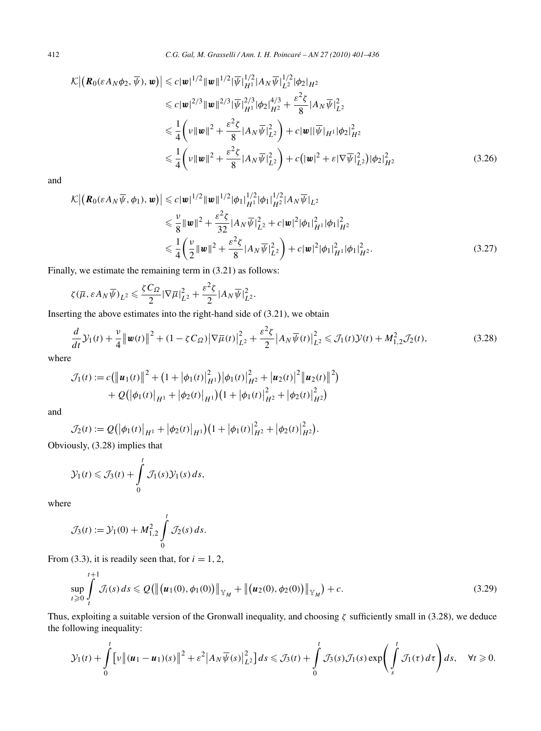$$
\begin{aligned}
\mathcal{K}\big|\big(\boldsymbol{R}_0(\varepsilon A_N\phi_2,\overline{\psi}),\boldsymbol{w}\big)\big| &\leqslant c|\boldsymbol{w}|^{1/2}\|\boldsymbol{w}\|^{1/2}|\overline{\psi}|_{H^1}^{1/2}|A_N\overline{\psi}|_{L^2}^{1/2}|\phi_2|_{H^2}\\
&\leqslant c|\boldsymbol{w}|^{2/3}\|\boldsymbol{w}\|^{2/3}|\overline{\psi}|_{H^1}^{2/3}|\phi_2|_{H^2}^{4/3}+\frac{\varepsilon^2\zeta}{8}|A_N\overline{\psi}|_{L^2}^2\\
&\leqslant \frac{1}{4}\bigg(\nu\|\boldsymbol{w}\|^2+\frac{\varepsilon^2\zeta}{8}|A_N\overline{\psi}|_{L^2}^2\bigg)+c|\boldsymbol{w}||\overline{\psi}|_{H^1}|\phi_2|_{H^2}^2\\
&\leqslant \frac{1}{4}\bigg(\nu\|\boldsymbol{w}\|^2+\frac{\varepsilon^2\zeta}{8}|A_N\overline{\psi}|_{L^2}^2\bigg)+c\big(|\boldsymbol{w}|^2+\varepsilon|\nabla\overline{\psi}|_{L^2}^2\big)|\phi_2|_{H^2}^2
\end{aligned}
\tag{3.26}
$$

and

$$
\begin{aligned}
\mathcal{K}\big|\big(\boldsymbol{R}_0(\varepsilon A_N\overline{\psi},\phi_1),\boldsymbol{w}\big)\big| &\leqslant c|\boldsymbol{w}|^{1/2}\|\boldsymbol{w}\|^{1/2}|\phi_1|_{H^1}^{1/2}|\phi_1|_{H^2}^{1/2}|A_N\overline{\psi}|_{L^2}\\
&\leqslant \frac{\nu}{8}\|\boldsymbol{w}\|^2+\frac{\varepsilon^2\zeta}{32}|A_N\overline{\psi}|_{L^2}^2+c|\boldsymbol{w}|^2|\phi_1|_{H^1}^2|\phi_1|_{H^2}^2\\
&\leqslant \frac{1}{4}\bigg(\frac{\nu}{2}\|\boldsymbol{w}\|^2+\frac{\varepsilon^2\zeta}{8}|A_N\overline{\psi}|_{L^2}^2\bigg)+c|\boldsymbol{w}|^2|\phi_1|_{H^1}^2|\phi_1|_{H^2}^2.
\end{aligned}
\tag{3.27}
$$

Finally, we estimate the remaining term in (3.21) as follows:

$$
\zeta(\overline{\mu},\varepsilon A_N\overline{\psi})_{L^2}\leqslant\frac{\zeta C_\Omega}{2}|\nabla\overline{\mu}|_{L^2}^2+\frac{\varepsilon^2\zeta}{2}|A_N\overline{\psi}|_{L^2}^2.
$$

Inserting the above estimates into the right-hand side of (3.21), we obtain

$$
\frac{d}{dt}\mathcal{Y}_1(t)+\frac{\nu}{4}\big\|\boldsymbol{w}(t)\big\|^2+(1-\zeta C_\Omega)\big|\nabla\overline{\mu}(t)\big|_{L^2}^2+\frac{\varepsilon^2\zeta}{2}\big|A_N\overline{\psi}(t)\big|_{L^2}^2\leqslant\mathcal{J}_1(t)\mathcal{Y}(t)+M_{1,2}^2\mathcal{J}_2(t),
\tag{3.28}
$$

where

$$
\begin{aligned}
\mathcal{J}_1(t):={}&c\big(\big\|\boldsymbol{u}_1(t)\big\|^2+\big(1+\big|\phi_1(t)\big|_{H^1}^2\big)\big|\phi_1(t)\big|_{H^2}^2+\big|\boldsymbol{u}_2(t)\big|^2\big\|\boldsymbol{u}_2(t)\big\|^2\big)\\
&+Q\big(\big|\phi_1(t)\big|_{H^1}+\big|\phi_2(t)\big|_{H^1}\big)\big(1+\big|\phi_1(t)\big|_{H^2}^2+\big|\phi_2(t)\big|_{H^2}^2\big)
\end{aligned}
$$

and

$$
\mathcal{J}_2(t):=Q\big(\big|\phi_1(t)\big|_{H^1}+\big|\phi_2(t)\big|_{H^1}\big)\big(1+\big|\phi_1(t)\big|_{H^2}^2+\big|\phi_2(t)\big|_{H^2}^2\big).
$$

Obviously, (3.28) implies that

$$
\mathcal{Y}_1(t)\leqslant\mathcal{J}_3(t)+\int_0^t\mathcal{J}_1(s)\mathcal{Y}_1(s)\,ds,
$$

where

$$
\mathcal{J}_3(t):=\mathcal{Y}_1(0)+M_{1,2}^2\int_0^t\mathcal{J}_2(s)\,ds.
$$

From (3.3), it is readily seen that, for $i=1,2$,

$$
\sup_{t\geqslant0}\int_t^{t+1}\mathcal{J}_i(s)\,ds\leqslant Q\big(\big\|\big(\boldsymbol{u}_1(0),\phi_1(0)\big)\big\|_{\mathbb{Y}_M}+\big\|\big(\boldsymbol{u}_2(0),\phi_2(0)\big)\big\|_{\mathbb{Y}_M}\big)+c.
\tag{3.29}
$$

Thus, exploiting a suitable version of the Gronwall inequality, and choosing $\zeta$ sufficiently small in (3.28), we deduce the following inequality:

$$
\mathcal{Y}_1(t)+\int_0^t\big[\nu\big\|(\boldsymbol{u}_1-\boldsymbol{u}_1)(s)\big\|^2+\varepsilon^2\big|A_N\overline{\psi}(s)\big|_{L^2}^2\big]\,ds\leqslant\mathcal{J}_3(t)+\int_0^t\mathcal{J}_3(s)\mathcal{J}_1(s)\exp\bigg(\int_s^t\mathcal{J}_1(\tau)\,d\tau\bigg)\,ds,\quad\forall t\geqslant0.
$$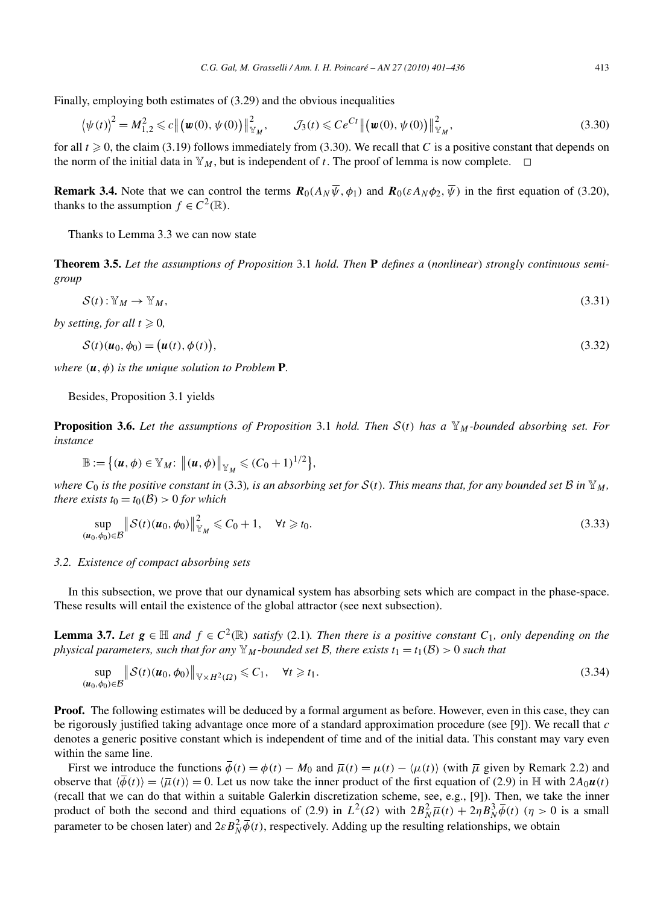Finally, employing both estimates of (3.29) and the obvious inequalities

$$\langle \psi(t)\rangle^2 = M_{1,2}^2 \leqslant c\big\|\big(\boldsymbol{w}(0), \psi(0)\big)\big\|_{\mathbb{Y}_M}^2, \qquad \mathcal{J}_3(t) \leqslant Ce^{Ct}\big\|\big(\boldsymbol{w}(0), \psi(0)\big)\big\|_{\mathbb{Y}_M}^2, \tag{3.30}$$

for all $t \geqslant 0$, the claim (3.19) follows immediately from (3.30). We recall that $C$ is a positive constant that depends on the norm of the initial data in $\mathbb{Y}_M$, but is independent of $t$. The proof of lemma is now complete. $\square$

**Remark 3.4.** Note that we can control the terms $\boldsymbol{R}_0(A_N\overline{\psi}, \phi_1)$ and $\boldsymbol{R}_0(\varepsilon A_N\phi_2, \overline{\psi})$ in the first equation of (3.20), thanks to the assumption $f \in C^2(\mathbb{R})$.

Thanks to Lemma 3.3 we can now state

**Theorem 3.5.** *Let the assumptions of Proposition* 3.1 *hold. Then* $\mathbf{P}$ *defines a* (*nonlinear*) *strongly continuous semigroup*

$$\mathcal{S}(t) : \mathbb{Y}_M \to \mathbb{Y}_M, \tag{3.31}$$

*by setting, for all* $t \geqslant 0$,

$$\mathcal{S}(t)(\boldsymbol{u}_0, \phi_0) = \big(\boldsymbol{u}(t), \phi(t)\big), \tag{3.32}$$

*where* $(\boldsymbol{u}, \phi)$ *is the unique solution to Problem* $\mathbf{P}$.

Besides, Proposition 3.1 yields

**Proposition 3.6.** *Let the assumptions of Proposition* 3.1 *hold. Then* $\mathcal{S}(t)$ *has a* $\mathbb{Y}_M$*-bounded absorbing set. For instance*

$$\mathbb{B} := \big\{(\boldsymbol{u}, \phi) \in \mathbb{Y}_M\colon\ \big\|(\boldsymbol{u}, \phi)\big\|_{\mathbb{Y}_M} \leqslant (C_0 + 1)^{1/2}\big\},$$

*where* $C_0$ *is the positive constant in* (3.3)*, is an absorbing set for* $\mathcal{S}(t)$*. This means that, for any bounded set* $\mathcal{B}$ *in* $\mathbb{Y}_M$*, there exists* $t_0 = t_0(\mathcal{B}) > 0$ *for which*

$$\sup_{(\boldsymbol{u}_0,\phi_0)\in\mathcal{B}} \big\|\mathcal{S}(t)(\boldsymbol{u}_0, \phi_0)\big\|_{\mathbb{Y}_M}^2 \leqslant C_0 + 1, \quad \forall t \geqslant t_0. \tag{3.33}$$

### 3.2. Existence of compact absorbing sets

In this subsection, we prove that our dynamical system has absorbing sets which are compact in the phase-space. These results will entail the existence of the global attractor (see next subsection).

**Lemma 3.7.** *Let* $\boldsymbol{g} \in \mathbb{H}$ *and* $f \in C^2(\mathbb{R})$ *satisfy* (2.1)*. Then there is a positive constant* $C_1$*, only depending on the physical parameters, such that for any* $\mathbb{Y}_M$*-bounded set* $\mathcal{B}$*, there exists* $t_1 = t_1(\mathcal{B}) > 0$ *such that*

$$\sup_{(\boldsymbol{u}_0,\phi_0)\in\mathcal{B}} \big\|\mathcal{S}(t)(\boldsymbol{u}_0, \phi_0)\big\|_{\mathbb{V}\times H^2(\Omega)} \leqslant C_1, \quad \forall t \geqslant t_1. \tag{3.34}$$

**Proof.** The following estimates will be deduced by a formal argument as before. However, even in this case, they can be rigorously justified taking advantage once more of a standard approximation procedure (see [9]). We recall that $c$ denotes a generic positive constant which is independent of time and of the initial data. This constant may vary even within the same line.

First we introduce the functions $\overline{\phi}(t) = \phi(t) - M_0$ and $\overline{\mu}(t) = \mu(t) - \langle\mu(t)\rangle$ (with $\overline{\mu}$ given by Remark 2.2) and observe that $\langle\overline{\phi}(t)\rangle = \langle\overline{\mu}(t)\rangle = 0$. Let us now take the inner product of the first equation of (2.9) in $\mathbb{H}$ with $2A_0\boldsymbol{u}(t)$ (recall that we can do that within a suitable Galerkin discretization scheme, see, e.g., [9]). Then, we take the inner product of both the second and third equations of (2.9) in $L^2(\Omega)$ with $2B_N^2\overline{\mu}(t) + 2\eta B_N^3\overline{\phi}(t)$ ($\eta > 0$ is a small parameter to be chosen later) and $2\varepsilon B_N^2\overline{\phi}(t)$, respectively. Adding up the resulting relationships, we obtain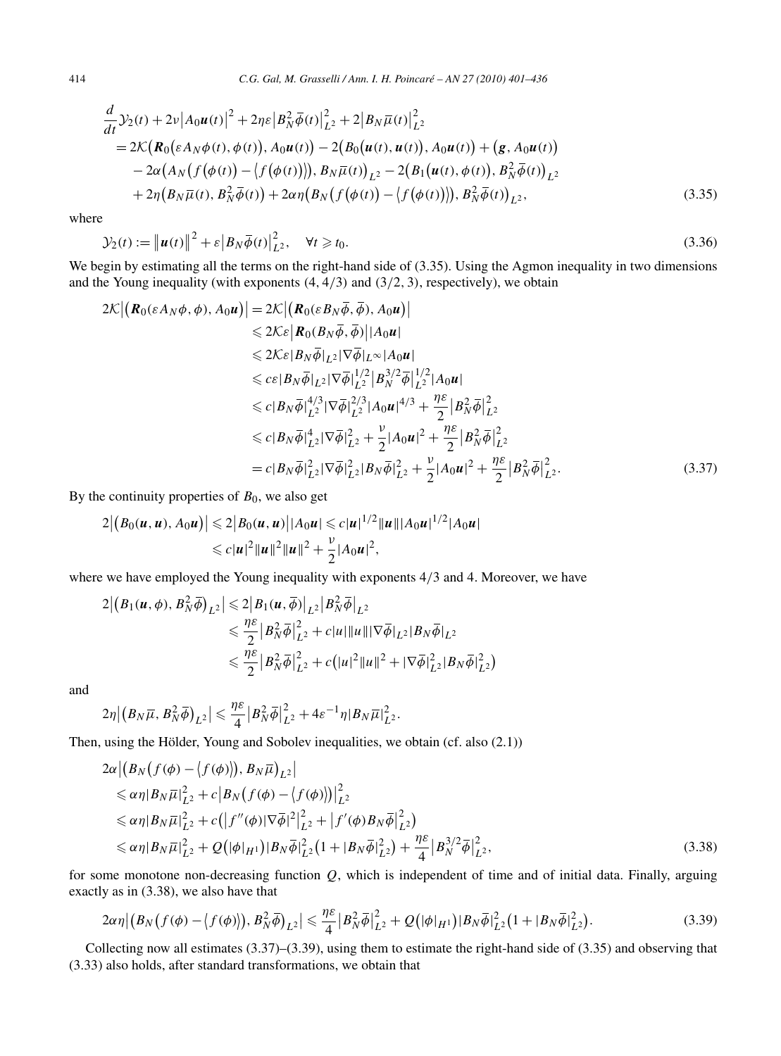$$
\begin{aligned}
&\frac{d}{dt}\mathcal{Y}_2(t) + 2\nu\left|A_0\boldsymbol{u}(t)\right|^2 + 2\eta\varepsilon\left|B_N^2\overline{\phi}(t)\right|_{L^2}^2 + 2\left|B_N\overline{\mu}(t)\right|_{L^2}^2 \\
&\quad = 2\mathcal{K}\big(\boldsymbol{R}_0\big(\varepsilon A_N\phi(t), \phi(t)\big), A_0\boldsymbol{u}(t)\big) - 2\big(B_0\big(\boldsymbol{u}(t), \boldsymbol{u}(t)\big), A_0\boldsymbol{u}(t)\big) + \big(\boldsymbol{g}, A_0\boldsymbol{u}(t)\big) \\
&\qquad - 2\alpha\big(A_N\big(f\big(\phi(t)\big) - \big\langle f\big(\phi(t)\big)\big\rangle\big), B_N\overline{\mu}(t)\big)_{L^2} - 2\big(B_1\big(\boldsymbol{u}(t), \phi(t)\big), B_N^2\overline{\phi}(t)\big)_{L^2} \\
&\qquad + 2\eta\big(B_N\overline{\mu}(t), B_N^2\overline{\phi}(t)\big) + 2\alpha\eta\big(B_N\big(f\big(\phi(t)\big) - \big\langle f\big(\phi(t)\big)\big\rangle\big), B_N^2\overline{\phi}(t)\big)_{L^2},
\end{aligned}
\tag{3.35}
$$

where

$$
\mathcal{Y}_2(t) := \left\|\boldsymbol{u}(t)\right\|^2 + \varepsilon\left|B_N\overline{\phi}(t)\right|_{L^2}^2, \quad \forall t \geqslant t_0.
\tag{3.36}
$$

We begin by estimating all the terms on the right-hand side of (3.35). Using the Agmon inequality in two dimensions and the Young inequality (with exponents $(4, 4/3)$ and $(3/2, 3)$, respectively), we obtain

$$
\begin{aligned}
2\mathcal{K}\left|\big(\boldsymbol{R}_0(\varepsilon A_N\phi, \phi), A_0\boldsymbol{u}\big)\right| &= 2\mathcal{K}\left|\big(\boldsymbol{R}_0(\varepsilon B_N\overline{\phi}, \overline{\phi}), A_0\boldsymbol{u}\big)\right| \\
&\leqslant 2\mathcal{K}\varepsilon\left|\boldsymbol{R}_0(B_N\overline{\phi}, \overline{\phi})\right||A_0\boldsymbol{u}| \\
&\leqslant 2\mathcal{K}\varepsilon|B_N\overline{\phi}|_{L^2}|\nabla\overline{\phi}|_{L^\infty}|A_0\boldsymbol{u}| \\
&\leqslant c\varepsilon|B_N\overline{\phi}|_{L^2}|\nabla\overline{\phi}|_{L^2}^{1/2}\left|B_N^{3/2}\overline{\phi}\right|_{L^2}^{1/2}|A_0\boldsymbol{u}| \\
&\leqslant c|B_N\overline{\phi}|_{L^2}^{4/3}|\nabla\overline{\phi}|_{L^2}^{2/3}|A_0\boldsymbol{u}|^{4/3} + \frac{\eta\varepsilon}{2}\left|B_N^2\overline{\phi}\right|_{L^2}^2 \\
&\leqslant c|B_N\overline{\phi}|_{L^2}^4|\nabla\overline{\phi}|_{L^2}^2 + \frac{\nu}{2}|A_0\boldsymbol{u}|^2 + \frac{\eta\varepsilon}{2}\left|B_N^2\overline{\phi}\right|_{L^2}^2 \\
&= c|B_N\overline{\phi}|_{L^2}^2|\nabla\overline{\phi}|_{L^2}^2|B_N\overline{\phi}|_{L^2}^2 + \frac{\nu}{2}|A_0\boldsymbol{u}|^2 + \frac{\eta\varepsilon}{2}\left|B_N^2\overline{\phi}\right|_{L^2}^2.
\end{aligned}
\tag{3.37}
$$

By the continuity properties of $B_0$, we also get

$$
\begin{aligned}
2\left|\big(B_0(\boldsymbol{u}, \boldsymbol{u}), A_0\boldsymbol{u}\big)\right| &\leqslant 2\left|B_0(\boldsymbol{u}, \boldsymbol{u})\right||A_0\boldsymbol{u}| \leqslant c|\boldsymbol{u}|^{1/2}\|\boldsymbol{u}\||A_0\boldsymbol{u}|^{1/2}|A_0\boldsymbol{u}| \\
&\leqslant c|\boldsymbol{u}|^2\|\boldsymbol{u}\|^2\|\boldsymbol{u}\|^2 + \frac{\nu}{2}|A_0\boldsymbol{u}|^2,
\end{aligned}
$$

where we have employed the Young inequality with exponents $4/3$ and $4$. Moreover, we have

$$
\begin{aligned}
2\left|\big(B_1(\boldsymbol{u}, \phi), B_N^2\overline{\phi}\big)_{L^2}\right| &\leqslant 2\left|B_1(\boldsymbol{u}, \overline{\phi})\right|_{L^2}\left|B_N^2\overline{\phi}\right|_{L^2} \\
&\leqslant \frac{\eta\varepsilon}{2}\left|B_N^2\overline{\phi}\right|_{L^2}^2 + c|u|\|u\||\nabla\overline{\phi}|_{L^2}|B_N\overline{\phi}|_{L^2} \\
&\leqslant \frac{\eta\varepsilon}{2}\left|B_N^2\overline{\phi}\right|_{L^2}^2 + c\big(|u|^2\|u\|^2 + |\nabla\overline{\phi}|_{L^2}^2|B_N\overline{\phi}|_{L^2}^2\big)
\end{aligned}
$$

and

$$
2\eta\left|\big(B_N\overline{\mu}, B_N^2\overline{\phi}\big)_{L^2}\right| \leqslant \frac{\eta\varepsilon}{4}\left|B_N^2\overline{\phi}\right|_{L^2}^2 + 4\varepsilon^{-1}\eta|B_N\overline{\mu}|_{L^2}^2.
$$

Then, using the Hölder, Young and Sobolev inequalities, we obtain (cf. also (2.1))

$$
\begin{aligned}
&2\alpha\left|\big(B_N\big(f(\phi) - \big\langle f(\phi)\big\rangle\big), B_N\overline{\mu}\big)_{L^2}\right| \\
&\quad \leqslant \alpha\eta|B_N\overline{\mu}|_{L^2}^2 + c\left|B_N\big(f(\phi) - \big\langle f(\phi)\big\rangle\big)\right|_{L^2}^2 \\
&\quad \leqslant \alpha\eta|B_N\overline{\mu}|_{L^2}^2 + c\big(\left|f''(\phi)|\nabla\overline{\phi}|^2\right|_{L^2}^2 + \left|f'(\phi)B_N\overline{\phi}\right|_{L^2}^2\big) \\
&\quad \leqslant \alpha\eta|B_N\overline{\mu}|_{L^2}^2 + Q\big(|\phi|_{H^1}\big)|B_N\overline{\phi}|_{L^2}^2\big(1 + |B_N\overline{\phi}|_{L^2}^2\big) + \frac{\eta\varepsilon}{4}\left|B_N^{3/2}\overline{\phi}\right|_{L^2}^2,
\end{aligned}
\tag{3.38}
$$

for some monotone non-decreasing function $Q$, which is independent of time and of initial data. Finally, arguing exactly as in (3.38), we also have that

$$
2\alpha\eta\left|\big(B_N\big(f(\phi) - \big\langle f(\phi)\big\rangle\big), B_N^2\overline{\phi}\big)_{L^2}\right| \leqslant \frac{\eta\varepsilon}{4}\left|B_N^2\overline{\phi}\right|_{L^2}^2 + Q\big(|\phi|_{H^1}\big)|B_N\overline{\phi}|_{L^2}^2\big(1 + |B_N\overline{\phi}|_{L^2}^2\big).
\tag{3.39}
$$

Collecting now all estimates (3.37)–(3.39), using them to estimate the right-hand side of (3.35) and observing that (3.33) also holds, after standard transformations, we obtain that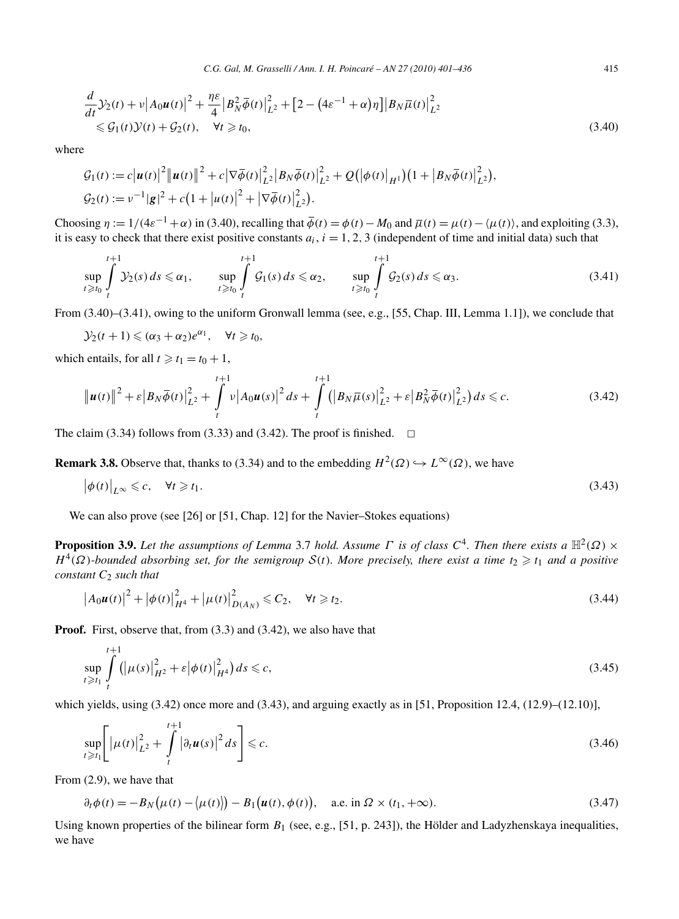$$\frac{d}{dt}\mathcal{Y}_2(t) + \nu\left|A_0\boldsymbol{u}(t)\right|^2 + \frac{\eta\varepsilon}{4}\left|B_N^2\bar{\phi}(t)\right|_{L^2}^2 + \left[2 - \left(4\varepsilon^{-1} + \alpha\right)\eta\right]\left|B_N\bar{\mu}(t)\right|_{L^2}^2$$
$$\leqslant \mathcal{G}_1(t)\mathcal{Y}(t) + \mathcal{G}_2(t), \quad \forall t \geqslant t_0, \tag{3.40}$$

where

$$\mathcal{G}_1(t) := c\left|\boldsymbol{u}(t)\right|^2\left\|\boldsymbol{u}(t)\right\|^2 + c\left|\nabla\bar{\phi}(t)\right|_{L^2}^2\left|B_N\bar{\phi}(t)\right|_{L^2}^2 + Q\left(\left|\phi(t)\right|_{H^1}\right)\left(1 + \left|B_N\bar{\phi}(t)\right|_{L^2}^2\right),$$
$$\mathcal{G}_2(t) := \nu^{-1}|\boldsymbol{g}|^2 + c\left(1 + \left|u(t)\right|^2 + \left|\nabla\bar{\phi}(t)\right|_{L^2}^2\right).$$

Choosing $\eta := 1/(4\varepsilon^{-1} + \alpha)$ in (3.40), recalling that $\bar{\phi}(t) = \phi(t) - M_0$ and $\bar{\mu}(t) = \mu(t) - \langle\mu(t)\rangle$, and exploiting (3.3), it is easy to check that there exist positive constants $a_i$, $i = 1, 2, 3$ (independent of time and initial data) such that

$$\sup_{t\geqslant t_0}\int_t^{t+1}\mathcal{Y}_2(s)\,ds \leqslant \alpha_1, \qquad \sup_{t\geqslant t_0}\int_t^{t+1}\mathcal{G}_1(s)\,ds \leqslant \alpha_2, \qquad \sup_{t\geqslant t_0}\int_t^{t+1}\mathcal{G}_2(s)\,ds \leqslant \alpha_3. \tag{3.41}$$

From (3.40)–(3.41), owing to the uniform Gronwall lemma (see, e.g., [55, Chap. III, Lemma 1.1]), we conclude that

$$\mathcal{Y}_2(t+1) \leqslant (\alpha_3 + \alpha_2)e^{\alpha_1}, \quad \forall t \geqslant t_0,$$

which entails, for all $t \geqslant t_1 = t_0 + 1$,

$$\left\|\boldsymbol{u}(t)\right\|^2 + \varepsilon\left|B_N\bar{\phi}(t)\right|_{L^2}^2 + \int_t^{t+1}\nu\left|A_0\boldsymbol{u}(s)\right|^2 ds + \int_t^{t+1}\left(\left|B_N\bar{\mu}(s)\right|_{L^2}^2 + \varepsilon\left|B_N^2\bar{\phi}(t)\right|_{L^2}^2\right) ds \leqslant c. \tag{3.42}$$

The claim (3.34) follows from (3.33) and (3.42). The proof is finished. □

**Remark 3.8.** Observe that, thanks to (3.34) and to the embedding $H^2(\Omega) \hookrightarrow L^\infty(\Omega)$, we have

$$\left|\phi(t)\right|_{L^\infty} \leqslant c, \quad \forall t \geqslant t_1. \tag{3.43}$$

We can also prove (see [26] or [51, Chap. 12] for the Navier–Stokes equations)

**Proposition 3.9.** *Let the assumptions of Lemma 3.7 hold. Assume $\Gamma$ is of class $C^4$. Then there exists a $\mathbb{H}^2(\Omega) \times H^4(\Omega)$-bounded absorbing set, for the semigroup $\mathcal{S}(t)$. More precisely, there exist a time $t_2 \geqslant t_1$ and a positive constant $C_2$ such that*

$$\left|A_0\boldsymbol{u}(t)\right|^2 + \left|\phi(t)\right|_{H^4}^2 + \left|\mu(t)\right|_{D(A_N)}^2 \leqslant C_2, \quad \forall t \geqslant t_2. \tag{3.44}$$

**Proof.** First, observe that, from (3.3) and (3.42), we also have that

$$\sup_{t\geqslant t_1}\int_t^{t+1}\left(\left|\mu(s)\right|_{H^2}^2 + \varepsilon\left|\phi(t)\right|_{H^4}^2\right) ds \leqslant c, \tag{3.45}$$

which yields, using (3.42) once more and (3.43), and arguing exactly as in [51, Proposition 12.4, (12.9)–(12.10)],

$$\sup_{t\geqslant t_1}\left[\left|\mu(t)\right|_{L^2}^2 + \int_t^{t+1}\left|\partial_t\boldsymbol{u}(s)\right|^2 ds\right] \leqslant c. \tag{3.46}$$

From (2.9), we have that

$$\partial_t\phi(t) = -B_N\left(\mu(t) - \left\langle\mu(t)\right\rangle\right) - B_1\left(\boldsymbol{u}(t), \phi(t)\right), \quad \text{a.e. in } \Omega \times (t_1, +\infty). \tag{3.47}$$

Using known properties of the bilinear form $B_1$ (see, e.g., [51, p. 243]), the Hölder and Ladyzhenskaya inequalities, we have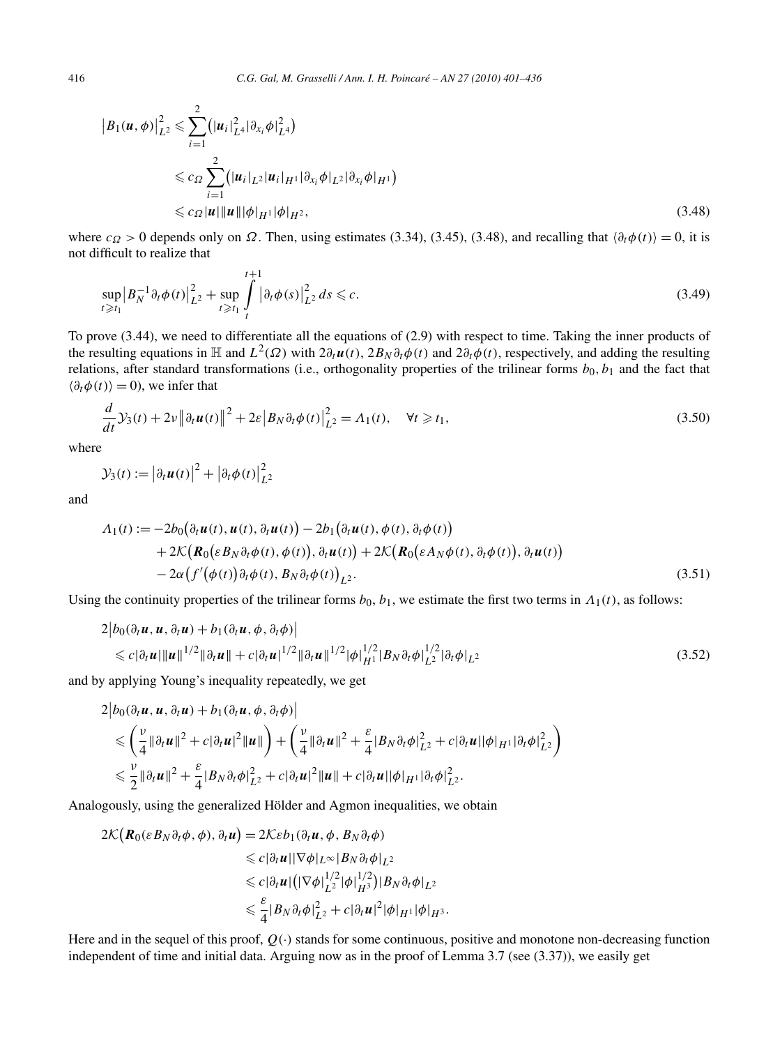$$
\begin{aligned}
\left|B_1(\boldsymbol{u},\phi)\right|_{L^2}^2 &\leqslant \sum_{i=1}^{2}\left(|\boldsymbol{u}_i|_{L^4}^2|\partial_{x_i}\phi|_{L^4}^2\right)\\
&\leqslant c_\Omega \sum_{i=1}^{2}\left(|\boldsymbol{u}_i|_{L^2}|\boldsymbol{u}_i|_{H^1}|\partial_{x_i}\phi|_{L^2}|\partial_{x_i}\phi|_{H^1}\right)\\
&\leqslant c_\Omega|\boldsymbol{u}|\|\boldsymbol{u}\||\phi|_{H^1}|\phi|_{H^2},
\end{aligned}
\tag{3.48}
$$

where $c_\Omega > 0$ depends only on $\Omega$. Then, using estimates (3.34), (3.45), (3.48), and recalling that $\langle \partial_t\phi(t)\rangle = 0$, it is not difficult to realize that

$$
\sup_{t\geqslant t_1}\left|B_N^{-1}\partial_t\phi(t)\right|_{L^2}^2 + \sup_{t\geqslant t_1}\int_t^{t+1}\left|\partial_t\phi(s)\right|_{L^2}^2\,ds \leqslant c. \tag{3.49}
$$

To prove (3.44), we need to differentiate all the equations of (2.9) with respect to time. Taking the inner products of the resulting equations in $\mathbb{H}$ and $L^2(\Omega)$ with $2\partial_t\boldsymbol{u}(t)$, $2B_N\partial_t\phi(t)$ and $2\partial_t\phi(t)$, respectively, and adding the resulting relations, after standard transformations (i.e., orthogonality properties of the trilinear forms $b_0, b_1$ and the fact that $\langle \partial_t\phi(t)\rangle = 0$), we infer that

$$
\frac{d}{dt}\mathcal{Y}_3(t) + 2\nu\left\|\partial_t\boldsymbol{u}(t)\right\|^2 + 2\varepsilon\left|B_N\partial_t\phi(t)\right|_{L^2}^2 = \Lambda_1(t), \quad \forall t \geqslant t_1, \tag{3.50}
$$

where

$$
\mathcal{Y}_3(t) := \left|\partial_t\boldsymbol{u}(t)\right|^2 + \left|\partial_t\phi(t)\right|_{L^2}^2
$$

and

$$
\begin{aligned}
\Lambda_1(t) := &-2b_0\left(\partial_t\boldsymbol{u}(t),\boldsymbol{u}(t),\partial_t\boldsymbol{u}(t)\right) - 2b_1\left(\partial_t\boldsymbol{u}(t),\phi(t),\partial_t\phi(t)\right)\\
&+ 2\mathcal{K}\left(\boldsymbol{R}_0\left(\varepsilon B_N\partial_t\phi(t),\phi(t)\right),\partial_t\boldsymbol{u}(t)\right) + 2\mathcal{K}\left(\boldsymbol{R}_0\left(\varepsilon A_N\phi(t),\partial_t\phi(t)\right),\partial_t\boldsymbol{u}(t)\right)\\
&- 2\alpha\left(f'\left(\phi(t)\right)\partial_t\phi(t), B_N\partial_t\phi(t)\right)_{L^2}.
\end{aligned}
\tag{3.51}
$$

Using the continuity properties of the trilinear forms $b_0$, $b_1$, we estimate the first two terms in $\Lambda_1(t)$, as follows:

$$
\begin{aligned}
&2\left|b_0(\partial_t\boldsymbol{u},\boldsymbol{u},\partial_t\boldsymbol{u}) + b_1(\partial_t\boldsymbol{u},\phi,\partial_t\phi)\right|\\
&\quad\leqslant c|\partial_t\boldsymbol{u}|\|\boldsymbol{u}\|^{1/2}\|\partial_t\boldsymbol{u}\| + c|\partial_t\boldsymbol{u}|^{1/2}\|\partial_t\boldsymbol{u}\|^{1/2}|\phi|_{H^1}^{1/2}|B_N\partial_t\phi|_{L^2}^{1/2}|\partial_t\phi|_{L^2}
\end{aligned}
\tag{3.52}
$$

and by applying Young's inequality repeatedly, we get

$$
\begin{aligned}
&2\left|b_0(\partial_t\boldsymbol{u},\boldsymbol{u},\partial_t\boldsymbol{u}) + b_1(\partial_t\boldsymbol{u},\phi,\partial_t\phi)\right|\\
&\quad\leqslant \left(\frac{\nu}{4}\|\partial_t\boldsymbol{u}\|^2 + c|\partial_t\boldsymbol{u}|^2\|\boldsymbol{u}\|\right) + \left(\frac{\nu}{4}\|\partial_t\boldsymbol{u}\|^2 + \frac{\varepsilon}{4}|B_N\partial_t\phi|_{L^2}^2 + c|\partial_t\boldsymbol{u}||\phi|_{H^1}|\partial_t\phi|_{L^2}^2\right)\\
&\quad\leqslant \frac{\nu}{2}\|\partial_t\boldsymbol{u}\|^2 + \frac{\varepsilon}{4}|B_N\partial_t\phi|_{L^2}^2 + c|\partial_t\boldsymbol{u}|^2\|\boldsymbol{u}\| + c|\partial_t\boldsymbol{u}||\phi|_{H^1}|\partial_t\phi|_{L^2}^2.
\end{aligned}
$$

Analogously, using the generalized Hölder and Agmon inequalities, we obtain

$$
\begin{aligned}
2\mathcal{K}\left(\boldsymbol{R}_0(\varepsilon B_N\partial_t\phi,\phi),\partial_t\boldsymbol{u}\right) &= 2\mathcal{K}\varepsilon b_1(\partial_t\boldsymbol{u},\phi,B_N\partial_t\phi)\\
&\leqslant c|\partial_t\boldsymbol{u}||\nabla\phi|_{L^\infty}|B_N\partial_t\phi|_{L^2}\\
&\leqslant c|\partial_t\boldsymbol{u}|\left(|\nabla\phi|_{L^2}^{1/2}|\phi|_{H^3}^{1/2}\right)|B_N\partial_t\phi|_{L^2}\\
&\leqslant \frac{\varepsilon}{4}|B_N\partial_t\phi|_{L^2}^2 + c|\partial_t\boldsymbol{u}|^2|\phi|_{H^1}|\phi|_{H^3}.
\end{aligned}
$$

Here and in the sequel of this proof, $Q(\cdot)$ stands for some continuous, positive and monotone non-decreasing function independent of time and initial data. Arguing now as in the proof of Lemma 3.7 (see (3.37)), we easily get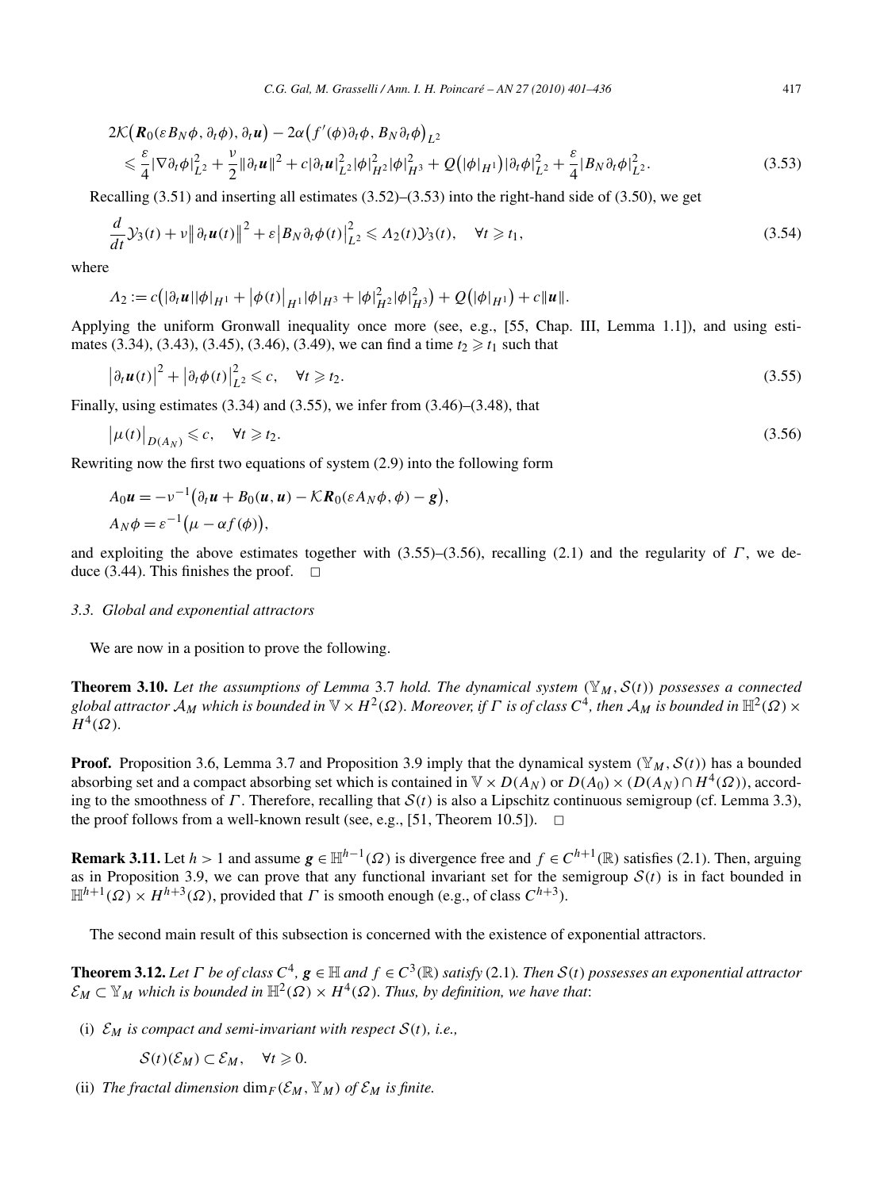$$
\begin{aligned}
&2\mathcal{K}\big(\boldsymbol{R}_0(\varepsilon B_N\phi, \partial_t\phi), \partial_t \boldsymbol{u}\big) - 2\alpha\big(f'(\phi)\partial_t\phi, B_N\partial_t\phi\big)_{L^2} \\
&\quad \leqslant \frac{\varepsilon}{4}|\nabla \partial_t\phi|_{L^2}^2 + \frac{\nu}{2}\|\partial_t \boldsymbol{u}\|^2 + c|\partial_t \boldsymbol{u}|_{L^2}^2|\phi|_{H^2}^2|\phi|_{H^3}^2 + Q\big(|\phi|_{H^1}\big)|\partial_t\phi|_{L^2}^2 + \frac{\varepsilon}{4}|B_N\partial_t\phi|_{L^2}^2. \qquad (3.53)
\end{aligned}
$$

Recalling (3.51) and inserting all estimates (3.52)–(3.53) into the right-hand side of (3.50), we get

$$
\frac{d}{dt}\mathcal{Y}_3(t) + \nu\big\|\partial_t \boldsymbol{u}(t)\big\|^2 + \varepsilon\big|B_N\partial_t\phi(t)\big|_{L^2}^2 \leqslant \Lambda_2(t)\mathcal{Y}_3(t), \quad \forall t \geqslant t_1, \qquad (3.54)
$$

where

$$
\Lambda_2 := c\big(|\partial_t \boldsymbol{u}||\phi|_{H^1} + \big|\phi(t)\big|_{H^1}|\phi|_{H^3} + |\phi|_{H^2}^2|\phi|_{H^3}^2\big) + Q\big(|\phi|_{H^1}\big) + c\|\boldsymbol{u}\|.
$$

Applying the uniform Gronwall inequality once more (see, e.g., [55, Chap. III, Lemma 1.1]), and using estimates (3.34), (3.43), (3.45), (3.46), (3.49), we can find a time $t_2 \geqslant t_1$ such that

$$
\big|\partial_t \boldsymbol{u}(t)\big|^2 + \big|\partial_t\phi(t)\big|_{L^2}^2 \leqslant c, \quad \forall t \geqslant t_2. \qquad (3.55)
$$

Finally, using estimates (3.34) and (3.55), we infer from (3.46)–(3.48), that

$$
\big|\mu(t)\big|_{D(A_N)} \leqslant c, \quad \forall t \geqslant t_2. \qquad (3.56)
$$

Rewriting now the first two equations of system (2.9) into the following form

$$
\begin{aligned}
&A_0\boldsymbol{u} = -\nu^{-1}\big(\partial_t \boldsymbol{u} + B_0(\boldsymbol{u}, \boldsymbol{u}) - \mathcal{K}\boldsymbol{R}_0(\varepsilon A_N\phi, \phi) - \boldsymbol{g}\big), \\
&A_N\phi = \varepsilon^{-1}\big(\mu - \alpha f(\phi)\big),
\end{aligned}
$$

and exploiting the above estimates together with (3.55)–(3.56), recalling (2.1) and the regularity of $\Gamma$, we deduce (3.44). This finishes the proof. $\square$

### 3.3. Global and exponential attractors

We are now in a position to prove the following.

**Theorem 3.10.** *Let the assumptions of Lemma 3.7 hold. The dynamical system $(\mathbb{Y}_M, \mathcal{S}(t))$ possesses a connected global attractor $\mathcal{A}_M$ which is bounded in $\mathbb{V} \times H^2(\Omega)$. Moreover, if $\Gamma$ is of class $C^4$, then $\mathcal{A}_M$ is bounded in $\mathbb{H}^2(\Omega) \times H^4(\Omega)$.*

**Proof.** Proposition 3.6, Lemma 3.7 and Proposition 3.9 imply that the dynamical system $(\mathbb{Y}_M, \mathcal{S}(t))$ has a bounded absorbing set and a compact absorbing set which is contained in $\mathbb{V} \times D(A_N)$ or $D(A_0) \times (D(A_N) \cap H^4(\Omega))$, according to the smoothness of $\Gamma$. Therefore, recalling that $\mathcal{S}(t)$ is also a Lipschitz continuous semigroup (cf. Lemma 3.3), the proof follows from a well-known result (see, e.g., [51, Theorem 10.5]). $\square$

**Remark 3.11.** Let $h > 1$ and assume $\boldsymbol{g} \in \mathbb{H}^{h-1}(\Omega)$ is divergence free and $f \in C^{h+1}(\mathbb{R})$ satisfies (2.1). Then, arguing as in Proposition 3.9, we can prove that any functional invariant set for the semigroup $\mathcal{S}(t)$ is in fact bounded in $\mathbb{H}^{h+1}(\Omega) \times H^{h+3}(\Omega)$, provided that $\Gamma$ is smooth enough (e.g., of class $C^{h+3}$).

The second main result of this subsection is concerned with the existence of exponential attractors.

**Theorem 3.12.** *Let $\Gamma$ be of class $C^4$, $\boldsymbol{g} \in \mathbb{H}$ and $f \in C^3(\mathbb{R})$ satisfy (2.1). Then $\mathcal{S}(t)$ possesses an exponential attractor $\mathcal{E}_M \subset \mathbb{Y}_M$ which is bounded in $\mathbb{H}^2(\Omega) \times H^4(\Omega)$. Thus, by definition, we have that*:

(i) *$\mathcal{E}_M$ is compact and semi-invariant with respect $\mathcal{S}(t)$, i.e.,*

$$
\mathcal{S}(t)(\mathcal{E}_M) \subset \mathcal{E}_M, \quad \forall t \geqslant 0.
$$

(ii) *The fractal dimension $\dim_F(\mathcal{E}_M, \mathbb{Y}_M)$ of $\mathcal{E}_M$ is finite.*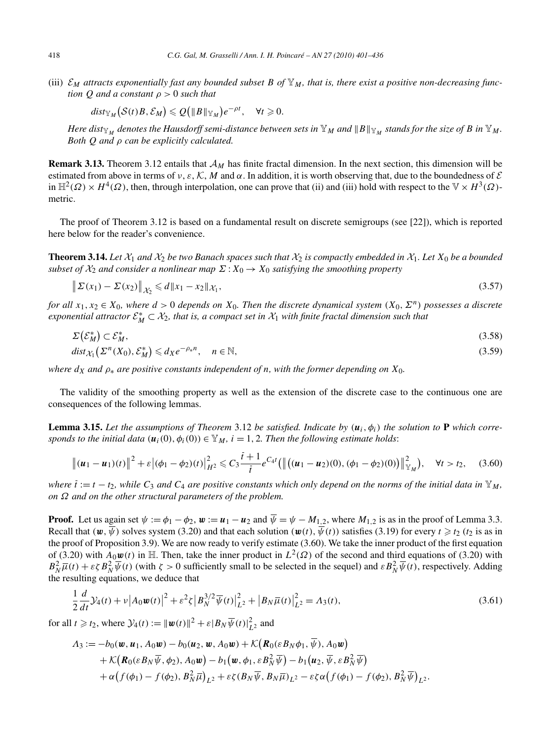(iii) $\mathcal{E}_M$ *attracts exponentially fast any bounded subset $B$ of $\mathbb{Y}_M$, that is, there exist a positive non-decreasing function $Q$ and a constant $\rho > 0$ such that*

$$dist_{\mathbb{Y}_M}\big(\mathcal{S}(t)B, \mathcal{E}_M\big) \leqslant Q\big(\|B\|_{\mathbb{Y}_M}\big)e^{-\rho t}, \quad \forall t \geqslant 0.$$

*Here $dist_{\mathbb{Y}_M}$ denotes the Hausdorff semi-distance between sets in $\mathbb{Y}_M$ and $\|B\|_{\mathbb{Y}_M}$ stands for the size of $B$ in $\mathbb{Y}_M$. Both $Q$ and $\rho$ can be explicitly calculated.*

**Remark 3.13.** Theorem 3.12 entails that $\mathcal{A}_M$ has finite fractal dimension. In the next section, this dimension will be estimated from above in terms of $\nu$, $\varepsilon$, $\mathcal{K}$, $M$ and $\alpha$. In addition, it is worth observing that, due to the boundedness of $\mathcal{E}$ in $\mathbb{H}^2(\Omega) \times H^4(\Omega)$, then, through interpolation, one can prove that (ii) and (iii) hold with respect to the $\mathbb{V} \times H^3(\Omega)$-metric.

The proof of Theorem 3.12 is based on a fundamental result on discrete semigroups (see [22]), which is reported here below for the reader's convenience.

**Theorem 3.14.** *Let $\mathcal{X}_1$ and $\mathcal{X}_2$ be two Banach spaces such that $\mathcal{X}_2$ is compactly embedded in $\mathcal{X}_1$. Let $X_0$ be a bounded subset of $\mathcal{X}_2$ and consider a nonlinear map $\Sigma : X_0 \to X_0$ satisfying the smoothing property*

$$\big\|\Sigma(x_1) - \Sigma(x_2)\big\|_{\mathcal{X}_2} \leqslant d\|x_1 - x_2\|_{\mathcal{X}_1}, \tag{3.57}$$

*for all $x_1, x_2 \in X_0$, where $d > 0$ depends on $X_0$. Then the discrete dynamical system $(X_0, \Sigma^n)$ possesses a discrete exponential attractor $\mathcal{E}_M^* \subset \mathcal{X}_2$, that is, a compact set in $\mathcal{X}_1$ with finite fractal dimension such that*

$$\Sigma\big(\mathcal{E}_M^*\big) \subset \mathcal{E}_M^*, \tag{3.58}$$

$$dist_{\mathcal{X}_1}\big(\Sigma^n(X_0), \mathcal{E}_M^*\big) \leqslant d_X e^{-\rho_* n}, \quad n \in \mathbb{N}, \tag{3.59}$$

*where $d_X$ and $\rho_*$ are positive constants independent of $n$, with the former depending on $X_0$.*

The validity of the smoothing property as well as the extension of the discrete case to the continuous one are consequences of the following lemmas.

**Lemma 3.15.** *Let the assumptions of Theorem 3.12 be satisfied. Indicate by $(\boldsymbol{u}_i, \phi_i)$ the solution to* **P** *which corresponds to the initial data $(\boldsymbol{u}_i(0), \phi_i(0)) \in \mathbb{Y}_M$, $i = 1, 2$. Then the following estimate holds*:

$$\big\|(\boldsymbol{u}_1 - \boldsymbol{u}_1)(t)\big\|^2 + \varepsilon\big|(\phi_1 - \phi_2)(t)\big|_{H^2}^2 \leqslant C_3 \frac{\bar{t} + 1}{\bar{t}} e^{C_4 t}\big(\big\|\big((\boldsymbol{u}_1 - \boldsymbol{u}_2)(0), (\phi_1 - \phi_2)(0)\big)\big\|_{\mathbb{Y}_M}^2\big), \quad \forall t > t_2, \tag{3.60}$$

*where $\bar{t} := t - t_2$, while $C_3$ and $C_4$ are positive constants which only depend on the norms of the initial data in $\mathbb{Y}_M$, on $\Omega$ and on the other structural parameters of the problem.*

**Proof.** Let us again set $\psi := \phi_1 - \phi_2$, $\boldsymbol{w} := \boldsymbol{u}_1 - \boldsymbol{u}_2$ and $\overline{\psi} = \psi - M_{1,2}$, where $M_{1,2}$ is as in the proof of Lemma 3.3. Recall that $(\boldsymbol{w}, \overline{\psi})$ solves system (3.20) and that each solution $(\boldsymbol{w}(t), \overline{\psi}(t))$ satisfies (3.19) for every $t \geqslant t_2$ ($t_2$ is as in the proof of Proposition 3.9). We are now ready to verify estimate (3.60). We take the inner product of the first equation of (3.20) with $A_0\boldsymbol{w}(t)$ in $\mathbb{H}$. Then, take the inner product in $L^2(\Omega)$ of the second and third equations of (3.20) with $B_N^2\overline{\mu}(t) + \varepsilon\zeta B_N^2\overline{\psi}(t)$ (with $\zeta > 0$ sufficiently small to be selected in the sequel) and $\varepsilon B_N^2\overline{\psi}(t)$, respectively. Adding the resulting equations, we deduce that

$$\frac{1}{2}\frac{d}{dt}\mathcal{Y}_4(t) + \nu\big|A_0\boldsymbol{w}(t)\big|^2 + \varepsilon^2\zeta\big|B_N^{3/2}\overline{\psi}(t)\big|_{L^2}^2 + \big|B_N\overline{\mu}(t)\big|_{L^2}^2 = \Lambda_3(t), \tag{3.61}$$

for all $t \geqslant t_2$, where $\mathcal{Y}_4(t) := \|\boldsymbol{w}(t)\|^2 + \varepsilon|B_N\overline{\psi}(t)|_{L^2}^2$ and

$$\begin{aligned}
\Lambda_3 := &-b_0(\boldsymbol{w}, \boldsymbol{u}_1, A_0\boldsymbol{w}) - b_0(\boldsymbol{u}_2, \boldsymbol{w}, A_0\boldsymbol{w}) + \mathcal{K}\big(\boldsymbol{R}_0(\varepsilon B_N\phi_1, \overline{\psi}), A_0\boldsymbol{w}\big) \\
&+ \mathcal{K}\big(\boldsymbol{R}_0(\varepsilon B_N\overline{\psi}, \phi_2), A_0\boldsymbol{w}\big) - b_1\big(\boldsymbol{w}, \phi_1, \varepsilon B_N^2\overline{\psi}\big) - b_1\big(\boldsymbol{u}_2, \overline{\psi}, \varepsilon B_N^2\overline{\psi}\big) \\
&+ \alpha\big(f(\phi_1) - f(\phi_2), B_N^2\overline{\mu}\big)_{L^2} + \varepsilon\zeta(B_N\overline{\psi}, B_N\overline{\mu})_{L^2} - \varepsilon\zeta\alpha\big(f(\phi_1) - f(\phi_2), B_N^2\overline{\psi}\big)_{L^2}.
\end{aligned}$$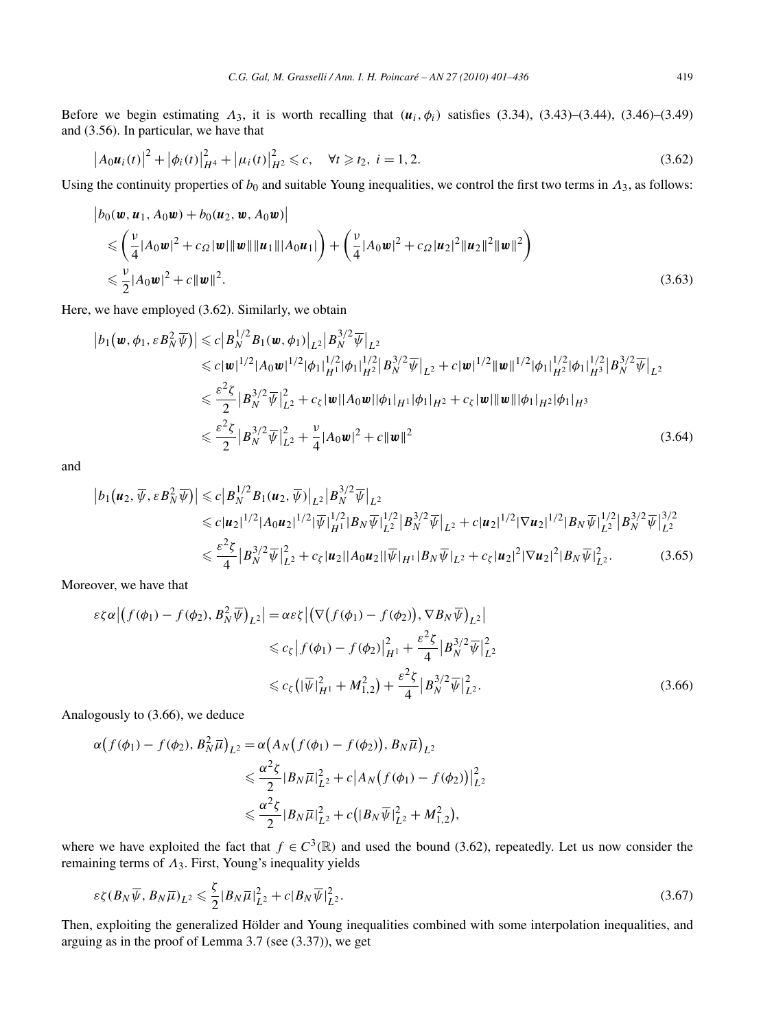Before we begin estimating $\Lambda_3$, it is worth recalling that $(\boldsymbol{u}_i, \phi_i)$ satisfies (3.34), (3.43)–(3.44), (3.46)–(3.49) and (3.56). In particular, we have that

$$\left|A_0 \boldsymbol{u}_i(t)\right|^2 + \left|\phi_i(t)\right|_{H^4}^2 + \left|\mu_i(t)\right|_{H^2}^2 \leqslant c, \quad \forall t \geqslant t_2,\ i = 1, 2. \tag{3.62}$$

Using the continuity properties of $b_0$ and suitable Young inequalities, we control the first two terms in $\Lambda_3$, as follows:

$$\begin{aligned}
&\left|b_0(\boldsymbol{w}, \boldsymbol{u}_1, A_0\boldsymbol{w}) + b_0(\boldsymbol{u}_2, \boldsymbol{w}, A_0\boldsymbol{w})\right| \\
&\quad \leqslant \left(\frac{\nu}{4}|A_0\boldsymbol{w}|^2 + c_\Omega |\boldsymbol{w}| \|\boldsymbol{w}\| \|\boldsymbol{u}_1\| |A_0\boldsymbol{u}_1|\right) + \left(\frac{\nu}{4}|A_0\boldsymbol{w}|^2 + c_\Omega |\boldsymbol{u}_2|^2 \|\boldsymbol{u}_2\|^2 \|\boldsymbol{w}\|^2\right) \\
&\quad \leqslant \frac{\nu}{2}|A_0\boldsymbol{w}|^2 + c\|\boldsymbol{w}\|^2.
\end{aligned} \tag{3.63}$$

Here, we have employed (3.62). Similarly, we obtain

$$\begin{aligned}
\left|b_1\left(\boldsymbol{w}, \phi_1, \varepsilon B_N^2 \overline{\psi}\right)\right| &\leqslant c\left|B_N^{1/2} B_1(\boldsymbol{w}, \phi_1)\right|_{L^2} \left|B_N^{3/2}\overline{\psi}\right|_{L^2} \\
&\leqslant c|\boldsymbol{w}|^{1/2}|A_0\boldsymbol{w}|^{1/2}|\phi_1|_{H^1}^{1/2}|\phi_1|_{H^2}^{1/2}\left|B_N^{3/2}\overline{\psi}\right|_{L^2} + c|\boldsymbol{w}|^{1/2}\|\boldsymbol{w}\|^{1/2}|\phi_1|_{H^2}^{1/2}|\phi_1|_{H^3}^{1/2}\left|B_N^{3/2}\overline{\psi}\right|_{L^2} \\
&\leqslant \frac{\varepsilon^2\zeta}{2}\left|B_N^{3/2}\overline{\psi}\right|_{L^2}^2 + c_\zeta|\boldsymbol{w}||A_0\boldsymbol{w}||\phi_1|_{H^1}|\phi_1|_{H^2} + c_\zeta|\boldsymbol{w}|\|\boldsymbol{w}\||\phi_1|_{H^2}|\phi_1|_{H^3} \\
&\leqslant \frac{\varepsilon^2\zeta}{2}\left|B_N^{3/2}\overline{\psi}\right|_{L^2}^2 + \frac{\nu}{4}|A_0\boldsymbol{w}|^2 + c\|\boldsymbol{w}\|^2
\end{aligned} \tag{3.64}$$

and

$$\begin{aligned}
\left|b_1\left(\boldsymbol{u}_2, \overline{\psi}, \varepsilon B_N^2 \overline{\psi}\right)\right| &\leqslant c\left|B_N^{1/2} B_1(\boldsymbol{u}_2, \overline{\psi})\right|_{L^2}\left|B_N^{3/2}\overline{\psi}\right|_{L^2} \\
&\leqslant c|\boldsymbol{u}_2|^{1/2}|A_0\boldsymbol{u}_2|^{1/2}|\overline{\psi}|_{H^1}^{1/2}|B_N\overline{\psi}|_{L^2}^{1/2}\left|B_N^{3/2}\overline{\psi}\right|_{L^2} + c|\boldsymbol{u}_2|^{1/2}|\nabla\boldsymbol{u}_2|^{1/2}|B_N\overline{\psi}|_{L^2}^{1/2}\left|B_N^{3/2}\overline{\psi}\right|_{L^2}^{3/2} \\
&\leqslant \frac{\varepsilon^2\zeta}{4}\left|B_N^{3/2}\overline{\psi}\right|_{L^2}^2 + c_\zeta|\boldsymbol{u}_2||A_0\boldsymbol{u}_2||\overline{\psi}|_{H^1}|B_N\overline{\psi}|_{L^2} + c_\zeta|\boldsymbol{u}_2|^2|\nabla\boldsymbol{u}_2|^2|B_N\overline{\psi}|_{L^2}^2.
\end{aligned} \tag{3.65}$$

Moreover, we have that

$$\begin{aligned}
\varepsilon\zeta\alpha\left|\left(f(\phi_1) - f(\phi_2), B_N^2\overline{\psi}\right)_{L^2}\right| &= \alpha\varepsilon\zeta\left|\left(\nabla\left(f(\phi_1) - f(\phi_2)\right), \nabla B_N\overline{\psi}\right)_{L^2}\right| \\
&\leqslant c_\zeta\left|f(\phi_1) - f(\phi_2)\right|_{H^1}^2 + \frac{\varepsilon^2\zeta}{4}\left|B_N^{3/2}\overline{\psi}\right|_{L^2}^2 \\
&\leqslant c_\zeta\left(|\overline{\psi}|_{H^1}^2 + M_{1,2}^2\right) + \frac{\varepsilon^2\zeta}{4}\left|B_N^{3/2}\overline{\psi}\right|_{L^2}^2.
\end{aligned} \tag{3.66}$$

Analogously to (3.66), we deduce

$$\begin{aligned}
\alpha\left(f(\phi_1) - f(\phi_2), B_N^2\overline{\mu}\right)_{L^2} &= \alpha\left(A_N\left(f(\phi_1) - f(\phi_2)\right), B_N\overline{\mu}\right)_{L^2} \\
&\leqslant \frac{\alpha^2\zeta}{2}|B_N\overline{\mu}|_{L^2}^2 + c\left|A_N\left(f(\phi_1) - f(\phi_2)\right)\right|_{L^2}^2 \\
&\leqslant \frac{\alpha^2\zeta}{2}|B_N\overline{\mu}|_{L^2}^2 + c\left(|B_N\overline{\psi}|_{L^2}^2 + M_{1,2}^2\right),
\end{aligned}$$

where we have exploited the fact that $f \in C^3(\mathbb{R})$ and used the bound (3.62), repeatedly. Let us now consider the remaining terms of $\Lambda_3$. First, Young's inequality yields

$$\varepsilon\zeta(B_N\overline{\psi}, B_N\overline{\mu})_{L^2} \leqslant \frac{\zeta}{2}|B_N\overline{\mu}|_{L^2}^2 + c|B_N\overline{\psi}|_{L^2}^2. \tag{3.67}$$

Then, exploiting the generalized Hölder and Young inequalities combined with some interpolation inequalities, and arguing as in the proof of Lemma 3.7 (see (3.37)), we get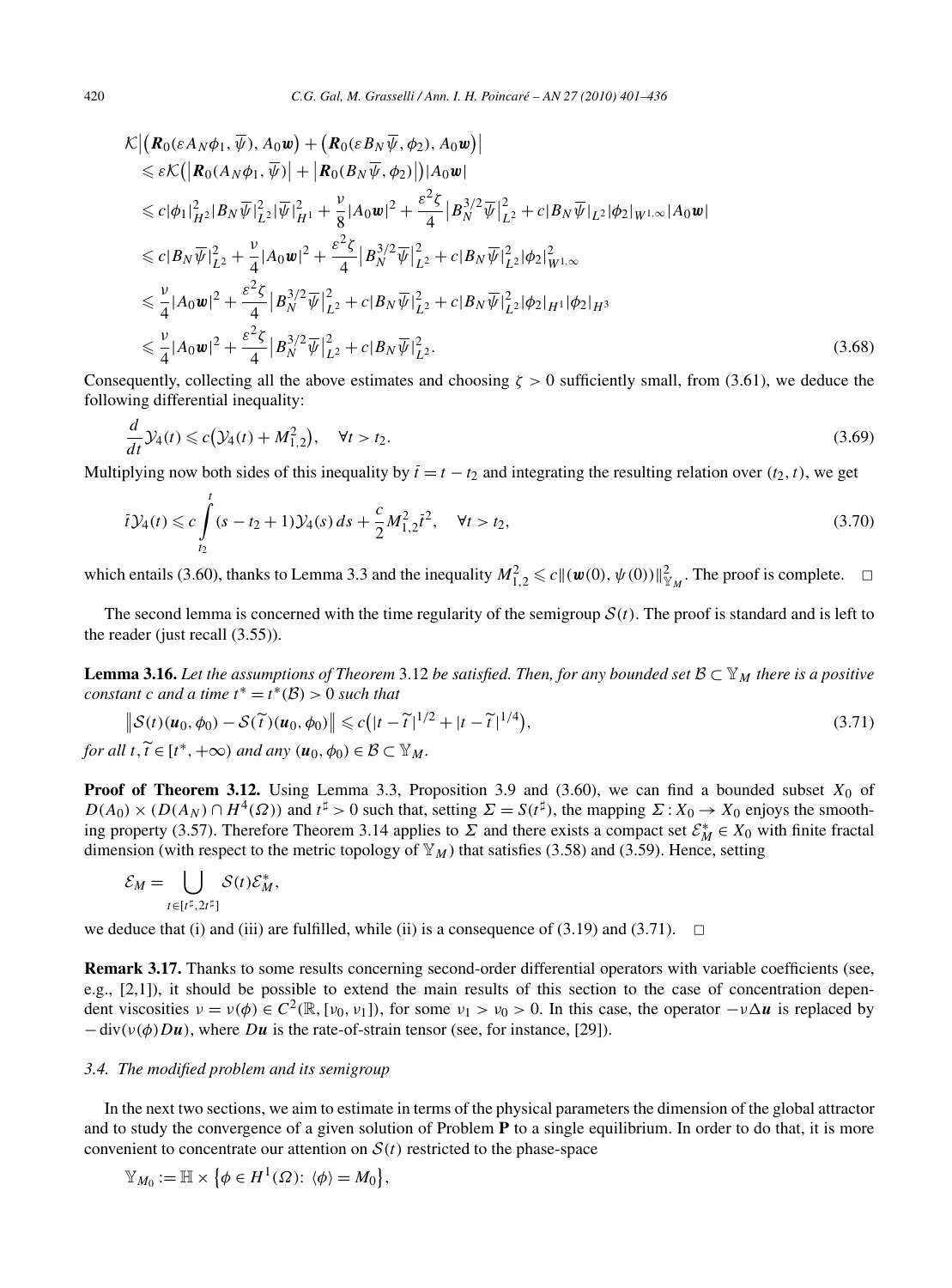$$
\begin{aligned}
&\mathcal{K}\big|\big(\boldsymbol{R}_0(\varepsilon A_N\phi_1,\overline{\psi}),A_0\boldsymbol{w}\big)+\big(\boldsymbol{R}_0(\varepsilon B_N\overline{\psi},\phi_2),A_0\boldsymbol{w}\big)\big|\\
&\quad\leqslant \varepsilon\mathcal{K}\big(\big|\boldsymbol{R}_0(A_N\phi_1,\overline{\psi})\big|+\big|\boldsymbol{R}_0(B_N\overline{\psi},\phi_2)\big|\big)|A_0\boldsymbol{w}|\\
&\quad\leqslant c|\phi_1|_{H^2}^2|B_N\overline{\psi}|_{L^2}^2|\overline{\psi}|_{H^1}^2+\frac{\nu}{8}|A_0\boldsymbol{w}|^2+\frac{\varepsilon^2\zeta}{4}\big|B_N^{3/2}\overline{\psi}\big|_{L^2}^2+c|B_N\overline{\psi}|_{L^2}|\phi_2|_{W^{1,\infty}}|A_0\boldsymbol{w}|\\
&\quad\leqslant c|B_N\overline{\psi}|_{L^2}^2+\frac{\nu}{4}|A_0\boldsymbol{w}|^2+\frac{\varepsilon^2\zeta}{4}\big|B_N^{3/2}\overline{\psi}\big|_{L^2}^2+c|B_N\overline{\psi}|_{L^2}^2|\phi_2|_{W^{1,\infty}}^2\\
&\quad\leqslant \frac{\nu}{4}|A_0\boldsymbol{w}|^2+\frac{\varepsilon^2\zeta}{4}\big|B_N^{3/2}\overline{\psi}\big|_{L^2}^2+c|B_N\overline{\psi}|_{L^2}^2+c|B_N\overline{\psi}|_{L^2}^2|\phi_2|_{H^1}|\phi_2|_{H^3}\\
&\quad\leqslant \frac{\nu}{4}|A_0\boldsymbol{w}|^2+\frac{\varepsilon^2\zeta}{4}\big|B_N^{3/2}\overline{\psi}\big|_{L^2}^2+c|B_N\overline{\psi}|_{L^2}^2.
\end{aligned}
\tag{3.68}
$$

Consequently, collecting all the above estimates and choosing $\zeta>0$ sufficiently small, from (3.61), we deduce the following differential inequality:

$$
\frac{d}{dt}\mathcal{Y}_4(t)\leqslant c\big(\mathcal{Y}_4(t)+M_{1,2}^2\big),\quad \forall t>t_2. \tag{3.69}
$$

Multiplying now both sides of this inequality by $\bar{t}=t-t_2$ and integrating the resulting relation over $(t_2,t)$, we get

$$
\bar{t}\mathcal{Y}_4(t)\leqslant c\int_{t_2}^{t}(s-t_2+1)\mathcal{Y}_4(s)\,ds+\frac{c}{2}M_{1,2}^2\bar{t}^2,\quad \forall t>t_2, \tag{3.70}
$$

which entails (3.60), thanks to Lemma 3.3 and the inequality $M_{1,2}^2\leqslant c\|(\boldsymbol{w}(0),\psi(0))\|_{\mathbb{Y}_M}^2$. The proof is complete. $\square$

The second lemma is concerned with the time regularity of the semigroup $\mathcal{S}(t)$. The proof is standard and is left to the reader (just recall (3.55)).

**Lemma 3.16.** *Let the assumptions of Theorem* 3.12 *be satisfied. Then, for any bounded set $\mathcal{B}\subset\mathbb{Y}_M$ there is a positive constant $c$ and a time $t^*=t^*(\mathcal{B})>0$ such that*

$$
\big\|\mathcal{S}(t)(\boldsymbol{u}_0,\phi_0)-\mathcal{S}(\widetilde{t})(\boldsymbol{u}_0,\phi_0)\big\|\leqslant c\big(|t-\widetilde{t}|^{1/2}+|t-\widetilde{t}|^{1/4}\big), \tag{3.71}
$$

*for all $t,\widetilde{t}\in[t^*,+\infty)$ and any $(\boldsymbol{u}_0,\phi_0)\in\mathcal{B}\subset\mathbb{Y}_M$.*

**Proof of Theorem 3.12.** Using Lemma 3.3, Proposition 3.9 and (3.60), we can find a bounded subset $X_0$ of $D(A_0)\times(D(A_N)\cap H^4(\Omega))$ and $t^\sharp>0$ such that, setting $\Sigma=S(t^\sharp)$, the mapping $\Sigma:X_0\to X_0$ enjoys the smoothing property (3.57). Therefore Theorem 3.14 applies to $\Sigma$ and there exists a compact set $\mathcal{E}_M^*\Subset X_0$ with finite fractal dimension (with respect to the metric topology of $\mathbb{Y}_M$) that satisfies (3.58) and (3.59). Hence, setting

$$
\mathcal{E}_M=\bigcup_{t\in[t^\sharp,2t^\sharp]}\mathcal{S}(t)\mathcal{E}_M^*,
$$

we deduce that (i) and (iii) are fulfilled, while (ii) is a consequence of (3.19) and (3.71). $\square$

**Remark 3.17.** Thanks to some results concerning second-order differential operators with variable coefficients (see, e.g., [2,1]), it should be possible to extend the main results of this section to the case of concentration dependent viscosities $\nu=\nu(\phi)\in C^2(\mathbb{R},[\nu_0,\nu_1])$, for some $\nu_1>\nu_0>0$. In this case, the operator $-\nu\Delta\boldsymbol{u}$ is replaced by $-\operatorname{div}(\nu(\phi)D\boldsymbol{u})$, where $D\boldsymbol{u}$ is the rate-of-strain tensor (see, for instance, [29]).

### *3.4. The modified problem and its semigroup*

In the next two sections, we aim to estimate in terms of the physical parameters the dimension of the global attractor and to study the convergence of a given solution of Problem **P** to a single equilibrium. In order to do that, it is more convenient to concentrate our attention on $\mathcal{S}(t)$ restricted to the phase-space

$$
\mathbb{Y}_{M_0}:=\mathbb{H}\times\big\{\phi\in H^1(\Omega):\ \langle\phi\rangle=M_0\big\},
$$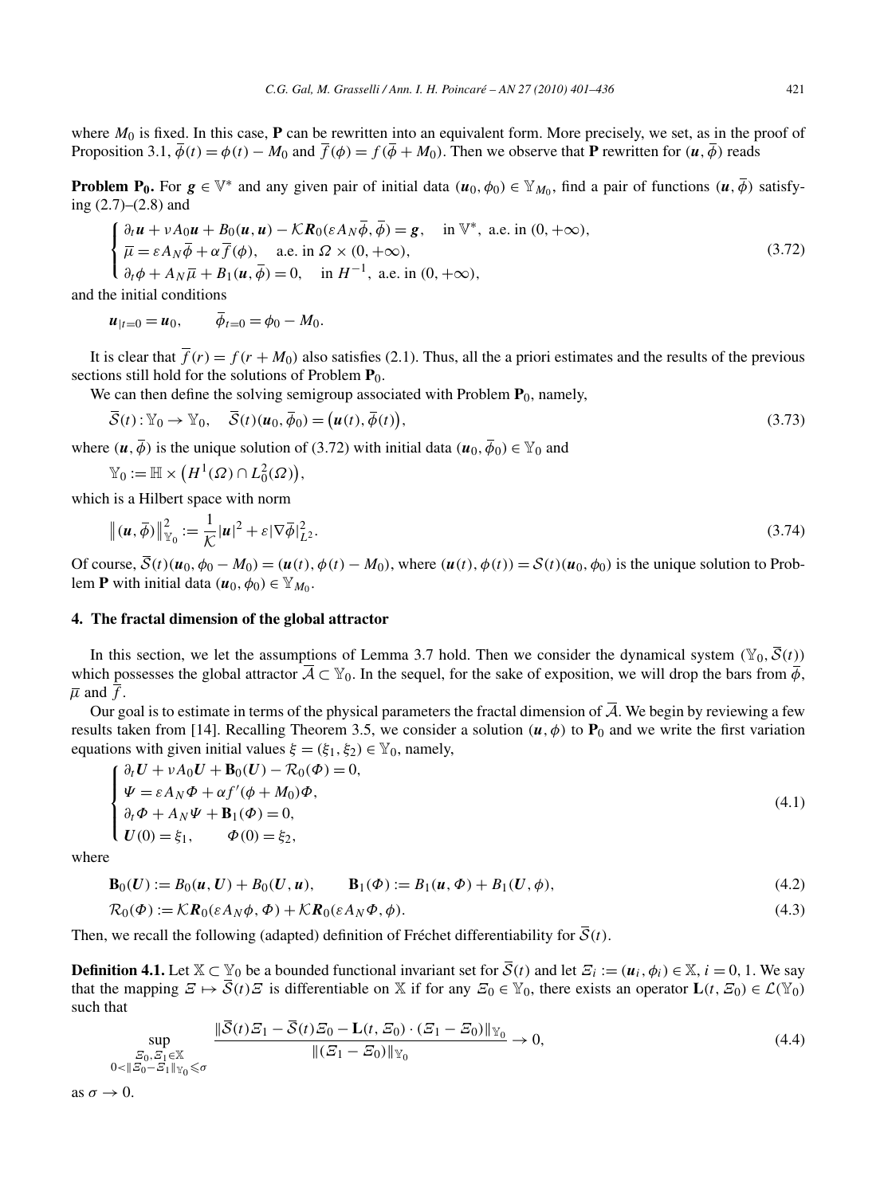where $M_0$ is fixed. In this case, $\mathbf{P}$ can be rewritten into an equivalent form. More precisely, we set, as in the proof of Proposition 3.1, $\overline{\phi}(t) = \phi(t) - M_0$ and $\overline{f}(\phi) = f(\overline{\phi} + M_0)$. Then we observe that $\mathbf{P}$ rewritten for $(\boldsymbol{u}, \overline{\phi})$ reads

**Problem $\mathbf{P_0}$.** For $\boldsymbol{g} \in \mathbb{V}^*$ and any given pair of initial data $(\boldsymbol{u}_0, \phi_0) \in \mathbb{Y}_{M_0}$, find a pair of functions $(\boldsymbol{u}, \overline{\phi})$ satisfying (2.7)–(2.8) and

$$
\begin{cases}
\partial_t \boldsymbol{u} + \nu A_0 \boldsymbol{u} + B_0(\boldsymbol{u}, \boldsymbol{u}) - \mathcal{K}\boldsymbol{R}_0(\varepsilon A_N \overline{\phi}, \overline{\phi}) = \boldsymbol{g}, \quad \text{in } \mathbb{V}^*, \text{ a.e. in } (0, +\infty), \\
\overline{\mu} = \varepsilon A_N \overline{\phi} + \alpha \overline{f}(\phi), \quad \text{a.e. in } \Omega \times (0, +\infty), \\
\partial_t \phi + A_N \overline{\mu} + B_1(\boldsymbol{u}, \overline{\phi}) = 0, \quad \text{in } H^{-1}, \text{ a.e. in } (0, +\infty),
\end{cases}
\tag{3.72}
$$

and the initial conditions

$$
\boldsymbol{u}_{|t=0} = \boldsymbol{u}_0, \qquad \overline{\phi}_{t=0} = \phi_0 - M_0.
$$

It is clear that $\overline{f}(r) = f(r + M_0)$ also satisfies (2.1). Thus, all the a priori estimates and the results of the previous sections still hold for the solutions of Problem $\mathbf{P}_0$.

We can then define the solving semigroup associated with Problem $\mathbf{P}_0$, namely,

$$
\overline{\mathcal{S}}(t) : \mathbb{Y}_0 \to \mathbb{Y}_0, \quad \overline{\mathcal{S}}(t)(\boldsymbol{u}_0, \overline{\phi}_0) = \big(\boldsymbol{u}(t), \overline{\phi}(t)\big),
\tag{3.73}
$$

where $(\boldsymbol{u}, \overline{\phi})$ is the unique solution of (3.72) with initial data $(\boldsymbol{u}_0, \overline{\phi}_0) \in \mathbb{Y}_0$ and

$$
\mathbb{Y}_0 := \mathbb{H} \times \big(H^1(\Omega) \cap L_0^2(\Omega)\big),
$$

which is a Hilbert space with norm

$$
\big\| (\boldsymbol{u}, \overline{\phi}) \big\|_{\mathbb{Y}_0}^2 := \frac{1}{\mathcal{K}} |\boldsymbol{u}|^2 + \varepsilon |\nabla \overline{\phi}|_{L^2}^2.
\tag{3.74}
$$

Of course, $\overline{\mathcal{S}}(t)(\boldsymbol{u}_0, \phi_0 - M_0) = (\boldsymbol{u}(t), \phi(t) - M_0)$, where $(\boldsymbol{u}(t), \phi(t)) = \mathcal{S}(t)(\boldsymbol{u}_0, \phi_0)$ is the unique solution to Problem $\mathbf{P}$ with initial data $(\boldsymbol{u}_0, \phi_0) \in \mathbb{Y}_{M_0}$.

## 4. The fractal dimension of the global attractor

In this section, we let the assumptions of Lemma 3.7 hold. Then we consider the dynamical system $(\mathbb{Y}_0, \overline{\mathcal{S}}(t))$ which possesses the global attractor $\overline{\mathcal{A}} \subset \mathbb{Y}_0$. In the sequel, for the sake of exposition, we will drop the bars from $\overline{\phi}$, $\overline{\mu}$ and $\overline{f}$.

Our goal is to estimate in terms of the physical parameters the fractal dimension of $\overline{\mathcal{A}}$. We begin by reviewing a few results taken from [14]. Recalling Theorem 3.5, we consider a solution $(\boldsymbol{u}, \phi)$ to $\mathbf{P}_0$ and we write the first variation equations with given initial values $\xi = (\xi_1, \xi_2) \in \mathbb{Y}_0$, namely,

$$
\begin{cases}
\partial_t \boldsymbol{U} + \nu A_0 \boldsymbol{U} + \mathbf{B}_0(\boldsymbol{U}) - \mathcal{R}_0(\Phi) = 0, \\
\Psi = \varepsilon A_N \Phi + \alpha f'(\phi + M_0)\Phi, \\
\partial_t \Phi + A_N \Psi + \mathbf{B}_1(\Phi) = 0, \\
\boldsymbol{U}(0) = \xi_1, \qquad \Phi(0) = \xi_2,
\end{cases}
\tag{4.1}
$$

where

$$
\mathbf{B}_0(\boldsymbol{U}) := B_0(\boldsymbol{u}, \boldsymbol{U}) + B_0(\boldsymbol{U}, \boldsymbol{u}), \qquad \mathbf{B}_1(\Phi) := B_1(\boldsymbol{u}, \Phi) + B_1(\boldsymbol{U}, \phi),
\tag{4.2}
$$

$$
\mathcal{R}_0(\Phi) := \mathcal{K}\boldsymbol{R}_0(\varepsilon A_N \phi, \Phi) + \mathcal{K}\boldsymbol{R}_0(\varepsilon A_N \Phi, \phi).
\tag{4.3}
$$

Then, we recall the following (adapted) definition of Fréchet differentiability for $\overline{\mathcal{S}}(t)$.

**Definition 4.1.** Let $\mathbb{X} \subset \mathbb{Y}_0$ be a bounded functional invariant set for $\overline{\mathcal{S}}(t)$ and let $\Xi_i := (\boldsymbol{u}_i, \phi_i) \in \mathbb{X}$, $i = 0, 1$. We say that the mapping $\Xi \mapsto \overline{\mathcal{S}}(t)\Xi$ is differentiable on $\mathbb{X}$ if for any $\Xi_0 \in \mathbb{Y}_0$, there exists an operator $\mathbf{L}(t, \Xi_0) \in \mathcal{L}(\mathbb{Y}_0)$ such that

$$
\sup_{\substack{\Xi_0, \Xi_1 \in \mathbb{X} \\ 0 < \|\Xi_0 - \Xi_1\|_{\mathbb{Y}_0} \leqslant \sigma}} \frac{\|\overline{\mathcal{S}}(t)\Xi_1 - \overline{\mathcal{S}}(t)\Xi_0 - \mathbf{L}(t, \Xi_0) \cdot (\Xi_1 - \Xi_0)\|_{\mathbb{Y}_0}}{\|(\Xi_1 - \Xi_0)\|_{\mathbb{Y}_0}} \to 0,
\tag{4.4}
$$

as $\sigma \to 0$.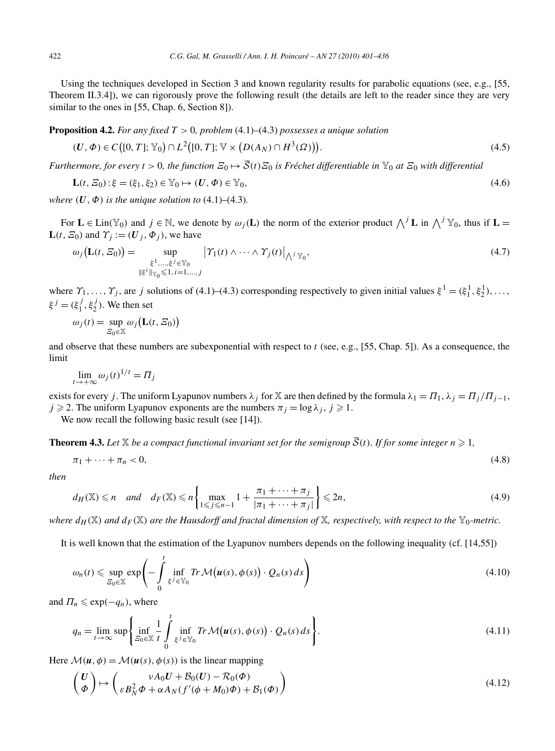Using the techniques developed in Section 3 and known regularity results for parabolic equations (see, e.g., [55, Theorem II.3.4]), we can rigorously prove the following result (the details are left to the reader since they are very similar to the ones in [55, Chap. 6, Section 8]).

**Proposition 4.2.** *For any fixed $T > 0$, problem* (4.1)–(4.3) *possesses a unique solution*

$$(\boldsymbol{U}, \Phi) \in C([0,T]; \mathbb{Y}_0) \cap L^2([0,T]; \mathbb{V} \times (D(A_N) \cap H^3(\Omega))). \tag{4.5}$$

*Furthermore, for every $t > 0$, the function $\Xi_0 \mapsto \overline{S}(t)\Xi_0$ is Fréchet differentiable in $\mathbb{Y}_0$ at $\Xi_0$ with differential*

$$\mathbf{L}(t, \Xi_0) : \xi = (\xi_1, \xi_2) \in \mathbb{Y}_0 \mapsto (\boldsymbol{U}, \Phi) \in \mathbb{Y}_0, \tag{4.6}$$

*where $(\boldsymbol{U}, \Phi)$ is the unique solution to* (4.1)–(4.3)*.*

For $\mathbf{L} \in \mathrm{Lin}(\mathbb{Y}_0)$ and $j \in \mathbb{N}$, we denote by $\omega_j(\mathbf{L})$ the norm of the exterior product $\bigwedge^j \mathbf{L}$ in $\bigwedge^j \mathbb{Y}_0$, thus if $\mathbf{L} = \mathbf{L}(t, \Xi_0)$ and $\Upsilon_j := (\boldsymbol{U}_j, \Phi_j)$, we have

$$\omega_j(\mathbf{L}(t, \Xi_0)) = \sup_{\substack{\xi^1, \ldots, \xi^j \in \mathbb{Y}_0 \\ \|\xi^i\|_{\mathbb{Y}_0} \leqslant 1,\, i=1,\ldots,j}} \left| \Upsilon_1(t) \wedge \cdots \wedge \Upsilon_j(t) \right|_{\bigwedge^j \mathbb{Y}_0}, \tag{4.7}$$

where $\Upsilon_1, \ldots, \Upsilon_j$, are $j$ solutions of (4.1)–(4.3) corresponding respectively to given initial values $\xi^1 = (\xi_1^1, \xi_2^1), \ldots, \xi^j = (\xi_1^j, \xi_2^j)$. We then set

$$\omega_j(t) = \sup_{\Xi_0 \in \mathbb{X}} \omega_j(\mathbf{L}(t, \Xi_0))$$

and observe that these numbers are subexponential with respect to $t$ (see, e.g., [55, Chap. 5]). As a consequence, the limit

$$\lim_{t \to +\infty} \omega_j(t)^{1/t} = \Pi_j$$

exists for every $j$. The uniform Lyapunov numbers $\lambda_j$ for $\mathbb{X}$ are then defined by the formula $\lambda_1 = \Pi_1$, $\lambda_j = \Pi_j / \Pi_{j-1}$, $j \geqslant 2$. The uniform Lyapunov exponents are the numbers $\pi_j = \log \lambda_j$, $j \geqslant 1$.

We now recall the following basic result (see [14]).

**Theorem 4.3.** *Let $\mathbb{X}$ be a compact functional invariant set for the semigroup $\overline{S}(t)$. If for some integer $n \geqslant 1$,*

$$\pi_1 + \cdots + \pi_n < 0, \tag{4.8}$$

*then*

$$d_H(\mathbb{X}) \leqslant n \quad \text{and} \quad d_F(\mathbb{X}) \leqslant n \left\{ \max_{1 \leqslant j \leqslant n-1} 1 + \frac{\pi_1 + \cdots + \pi_j}{|\pi_1 + \cdots + \pi_j|} \right\} \leqslant 2n, \tag{4.9}$$

*where $d_H(\mathbb{X})$ and $d_F(\mathbb{X})$ are the Hausdorff and fractal dimension of $\mathbb{X}$, respectively, with respect to the $\mathbb{Y}_0$-metric.*

It is well known that the estimation of the Lyapunov numbers depends on the following inequality (cf. [14,55])

$$\omega_n(t) \leqslant \sup_{\Xi_0 \in \mathbb{X}} \exp\left( - \int_0^t \inf_{\xi^j \in \mathbb{Y}_0} Tr\, \mathcal{M}(\boldsymbol{u}(s), \phi(s)) \cdot Q_n(s)\, ds \right) \tag{4.10}$$

and $\Pi_n \leqslant \exp(-q_n)$, where

$$q_n = \lim_{t \to \infty} \sup \left\{ \inf_{\Xi_0 \in \mathbb{X}} \frac{1}{t} \int_0^t \inf_{\xi^j \in \mathbb{Y}_0} Tr\, \mathcal{M}(\boldsymbol{u}(s), \phi(s)) \cdot Q_n(s)\, ds \right\}. \tag{4.11}$$

Here $\mathcal{M}(\boldsymbol{u}, \phi) = \mathcal{M}(\boldsymbol{u}(s), \phi(s))$ is the linear mapping

$$\begin{pmatrix} \boldsymbol{U} \\ \Phi \end{pmatrix} \mapsto \begin{pmatrix} \nu A_0 \boldsymbol{U} + \mathcal{B}_0(\boldsymbol{U}) - \mathcal{R}_0(\Phi) \\ \varepsilon B_N^2 \Phi + \alpha A_N (f'(\phi + M_0)\Phi) + \mathcal{B}_1(\Phi) \end{pmatrix} \tag{4.12}$$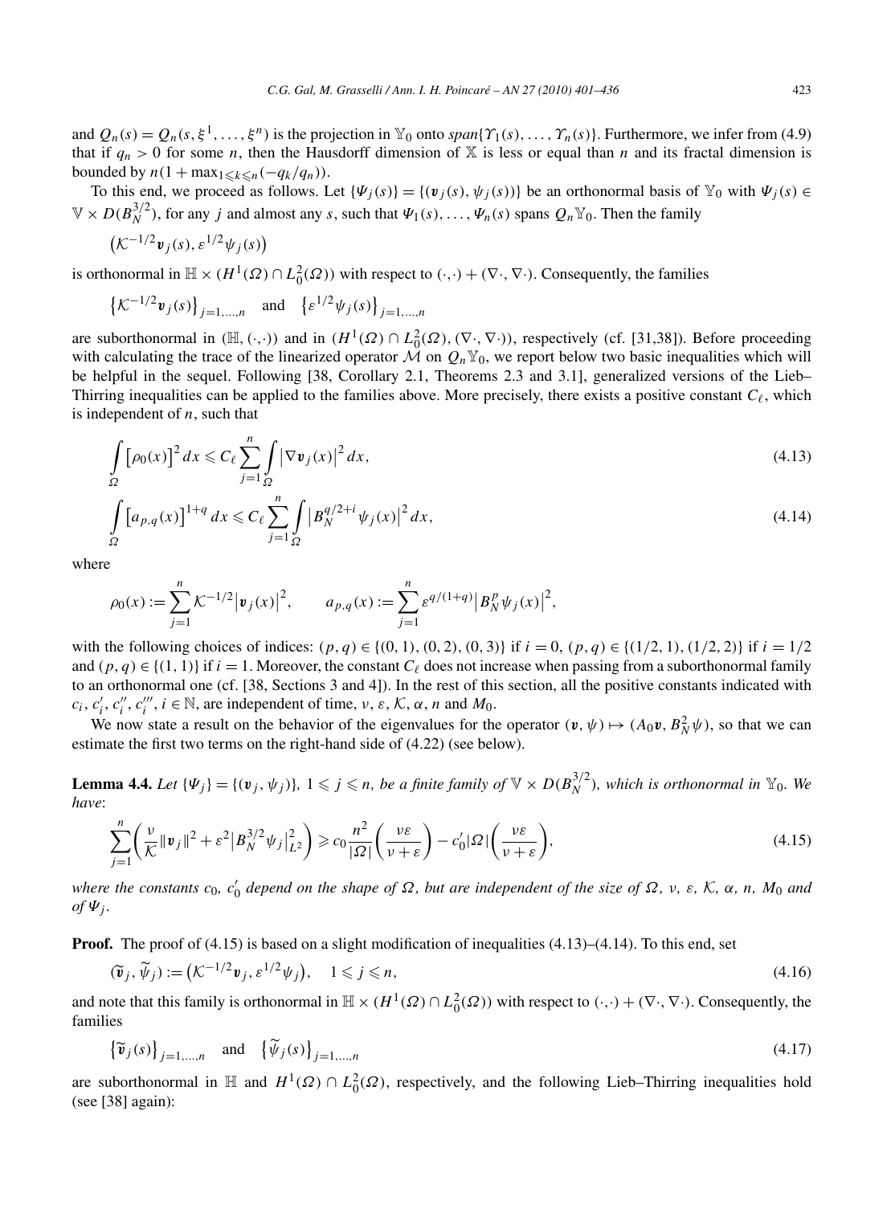and $Q_n(s) = Q_n(s, \xi^1, \dots, \xi^n)$ is the projection in $\mathbb{Y}_0$ onto $span\{\Upsilon_1(s), \dots, \Upsilon_n(s)\}$. Furthermore, we infer from (4.9) that if $q_n > 0$ for some $n$, then the Hausdorff dimension of $\mathbb{X}$ is less or equal than $n$ and its fractal dimension is bounded by $n(1 + \max_{1 \leqslant k \leqslant n}(-q_k/q_n))$.

To this end, we proceed as follows. Let $\{\Psi_j(s)\} = \{(\boldsymbol{v}_j(s), \psi_j(s))\}$ be an orthonormal basis of $\mathbb{Y}_0$ with $\Psi_j(s) \in \mathbb{V} \times D(B_N^{3/2})$, for any $j$ and almost any $s$, such that $\Psi_1(s), \dots, \Psi_n(s)$ spans $Q_n \mathbb{Y}_0$. Then the family

$$\left(\mathcal{K}^{-1/2}\boldsymbol{v}_j(s), \varepsilon^{1/2}\psi_j(s)\right)$$

is orthonormal in $\mathbb{H} \times (H^1(\Omega) \cap L_0^2(\Omega))$ with respect to $(\cdot,\cdot) + (\nabla\cdot, \nabla\cdot)$. Consequently, the families

$$\left\{\mathcal{K}^{-1/2}\boldsymbol{v}_j(s)\right\}_{j=1,\dots,n} \quad \text{and} \quad \left\{\varepsilon^{1/2}\psi_j(s)\right\}_{j=1,\dots,n}$$

are suborthonormal in $(\mathbb{H}, (\cdot,\cdot))$ and in $(H^1(\Omega) \cap L_0^2(\Omega), (\nabla\cdot, \nabla\cdot))$, respectively (cf. [31,38]). Before proceeding with calculating the trace of the linearized operator $\mathcal{M}$ on $Q_n \mathbb{Y}_0$, we report below two basic inequalities which will be helpful in the sequel. Following [38, Corollary 2.1, Theorems 2.3 and 3.1], generalized versions of the Lieb–Thirring inequalities can be applied to the families above. More precisely, there exists a positive constant $C_\ell$, which is independent of $n$, such that

$$\int_\Omega \left[\rho_0(x)\right]^2 dx \leqslant C_\ell \sum_{j=1}^n \int_\Omega \left|\nabla \boldsymbol{v}_j(x)\right|^2 dx, \tag{4.13}$$

$$\int_\Omega \left[a_{p,q}(x)\right]^{1+q} dx \leqslant C_\ell \sum_{j=1}^n \int_\Omega \left|B_N^{q/2+i}\psi_j(x)\right|^2 dx, \tag{4.14}$$

where

$$\rho_0(x) := \sum_{j=1}^n \mathcal{K}^{-1/2}\left|\boldsymbol{v}_j(x)\right|^2, \qquad a_{p,q}(x) := \sum_{j=1}^n \varepsilon^{q/(1+q)}\left|B_N^p \psi_j(x)\right|^2,$$

with the following choices of indices: $(p,q) \in \{(0,1), (0,2), (0,3)\}$ if $i = 0$, $(p,q) \in \{(1/2,1), (1/2,2)\}$ if $i = 1/2$ and $(p,q) \in \{(1,1)\}$ if $i = 1$. Moreover, the constant $C_\ell$ does not increase when passing from a suborthonormal family to an orthonormal one (cf. [38, Sections 3 and 4]). In the rest of this section, all the positive constants indicated with $c_i, c_i', c_i'', c_i'''$, $i \in \mathbb{N}$, are independent of time, $\nu$, $\varepsilon$, $\mathcal{K}$, $\alpha$, $n$ and $M_0$.

We now state a result on the behavior of the eigenvalues for the operator $(\boldsymbol{v}, \psi) \mapsto (A_0\boldsymbol{v}, B_N^2\psi)$, so that we can estimate the first two terms on the right-hand side of (4.22) (see below).

**Lemma 4.4.** *Let $\{\Psi_j\} = \{(\boldsymbol{v}_j, \psi_j)\}$, $1 \leqslant j \leqslant n$, be a finite family of $\mathbb{V} \times D(B_N^{3/2})$, which is orthonormal in $\mathbb{Y}_0$. We have*:

$$\sum_{j=1}^n \left(\frac{\nu}{\mathcal{K}}\|\boldsymbol{v}_j\|^2 + \varepsilon^2\left|B_N^{3/2}\psi_j\right|_{L^2}^2\right) \geqslant c_0 \frac{n^2}{|\Omega|}\left(\frac{\nu\varepsilon}{\nu+\varepsilon}\right) - c_0'|\Omega|\left(\frac{\nu\varepsilon}{\nu+\varepsilon}\right), \tag{4.15}$$

*where the constants $c_0$, $c_0'$ depend on the shape of $\Omega$, but are independent of the size of $\Omega$, $\nu$, $\varepsilon$, $\mathcal{K}$, $\alpha$, $n$, $M_0$ and of $\Psi_j$.*

**Proof.** The proof of (4.15) is based on a slight modification of inequalities (4.13)–(4.14). To this end, set

$$(\widetilde{\boldsymbol{v}}_j, \widetilde{\psi}_j) := \left(\mathcal{K}^{-1/2}\boldsymbol{v}_j, \varepsilon^{1/2}\psi_j\right), \quad 1 \leqslant j \leqslant n, \tag{4.16}$$

and note that this family is orthonormal in $\mathbb{H} \times (H^1(\Omega) \cap L_0^2(\Omega))$ with respect to $(\cdot,\cdot) + (\nabla\cdot, \nabla\cdot)$. Consequently, the families

$$\left\{\widetilde{\boldsymbol{v}}_j(s)\right\}_{j=1,\dots,n} \quad \text{and} \quad \left\{\widetilde{\psi}_j(s)\right\}_{j=1,\dots,n} \tag{4.17}$$

are suborthonormal in $\mathbb{H}$ and $H^1(\Omega) \cap L_0^2(\Omega)$, respectively, and the following Lieb–Thirring inequalities hold (see [38] again):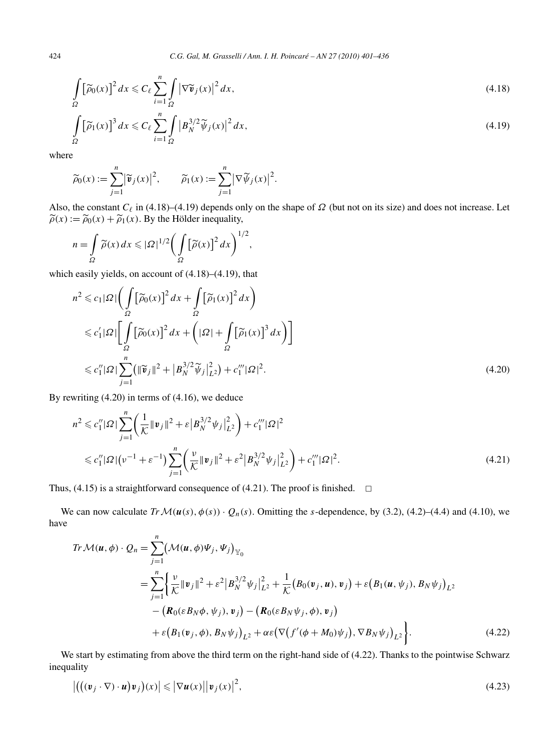$$\int_\Omega \left[\widetilde{\rho}_0(x)\right]^2 dx \leqslant C_\ell \sum_{i=1}^n \int_\Omega \left|\nabla \widetilde{\boldsymbol{v}}_j(x)\right|^2 dx, \tag{4.18}$$

$$\int_\Omega \left[\widetilde{\rho}_1(x)\right]^3 dx \leqslant C_\ell \sum_{i=1}^n \int_\Omega \left|B_N^{3/2} \widetilde{\psi}_j(x)\right|^2 dx, \tag{4.19}$$

where

$$\widetilde{\rho}_0(x) := \sum_{j=1}^n \left|\widetilde{\boldsymbol{v}}_j(x)\right|^2, \qquad \widetilde{\rho}_1(x) := \sum_{j=1}^n \left|\nabla \widetilde{\psi}_j(x)\right|^2.$$

Also, the constant $C_\ell$ in (4.18)–(4.19) depends only on the shape of $\Omega$ (but not on its size) and does not increase. Let $\widetilde{\rho}(x) := \widetilde{\rho}_0(x) + \widetilde{\rho}_1(x)$. By the Hölder inequality,

$$n = \int_\Omega \widetilde{\rho}(x)\, dx \leqslant |\Omega|^{1/2} \left( \int_\Omega \left[\widetilde{\rho}(x)\right]^2 dx \right)^{1/2},$$

which easily yields, on account of (4.18)–(4.19), that

$$\begin{aligned}
n^2 &\leqslant c_1 |\Omega| \left( \int_\Omega \left[\widetilde{\rho}_0(x)\right]^2 dx + \int_\Omega \left[\widetilde{\rho}_1(x)\right]^2 dx \right) \\
&\leqslant c_1' |\Omega| \left[ \int_\Omega \left[\widetilde{\rho}_0(x)\right]^2 dx + \left( |\Omega| + \int_\Omega \left[\widetilde{\rho}_1(x)\right]^3 dx \right) \right] \\
&\leqslant c_1'' |\Omega| \sum_{j=1}^n \left( \|\widetilde{\boldsymbol{v}}_j\|^2 + \left|B_N^{3/2} \widetilde{\psi}_j\right|_{L^2}^2 \right) + c_1''' |\Omega|^2.
\end{aligned} \tag{4.20}$$

By rewriting (4.20) in terms of (4.16), we deduce

$$\begin{aligned}
n^2 &\leqslant c_1'' |\Omega| \sum_{j=1}^n \left( \frac{1}{\mathcal{K}} \|\boldsymbol{v}_j\|^2 + \varepsilon \left|B_N^{3/2} \psi_j\right|_{L^2}^2 \right) + c_1''' |\Omega|^2 \\
&\leqslant c_1'' |\Omega| \left(\nu^{-1} + \varepsilon^{-1}\right) \sum_{j=1}^n \left( \frac{\nu}{\mathcal{K}} \|\boldsymbol{v}_j\|^2 + \varepsilon^2 \left|B_N^{3/2} \psi_j\right|_{L^2}^2 \right) + c_1''' |\Omega|^2.
\end{aligned} \tag{4.21}$$

Thus, (4.15) is a straightforward consequence of (4.21). The proof is finished. $\square$

We can now calculate $Tr\, \mathcal{M}(\boldsymbol{u}(s), \phi(s)) \cdot Q_n(s)$. Omitting the $s$-dependence, by (3.2), (4.2)–(4.4) and (4.10), we have

$$\begin{aligned}
Tr\, \mathcal{M}(\boldsymbol{u}, \phi) \cdot Q_n &= \sum_{j=1}^n \left( \mathcal{M}(\boldsymbol{u}, \phi) \Psi_j, \Psi_j \right)_{\mathbb{Y}_0} \\
&= \sum_{j=1}^n \Bigg\{ \frac{\nu}{\mathcal{K}} \|\boldsymbol{v}_j\|^2 + \varepsilon^2 \left|B_N^{3/2} \psi_j\right|_{L^2}^2 + \frac{1}{\mathcal{K}} \left( B_0(\boldsymbol{v}_j, \boldsymbol{u}), \boldsymbol{v}_j \right) + \varepsilon \left( B_1(\boldsymbol{u}, \psi_j), B_N \psi_j \right)_{L^2} \\
&\quad - \left( \boldsymbol{R}_0(\varepsilon B_N \phi, \psi_j), \boldsymbol{v}_j \right) - \left( \boldsymbol{R}_0(\varepsilon B_N \psi_j, \phi), \boldsymbol{v}_j \right) \\
&\quad + \varepsilon \left( B_1(\boldsymbol{v}_j, \phi), B_N \psi_j \right)_{L^2} + \alpha \varepsilon \left( \nabla\left( f'(\phi + M_0) \psi_j \right), \nabla B_N \psi_j \right)_{L^2} \Bigg\}.
\end{aligned} \tag{4.22}$$

We start by estimating from above the third term on the right-hand side of (4.22). Thanks to the pointwise Schwarz inequality

$$\left| \left( \left( (\boldsymbol{v}_j \cdot \nabla) \cdot \boldsymbol{u} \right) \boldsymbol{v}_j \right)(x) \right| \leqslant \left|\nabla \boldsymbol{u}(x)\right| \left|\boldsymbol{v}_j(x)\right|^2, \tag{4.23}$$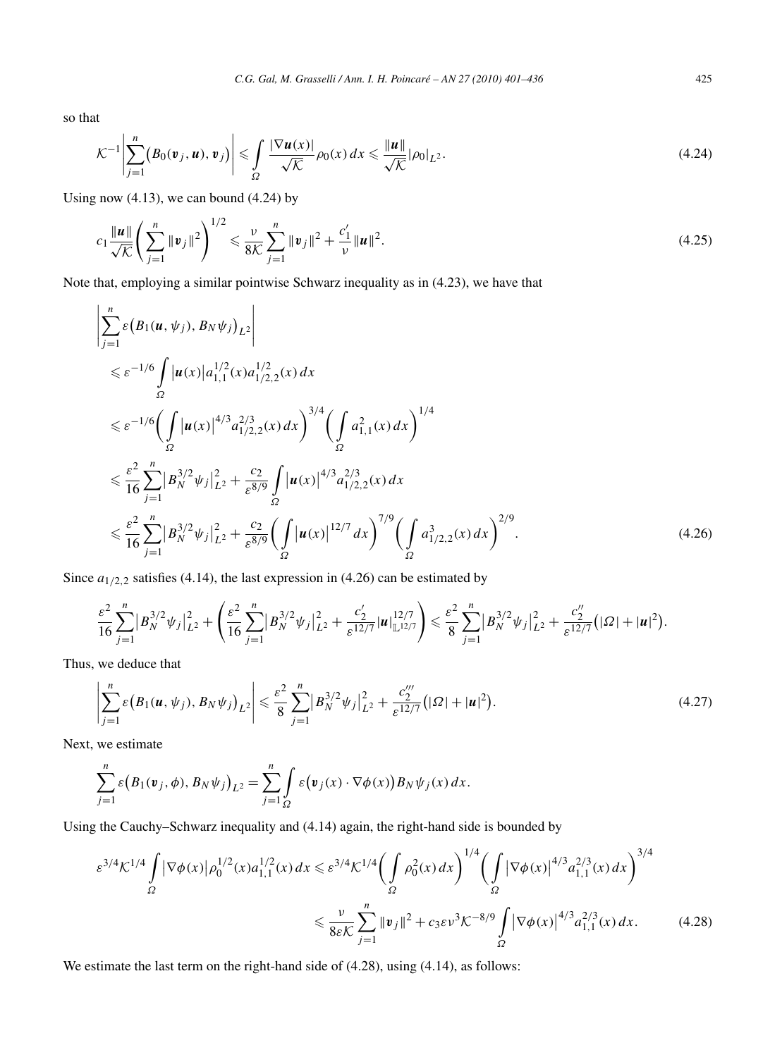so that

$$\mathcal{K}^{-1}\left|\sum_{j=1}^{n}\big(B_0(\boldsymbol{v}_j,\boldsymbol{u}),\boldsymbol{v}_j\big)\right| \leqslant \int_{\Omega}\frac{|\nabla \boldsymbol{u}(x)|}{\sqrt{\mathcal{K}}}\rho_0(x)\,dx \leqslant \frac{\|\boldsymbol{u}\|}{\sqrt{\mathcal{K}}}|\rho_0|_{L^2}. \tag{4.24}$$

Using now (4.13), we can bound (4.24) by

$$c_1\frac{\|\boldsymbol{u}\|}{\sqrt{\mathcal{K}}}\left(\sum_{j=1}^{n}\|\boldsymbol{v}_j\|^2\right)^{1/2} \leqslant \frac{\nu}{8\mathcal{K}}\sum_{j=1}^{n}\|\boldsymbol{v}_j\|^2 + \frac{c_1'}{\nu}\|\boldsymbol{u}\|^2. \tag{4.25}$$

Note that, employing a similar pointwise Schwarz inequality as in (4.23), we have that

$$\begin{aligned}
&\left|\sum_{j=1}^{n}\varepsilon\big(B_1(\boldsymbol{u},\psi_j),B_N\psi_j\big)_{L^2}\right| \\
&\quad\leqslant \varepsilon^{-1/6}\int_{\Omega}\big|\boldsymbol{u}(x)\big|a_{1,1}^{1/2}(x)a_{1/2,2}^{1/2}(x)\,dx \\
&\quad\leqslant \varepsilon^{-1/6}\left(\int_{\Omega}\big|\boldsymbol{u}(x)\big|^{4/3}a_{1/2,2}^{2/3}(x)\,dx\right)^{3/4}\left(\int_{\Omega}a_{1,1}^{2}(x)\,dx\right)^{1/4} \\
&\quad\leqslant \frac{\varepsilon^2}{16}\sum_{j=1}^{n}\big|B_N^{3/2}\psi_j\big|_{L^2}^2 + \frac{c_2}{\varepsilon^{8/9}}\int_{\Omega}\big|\boldsymbol{u}(x)\big|^{4/3}a_{1/2,2}^{2/3}(x)\,dx \\
&\quad\leqslant \frac{\varepsilon^2}{16}\sum_{j=1}^{n}\big|B_N^{3/2}\psi_j\big|_{L^2}^2 + \frac{c_2}{\varepsilon^{8/9}}\left(\int_{\Omega}\big|\boldsymbol{u}(x)\big|^{12/7}\,dx\right)^{7/9}\left(\int_{\Omega}a_{1/2,2}^{3}(x)\,dx\right)^{2/9}.
\end{aligned} \tag{4.26}$$

Since $a_{1/2,2}$ satisfies (4.14), the last expression in (4.26) can be estimated by

$$\frac{\varepsilon^2}{16}\sum_{j=1}^{n}\big|B_N^{3/2}\psi_j\big|_{L^2}^2 + \left(\frac{\varepsilon^2}{16}\sum_{j=1}^{n}\big|B_N^{3/2}\psi_j\big|_{L^2}^2 + \frac{c_2'}{\varepsilon^{12/7}}|\boldsymbol{u}|_{\mathbb{L}^{12/7}}^{12/7}\right) \leqslant \frac{\varepsilon^2}{8}\sum_{j=1}^{n}\big|B_N^{3/2}\psi_j\big|_{L^2}^2 + \frac{c_2''}{\varepsilon^{12/7}}\big(|\Omega| + |\boldsymbol{u}|^2\big).$$

Thus, we deduce that

$$\left|\sum_{j=1}^{n}\varepsilon\big(B_1(\boldsymbol{u},\psi_j),B_N\psi_j\big)_{L^2}\right| \leqslant \frac{\varepsilon^2}{8}\sum_{j=1}^{n}\big|B_N^{3/2}\psi_j\big|_{L^2}^2 + \frac{c_2'''}{\varepsilon^{12/7}}\big(|\Omega| + |\boldsymbol{u}|^2\big). \tag{4.27}$$

Next, we estimate

$$\sum_{j=1}^{n}\varepsilon\big(B_1(\boldsymbol{v}_j,\phi),B_N\psi_j\big)_{L^2} = \sum_{j=1}^{n}\int_{\Omega}\varepsilon\big(\boldsymbol{v}_j(x)\cdot\nabla\phi(x)\big)B_N\psi_j(x)\,dx.$$

Using the Cauchy–Schwarz inequality and (4.14) again, the right-hand side is bounded by

$$\begin{aligned}
\varepsilon^{3/4}\mathcal{K}^{1/4}\int_{\Omega}\big|\nabla\phi(x)\big|\rho_0^{1/2}(x)a_{1,1}^{1/2}(x)\,dx &\leqslant \varepsilon^{3/4}\mathcal{K}^{1/4}\left(\int_{\Omega}\rho_0^2(x)\,dx\right)^{1/4}\left(\int_{\Omega}\big|\nabla\phi(x)\big|^{4/3}a_{1,1}^{2/3}(x)\,dx\right)^{3/4} \\
&\leqslant \frac{\nu}{8\varepsilon\mathcal{K}}\sum_{j=1}^{n}\|\boldsymbol{v}_j\|^2 + c_3\varepsilon\nu^3\mathcal{K}^{-8/9}\int_{\Omega}\big|\nabla\phi(x)\big|^{4/3}a_{1,1}^{2/3}(x)\,dx.
\end{aligned} \tag{4.28}$$

We estimate the last term on the right-hand side of (4.28), using (4.14), as follows: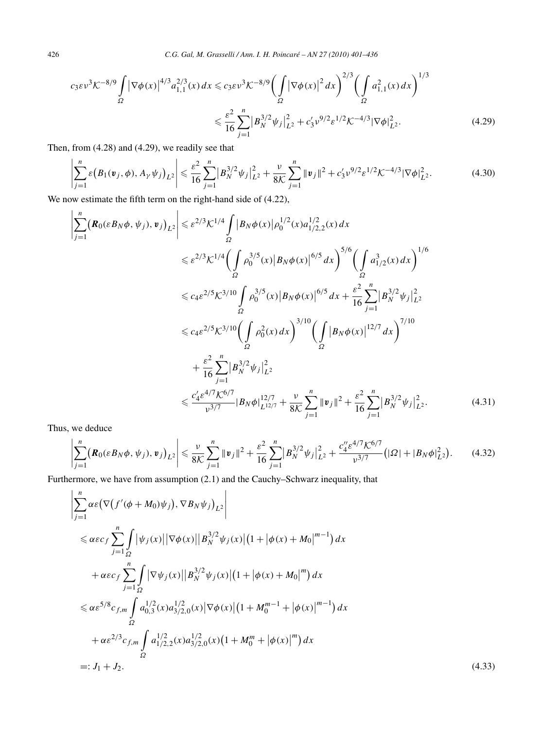$$c_3\varepsilon\nu^3\mathcal{K}^{-8/9}\int\limits_\Omega\left|\nabla\phi(x)\right|^{4/3}a_{1,1}^{2/3}(x)\,dx \leqslant c_3\varepsilon\nu^3\mathcal{K}^{-8/9}\left(\int\limits_\Omega\left|\nabla\phi(x)\right|^2dx\right)^{2/3}\left(\int\limits_\Omega a_{1,1}^2(x)\,dx\right)^{1/3}$$
$$\leqslant \frac{\varepsilon^2}{16}\sum_{j=1}^n\left|B_N^{3/2}\psi_j\right|_{L^2}^2 + c_3'\nu^{9/2}\varepsilon^{1/2}\mathcal{K}^{-4/3}|\nabla\phi|_{L^2}^2. \tag{4.29}$$

Then, from (4.28) and (4.29), we readily see that

$$\left|\sum_{j=1}^n\varepsilon\big(B_1(\boldsymbol{v}_j,\phi),A_\gamma\psi_j\big)_{L^2}\right| \leqslant \frac{\varepsilon^2}{16}\sum_{j=1}^n\left|B_N^{3/2}\psi_j\right|_{L^2}^2 + \frac{\nu}{8\mathcal{K}}\sum_{j=1}^n\|\boldsymbol{v}_j\|^2 + c_3'\nu^{9/2}\varepsilon^{1/2}\mathcal{K}^{-4/3}|\nabla\phi|_{L^2}^2. \tag{4.30}$$

We now estimate the fifth term on the right-hand side of (4.22),

$$\left|\sum_{j=1}^n\big(\boldsymbol{R}_0(\varepsilon B_N\phi,\psi_j),\boldsymbol{v}_j\big)_{L^2}\right| \leqslant \varepsilon^{2/3}\mathcal{K}^{1/4}\int\limits_\Omega\left|B_N\phi(x)\right|\rho_0^{1/2}(x)a_{1/2,2}^{1/2}(x)\,dx$$
$$\leqslant \varepsilon^{2/3}\mathcal{K}^{1/4}\left(\int\limits_\Omega\rho_0^{3/5}(x)\left|B_N\phi(x)\right|^{6/5}dx\right)^{5/6}\left(\int\limits_\Omega a_{1/2}^3(x)\,dx\right)^{1/6}$$
$$\leqslant c_4\varepsilon^{2/5}\mathcal{K}^{3/10}\int\limits_\Omega\rho_0^{3/5}(x)\left|B_N\phi(x)\right|^{6/5}dx + \frac{\varepsilon^2}{16}\sum_{j=1}^n\left|B_N^{3/2}\psi_j\right|_{L^2}^2$$
$$\leqslant c_4\varepsilon^{2/5}\mathcal{K}^{3/10}\left(\int\limits_\Omega\rho_0^2(x)\,dx\right)^{3/10}\left(\int\limits_\Omega\left|B_N\phi(x)\right|^{12/7}dx\right)^{7/10}$$
$$+\frac{\varepsilon^2}{16}\sum_{j=1}^n\left|B_N^{3/2}\psi_j\right|_{L^2}^2$$
$$\leqslant \frac{c_4'\varepsilon^{4/7}\mathcal{K}^{6/7}}{\nu^{3/7}}|B_N\phi|_{L^{12/7}}^{12/7} + \frac{\nu}{8\mathcal{K}}\sum_{j=1}^n\|\boldsymbol{v}_j\|^2 + \frac{\varepsilon^2}{16}\sum_{j=1}^n\left|B_N^{3/2}\psi_j\right|_{L^2}^2. \tag{4.31}$$

Thus, we deduce

$$\left|\sum_{j=1}^n\big(\boldsymbol{R}_0(\varepsilon B_N\phi,\psi_j),\boldsymbol{v}_j\big)_{L^2}\right| \leqslant \frac{\nu}{8\mathcal{K}}\sum_{j=1}^n\|\boldsymbol{v}_j\|^2 + \frac{\varepsilon^2}{16}\sum_{j=1}^n\left|B_N^{3/2}\psi_j\right|_{L^2}^2 + \frac{c_4''\varepsilon^{4/7}\mathcal{K}^{6/7}}{\nu^{3/7}}\big(|\Omega| + |B_N\phi|_{L^2}^2\big). \tag{4.32}$$

Furthermore, we have from assumption (2.1) and the Cauchy–Schwarz inequality, that

$$\left|\sum_{j=1}^n\alpha\varepsilon\big(\nabla\big(f'(\phi+M_0)\psi_j\big),\nabla B_N\psi_j\big)_{L^2}\right|$$
$$\leqslant \alpha\varepsilon c_f\sum_{j=1}^n\int\limits_\Omega\left|\psi_j(x)\right|\left|\nabla\phi(x)\right|\left|B_N^{3/2}\psi_j(x)\right|\big(1+\left|\phi(x)+M_0\right|^{m-1}\big)\,dx$$
$$+\alpha\varepsilon c_f\sum_{j=1}^n\int\limits_\Omega\left|\nabla\psi_j(x)\right|\left|B_N^{3/2}\psi_j(x)\right|\big(1+\left|\phi(x)+M_0\right|^m\big)\,dx$$
$$\leqslant \alpha\varepsilon^{5/8}c_{f,m}\int\limits_\Omega a_{0,3}^{1/2}(x)a_{3/2,0}^{1/2}(x)\left|\nabla\phi(x)\right|\big(1+M_0^{m-1}+\left|\phi(x)\right|^{m-1}\big)\,dx$$
$$+\alpha\varepsilon^{2/3}c_{f,m}\int\limits_\Omega a_{1/2,2}^{1/2}(x)a_{3/2,0}^{1/2}(x)\big(1+M_0^m+\left|\phi(x)\right|^m\big)\,dx$$
$$=: J_1+J_2. \tag{4.33}$$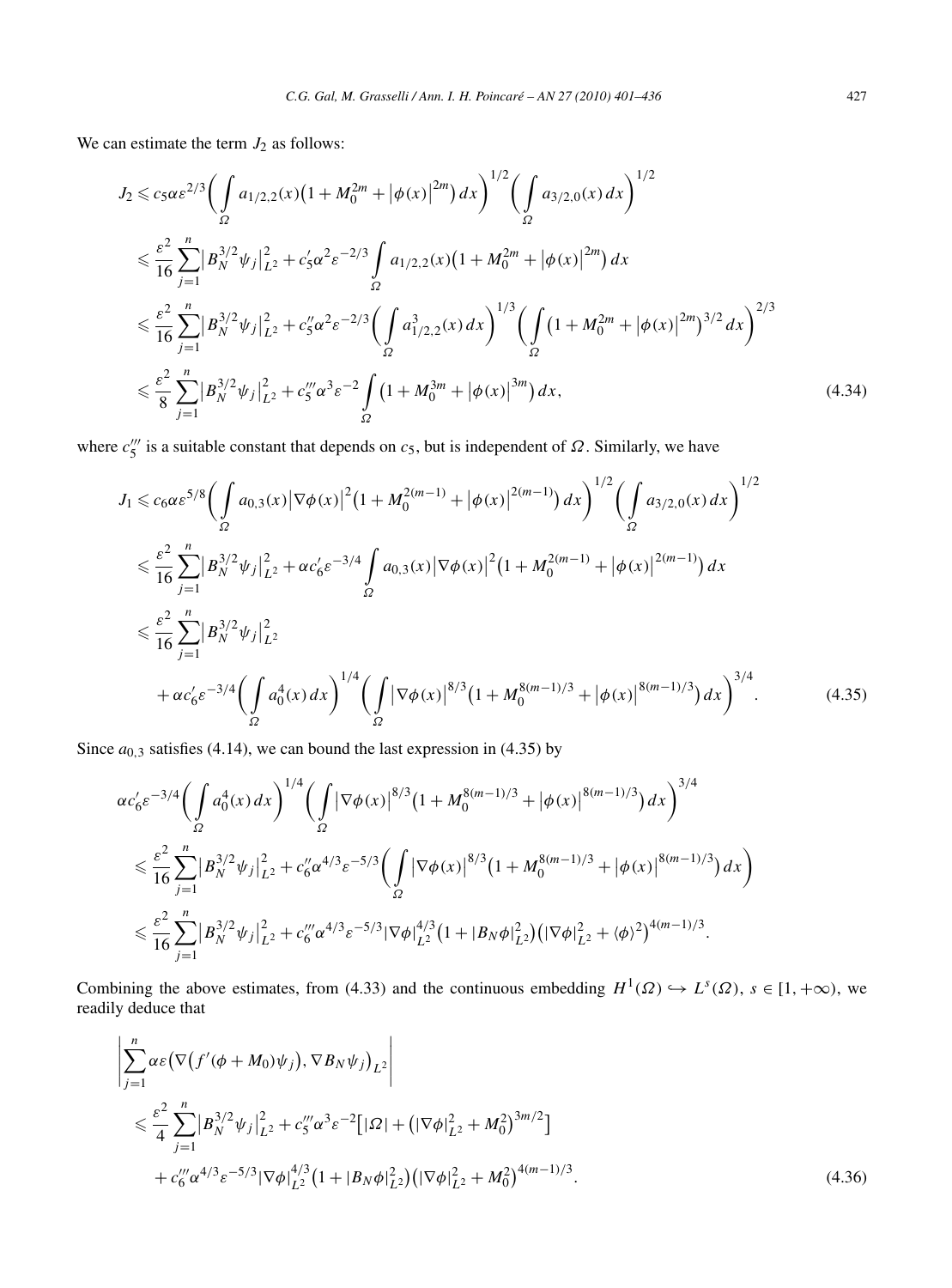We can estimate the term $J_2$ as follows:

$$
\begin{aligned}
J_2 &\leqslant c_5 \alpha \varepsilon^{2/3} \biggl( \int_\Omega a_{1/2,2}(x)\bigl(1 + M_0^{2m} + \bigl|\phi(x)\bigr|^{2m}\bigr)\,dx \biggr)^{1/2} \biggl( \int_\Omega a_{3/2,0}(x)\,dx \biggr)^{1/2} \\
&\leqslant \frac{\varepsilon^2}{16} \sum_{j=1}^n \bigl|B_N^{3/2}\psi_j\bigr|_{L^2}^2 + c_5' \alpha^2 \varepsilon^{-2/3} \int_\Omega a_{1/2,2}(x)\bigl(1 + M_0^{2m} + \bigl|\phi(x)\bigr|^{2m}\bigr)\,dx \\
&\leqslant \frac{\varepsilon^2}{16} \sum_{j=1}^n \bigl|B_N^{3/2}\psi_j\bigr|_{L^2}^2 + c_5'' \alpha^2 \varepsilon^{-2/3} \biggl( \int_\Omega a_{1/2,2}^3(x)\,dx \biggr)^{1/3} \biggl( \int_\Omega \bigl(1 + M_0^{2m} + \bigl|\phi(x)\bigr|^{2m}\bigr)^{3/2}\,dx \biggr)^{2/3} \\
&\leqslant \frac{\varepsilon^2}{8} \sum_{j=1}^n \bigl|B_N^{3/2}\psi_j\bigr|_{L^2}^2 + c_5''' \alpha^3 \varepsilon^{-2} \int_\Omega \bigl(1 + M_0^{3m} + \bigl|\phi(x)\bigr|^{3m}\bigr)\,dx,
\end{aligned}
\tag{4.34}
$$

where $c_5'''$ is a suitable constant that depends on $c_5$, but is independent of $\Omega$. Similarly, we have

$$
\begin{aligned}
J_1 &\leqslant c_6 \alpha \varepsilon^{5/8} \biggl( \int_\Omega a_{0,3}(x)\bigl|\nabla\phi(x)\bigr|^2\bigl(1 + M_0^{2(m-1)} + \bigl|\phi(x)\bigr|^{2(m-1)}\bigr)\,dx \biggr)^{1/2} \biggl( \int_\Omega a_{3/2,0}(x)\,dx \biggr)^{1/2} \\
&\leqslant \frac{\varepsilon^2}{16} \sum_{j=1}^n \bigl|B_N^{3/2}\psi_j\bigr|_{L^2}^2 + \alpha c_6' \varepsilon^{-3/4} \int_\Omega a_{0,3}(x)\bigl|\nabla\phi(x)\bigr|^2\bigl(1 + M_0^{2(m-1)} + \bigl|\phi(x)\bigr|^{2(m-1)}\bigr)\,dx \\
&\leqslant \frac{\varepsilon^2}{16} \sum_{j=1}^n \bigl|B_N^{3/2}\psi_j\bigr|_{L^2}^2 \\
&\quad + \alpha c_6' \varepsilon^{-3/4} \biggl( \int_\Omega a_0^4(x)\,dx \biggr)^{1/4} \biggl( \int_\Omega \bigl|\nabla\phi(x)\bigr|^{8/3}\bigl(1 + M_0^{8(m-1)/3} + \bigl|\phi(x)\bigr|^{8(m-1)/3}\bigr)\,dx \biggr)^{3/4}.
\end{aligned}
\tag{4.35}
$$

Since $a_{0,3}$ satisfies (4.14), we can bound the last expression in (4.35) by

$$
\begin{aligned}
&\alpha c_6' \varepsilon^{-3/4} \biggl( \int_\Omega a_0^4(x)\,dx \biggr)^{1/4} \biggl( \int_\Omega \bigl|\nabla\phi(x)\bigr|^{8/3}\bigl(1 + M_0^{8(m-1)/3} + \bigl|\phi(x)\bigr|^{8(m-1)/3}\bigr)\,dx \biggr)^{3/4} \\
&\quad\leqslant \frac{\varepsilon^2}{16} \sum_{j=1}^n \bigl|B_N^{3/2}\psi_j\bigr|_{L^2}^2 + c_6'' \alpha^{4/3} \varepsilon^{-5/3} \biggl( \int_\Omega \bigl|\nabla\phi(x)\bigr|^{8/3}\bigl(1 + M_0^{8(m-1)/3} + \bigl|\phi(x)\bigr|^{8(m-1)/3}\bigr)\,dx \biggr) \\
&\quad\leqslant \frac{\varepsilon^2}{16} \sum_{j=1}^n \bigl|B_N^{3/2}\psi_j\bigr|_{L^2}^2 + c_6''' \alpha^{4/3} \varepsilon^{-5/3} |\nabla\phi|_{L^2}^{4/3}\bigl(1 + |B_N\phi|_{L^2}^2\bigr)\bigl(|\nabla\phi|_{L^2}^2 + \langle\phi\rangle^2\bigr)^{4(m-1)/3}.
\end{aligned}
$$

Combining the above estimates, from (4.33) and the continuous embedding $H^1(\Omega) \hookrightarrow L^s(\Omega)$, $s \in [1, +\infty)$, we readily deduce that

$$
\begin{aligned}
&\biggl| \sum_{j=1}^n \alpha\varepsilon \bigl(\nabla\bigl(f'(\phi + M_0)\psi_j\bigr), \nabla B_N\psi_j\bigr)_{L^2} \biggr| \\
&\quad\leqslant \frac{\varepsilon^2}{4} \sum_{j=1}^n \bigl|B_N^{3/2}\psi_j\bigr|_{L^2}^2 + c_5''' \alpha^3 \varepsilon^{-2} \bigl[|\Omega| + \bigl(|\nabla\phi|_{L^2}^2 + M_0^2\bigr)^{3m/2}\bigr] \\
&\qquad + c_6''' \alpha^{4/3} \varepsilon^{-5/3} |\nabla\phi|_{L^2}^{4/3}\bigl(1 + |B_N\phi|_{L^2}^2\bigr)\bigl(|\nabla\phi|_{L^2}^2 + M_0^2\bigr)^{4(m-1)/3}.
\end{aligned}
\tag{4.36}
$$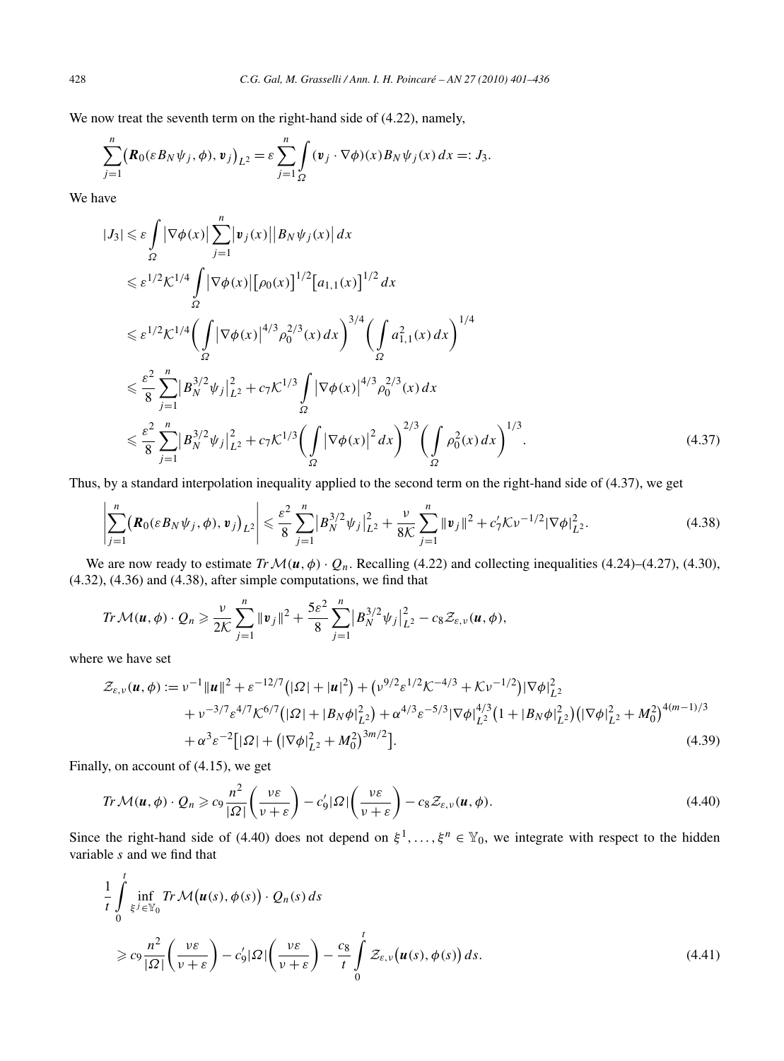We now treat the seventh term on the right-hand side of (4.22), namely,

$$\sum_{j=1}^{n}\big(\boldsymbol{R}_0(\varepsilon B_N\psi_j,\phi),\boldsymbol{v}_j\big)_{L^2}=\varepsilon\sum_{j=1}^{n}\int_{\Omega}(\boldsymbol{v}_j\cdot\nabla\phi)(x)B_N\psi_j(x)\,dx=:J_3.$$

We have

$$\begin{aligned}
|J_3| &\leqslant \varepsilon\int_{\Omega}\big|\nabla\phi(x)\big|\sum_{j=1}^{n}\big|\boldsymbol{v}_j(x)\big|\big|B_N\psi_j(x)\big|\,dx\\
&\leqslant \varepsilon^{1/2}\mathcal{K}^{1/4}\int_{\Omega}\big|\nabla\phi(x)\big|\big[\rho_0(x)\big]^{1/2}\big[a_{1,1}(x)\big]^{1/2}\,dx\\
&\leqslant \varepsilon^{1/2}\mathcal{K}^{1/4}\bigg(\int_{\Omega}\big|\nabla\phi(x)\big|^{4/3}\rho_0^{2/3}(x)\,dx\bigg)^{3/4}\bigg(\int_{\Omega}a_{1,1}^2(x)\,dx\bigg)^{1/4}\\
&\leqslant \frac{\varepsilon^2}{8}\sum_{j=1}^{n}\big|B_N^{3/2}\psi_j\big|_{L^2}^2+c_7\mathcal{K}^{1/3}\int_{\Omega}\big|\nabla\phi(x)\big|^{4/3}\rho_0^{2/3}(x)\,dx\\
&\leqslant \frac{\varepsilon^2}{8}\sum_{j=1}^{n}\big|B_N^{3/2}\psi_j\big|_{L^2}^2+c_7\mathcal{K}^{1/3}\bigg(\int_{\Omega}\big|\nabla\phi(x)\big|^{2}\,dx\bigg)^{2/3}\bigg(\int_{\Omega}\rho_0^2(x)\,dx\bigg)^{1/3}.
\end{aligned}\tag{4.37}$$

Thus, by a standard interpolation inequality applied to the second term on the right-hand side of (4.37), we get

$$\bigg|\sum_{j=1}^{n}\big(\boldsymbol{R}_0(\varepsilon B_N\psi_j,\phi),\boldsymbol{v}_j\big)_{L^2}\bigg|\leqslant\frac{\varepsilon^2}{8}\sum_{j=1}^{n}\big|B_N^{3/2}\psi_j\big|_{L^2}^2+\frac{\nu}{8\mathcal{K}}\sum_{j=1}^{n}\|\boldsymbol{v}_j\|^2+c_7'\mathcal{K}\nu^{-1/2}|\nabla\phi|_{L^2}^2.\tag{4.38}$$

We are now ready to estimate $Tr\,\mathcal{M}(\boldsymbol{u},\phi)\cdot Q_n$. Recalling (4.22) and collecting inequalities (4.24)–(4.27), (4.30), (4.32), (4.36) and (4.38), after simple computations, we find that

$$Tr\,\mathcal{M}(\boldsymbol{u},\phi)\cdot Q_n\geqslant\frac{\nu}{2\mathcal{K}}\sum_{j=1}^{n}\|\boldsymbol{v}_j\|^2+\frac{5\varepsilon^2}{8}\sum_{j=1}^{n}\big|B_N^{3/2}\psi_j\big|_{L^2}^2-c_8\mathcal{Z}_{\varepsilon,\nu}(\boldsymbol{u},\phi),$$

where we have set

$$\begin{aligned}
\mathcal{Z}_{\varepsilon,\nu}(\boldsymbol{u},\phi) &:= \nu^{-1}\|\boldsymbol{u}\|^2+\varepsilon^{-12/7}\big(|\Omega|+|\boldsymbol{u}|^2\big)+\big(\nu^{9/2}\varepsilon^{1/2}\mathcal{K}^{-4/3}+\mathcal{K}\nu^{-1/2}\big)|\nabla\phi|_{L^2}^2\\
&\quad+\nu^{-3/7}\varepsilon^{4/7}\mathcal{K}^{6/7}\big(|\Omega|+|B_N\phi|_{L^2}^2\big)+\alpha^{4/3}\varepsilon^{-5/3}|\nabla\phi|_{L^2}^{4/3}\big(1+|B_N\phi|_{L^2}^2\big)\big(|\nabla\phi|_{L^2}^2+M_0^2\big)^{4(m-1)/3}\\
&\quad+\alpha^3\varepsilon^{-2}\big[|\Omega|+\big(|\nabla\phi|_{L^2}^2+M_0^2\big)^{3m/2}\big].
\end{aligned}\tag{4.39}$$

Finally, on account of (4.15), we get

$$Tr\,\mathcal{M}(\boldsymbol{u},\phi)\cdot Q_n\geqslant c_9\frac{n^2}{|\Omega|}\bigg(\frac{\nu\varepsilon}{\nu+\varepsilon}\bigg)-c_9'|\Omega|\bigg(\frac{\nu\varepsilon}{\nu+\varepsilon}\bigg)-c_8\mathcal{Z}_{\varepsilon,\nu}(\boldsymbol{u},\phi).\tag{4.40}$$

Since the right-hand side of (4.40) does not depend on $\xi^1,\dots,\xi^n\in\mathbb{Y}_0$, we integrate with respect to the hidden variable $s$ and we find that

$$\begin{aligned}
&\frac{1}{t}\int_0^t\inf_{\xi^j\in\mathbb{Y}_0}Tr\,\mathcal{M}\big(\boldsymbol{u}(s),\phi(s)\big)\cdot Q_n(s)\,ds\\
&\quad\geqslant c_9\frac{n^2}{|\Omega|}\bigg(\frac{\nu\varepsilon}{\nu+\varepsilon}\bigg)-c_9'|\Omega|\bigg(\frac{\nu\varepsilon}{\nu+\varepsilon}\bigg)-\frac{c_8}{t}\int_0^t\mathcal{Z}_{\varepsilon,\nu}\big(\boldsymbol{u}(s),\phi(s)\big)\,ds.
\end{aligned}\tag{4.41}$$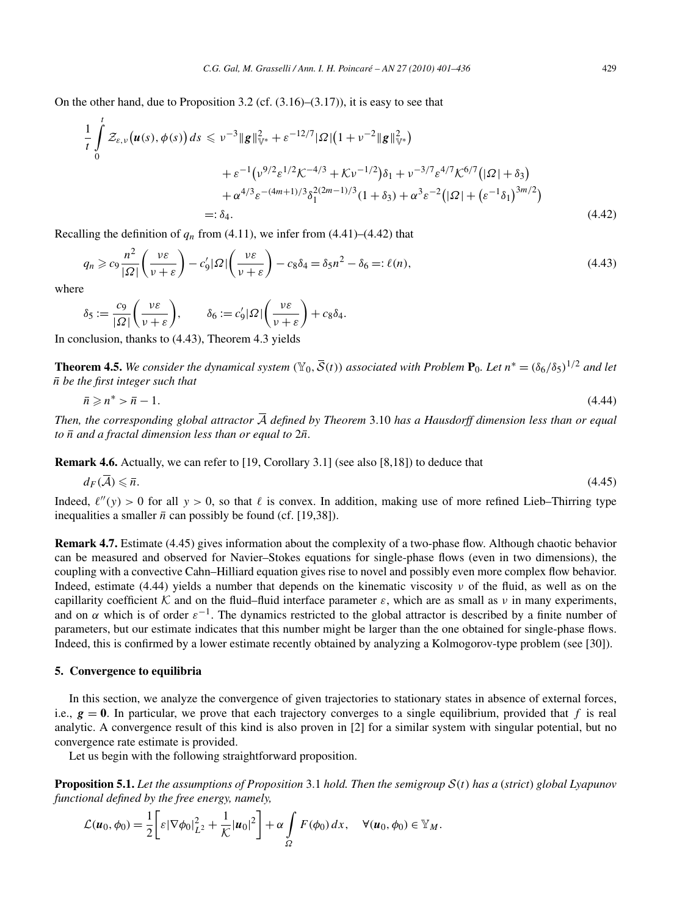On the other hand, due to Proposition 3.2 (cf. (3.16)–(3.17)), it is easy to see that

$$
\begin{aligned}
\frac{1}{t}\int_0^t \mathcal{Z}_{\varepsilon,\nu}\big(\boldsymbol{u}(s),\phi(s)\big)\,ds \leqslant\ & \nu^{-3}\|\boldsymbol{g}\|_{\mathbb{V}^*}^2 + \varepsilon^{-12/7}|\Omega|\big(1+\nu^{-2}\|\boldsymbol{g}\|_{\mathbb{V}^*}^2\big) \\
&+ \varepsilon^{-1}\big(\nu^{9/2}\varepsilon^{1/2}\mathcal{K}^{-4/3} + \mathcal{K}\nu^{-1/2}\big)\delta_1 + \nu^{-3/7}\varepsilon^{4/7}\mathcal{K}^{6/7}\big(|\Omega|+\delta_3\big) \\
&+ \alpha^{4/3}\varepsilon^{-(4m+1)/3}\delta_1^{2(2m-1)/3}(1+\delta_3) + \alpha^3\varepsilon^{-2}\big(|\Omega| + \big(\varepsilon^{-1}\delta_1\big)^{3m/2}\big) \\
=:\ & \delta_4.
\end{aligned}
\tag{4.42}
$$

Recalling the definition of $q_n$ from (4.11), we infer from (4.41)–(4.42) that

$$
q_n \geqslant c_9\frac{n^2}{|\Omega|}\left(\frac{\nu\varepsilon}{\nu+\varepsilon}\right) - c_9'|\Omega|\left(\frac{\nu\varepsilon}{\nu+\varepsilon}\right) - c_8\delta_4 = \delta_5 n^2 - \delta_6 =: \ell(n),
\tag{4.43}
$$

where

$$
\delta_5 := \frac{c_9}{|\Omega|}\left(\frac{\nu\varepsilon}{\nu+\varepsilon}\right), \qquad \delta_6 := c_9'|\Omega|\left(\frac{\nu\varepsilon}{\nu+\varepsilon}\right) + c_8\delta_4.
$$

In conclusion, thanks to (4.43), Theorem 4.3 yields

**Theorem 4.5.** *We consider the dynamical system $(\mathbb{Y}_0, \overline{\mathcal{S}}(t))$ associated with Problem $\mathbf{P}_0$. Let $n^* = (\delta_6/\delta_5)^{1/2}$ and let $\bar{n}$ be the first integer such that*

$$
\bar{n} \geqslant n^* > \bar{n} - 1.
\tag{4.44}
$$

*Then, the corresponding global attractor $\overline{\mathcal{A}}$ defined by Theorem 3.10 has a Hausdorff dimension less than or equal to $\bar{n}$ and a fractal dimension less than or equal to $2\bar{n}$.*

**Remark 4.6.** Actually, we can refer to [19, Corollary 3.1] (see also [8,18]) to deduce that

$$
d_F(\overline{\mathcal{A}}) \leqslant \bar{n}.
\tag{4.45}
$$

Indeed, $\ell''(y) > 0$ for all $y > 0$, so that $\ell$ is convex. In addition, making use of more refined Lieb–Thirring type inequalities a smaller $\bar{n}$ can possibly be found (cf. [19,38]).

**Remark 4.7.** Estimate (4.45) gives information about the complexity of a two-phase flow. Although chaotic behavior can be measured and observed for Navier–Stokes equations for single-phase flows (even in two dimensions), the coupling with a convective Cahn–Hilliard equation gives rise to novel and possibly even more complex flow behavior. Indeed, estimate (4.44) yields a number that depends on the kinematic viscosity $\nu$ of the fluid, as well as on the capillarity coefficient $\mathcal{K}$ and on the fluid–fluid interface parameter $\varepsilon$, which are as small as $\nu$ in many experiments, and on $\alpha$ which is of order $\varepsilon^{-1}$. The dynamics restricted to the global attractor is described by a finite number of parameters, but our estimate indicates that this number might be larger than the one obtained for single-phase flows. Indeed, this is confirmed by a lower estimate recently obtained by analyzing a Kolmogorov-type problem (see [30]).

## 5. Convergence to equilibria

In this section, we analyze the convergence of given trajectories to stationary states in absence of external forces, i.e., $\boldsymbol{g} = \mathbf{0}$. In particular, we prove that each trajectory converges to a single equilibrium, provided that $f$ is real analytic. A convergence result of this kind is also proven in [2] for a similar system with singular potential, but no convergence rate estimate is provided.

Let us begin with the following straightforward proposition.

**Proposition 5.1.** *Let the assumptions of Proposition 3.1 hold. Then the semigroup $\mathcal{S}(t)$ has a (strict) global Lyapunov functional defined by the free energy, namely,*

$$
\mathcal{L}(\boldsymbol{u}_0,\phi_0) = \frac{1}{2}\left[\varepsilon|\nabla\phi_0|_{L^2}^2 + \frac{1}{\mathcal{K}}|\boldsymbol{u}_0|^2\right] + \alpha\int_\Omega F(\phi_0)\,dx, \quad \forall(\boldsymbol{u}_0,\phi_0)\in\mathbb{Y}_M.
$$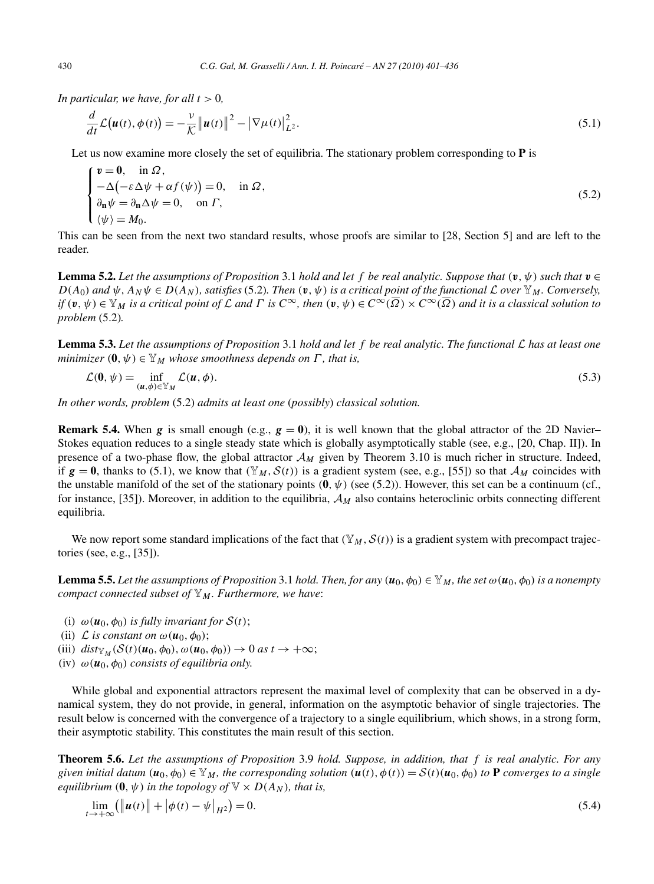*In particular, we have, for all $t > 0$,*

$$\frac{d}{dt}\mathcal{L}\big(\boldsymbol{u}(t), \phi(t)\big) = -\frac{\nu}{\mathcal{K}}\big\|\boldsymbol{u}(t)\big\|^2 - \big|\nabla\mu(t)\big|_{L^2}^2. \tag{5.1}$$

Let us now examine more closely the set of equilibria. The stationary problem corresponding to $\mathbf{P}$ is

$$\begin{cases} \boldsymbol{v} = \mathbf{0}, & \text{in } \Omega, \\ -\Delta\big(-\varepsilon\Delta\psi + \alpha f(\psi)\big) = 0, & \text{in } \Omega, \\ \partial_{\mathbf{n}}\psi = \partial_{\mathbf{n}}\Delta\psi = 0, & \text{on } \Gamma, \\ \langle\psi\rangle = M_0. \end{cases} \tag{5.2}$$

This can be seen from the next two standard results, whose proofs are similar to [28, Section 5] and are left to the reader.

**Lemma 5.2.** *Let the assumptions of Proposition 3.1 hold and let $f$ be real analytic. Suppose that $(\boldsymbol{v}, \psi)$ such that $\boldsymbol{v} \in D(A_0)$ and $\psi, A_N\psi \in D(A_N)$, satisfies (5.2). Then $(\boldsymbol{v}, \psi)$ is a critical point of the functional $\mathcal{L}$ over $\mathbb{Y}_M$. Conversely, if $(\boldsymbol{v}, \psi) \in \mathbb{Y}_M$ is a critical point of $\mathcal{L}$ and $\Gamma$ is $C^\infty$, then $(\boldsymbol{v}, \psi) \in C^\infty(\overline{\Omega}) \times C^\infty(\overline{\Omega})$ and it is a classical solution to problem (5.2).*

**Lemma 5.3.** *Let the assumptions of Proposition 3.1 hold and let $f$ be real analytic. The functional $\mathcal{L}$ has at least one minimizer $(\mathbf{0}, \psi) \in \mathbb{Y}_M$ whose smoothness depends on $\Gamma$, that is,*

$$\mathcal{L}(\mathbf{0}, \psi) = \inf_{(\boldsymbol{u}, \phi) \in \mathbb{Y}_M} \mathcal{L}(\boldsymbol{u}, \phi). \tag{5.3}$$

*In other words, problem (5.2) admits at least one (possibly) classical solution.*

**Remark 5.4.** When $\boldsymbol{g}$ is small enough (e.g., $\boldsymbol{g} = \mathbf{0}$), it is well known that the global attractor of the 2D Navier–Stokes equation reduces to a single steady state which is globally asymptotically stable (see, e.g., [20, Chap. II]). In presence of a two-phase flow, the global attractor $\mathcal{A}_M$ given by Theorem 3.10 is much richer in structure. Indeed, if $\boldsymbol{g} = \mathbf{0}$, thanks to (5.1), we know that $(\mathbb{Y}_M, \mathcal{S}(t))$ is a gradient system (see, e.g., [55]) so that $\mathcal{A}_M$ coincides with the unstable manifold of the set of the stationary points $(\mathbf{0}, \psi)$ (see (5.2)). However, this set can be a continuum (cf., for instance, [35]). Moreover, in addition to the equilibria, $\mathcal{A}_M$ also contains heteroclinic orbits connecting different equilibria.

We now report some standard implications of the fact that $(\mathbb{Y}_M, \mathcal{S}(t))$ is a gradient system with precompact trajectories (see, e.g., [35]).

**Lemma 5.5.** *Let the assumptions of Proposition 3.1 hold. Then, for any $(\boldsymbol{u}_0, \phi_0) \in \mathbb{Y}_M$, the set $\omega(\boldsymbol{u}_0, \phi_0)$ is a nonempty compact connected subset of $\mathbb{Y}_M$. Furthermore, we have*:

- (i) *$\omega(\boldsymbol{u}_0, \phi_0)$ is fully invariant for $\mathcal{S}(t)$*;
- (ii) *$\mathcal{L}$ is constant on $\omega(\boldsymbol{u}_0, \phi_0)$*;
- (iii) *$dist_{\mathbb{Y}_M}(\mathcal{S}(t)(\boldsymbol{u}_0, \phi_0), \omega(\boldsymbol{u}_0, \phi_0)) \to 0$ as $t \to +\infty$*;
- (iv) *$\omega(\boldsymbol{u}_0, \phi_0)$ consists of equilibria only.*

While global and exponential attractors represent the maximal level of complexity that can be observed in a dynamical system, they do not provide, in general, information on the asymptotic behavior of single trajectories. The result below is concerned with the convergence of a trajectory to a single equilibrium, which shows, in a strong form, their asymptotic stability. This constitutes the main result of this section.

**Theorem 5.6.** *Let the assumptions of Proposition 3.9 hold. Suppose, in addition, that $f$ is real analytic. For any given initial datum $(\boldsymbol{u}_0, \phi_0) \in \mathbb{Y}_M$, the corresponding solution $(\boldsymbol{u}(t), \phi(t)) = \mathcal{S}(t)(\boldsymbol{u}_0, \phi_0)$ to $\mathbf{P}$ converges to a single equilibrium $(\mathbf{0}, \psi)$ in the topology of $\mathbb{V} \times D(A_N)$, that is,*

$$\lim_{t \to +\infty}\big(\big\|\boldsymbol{u}(t)\big\| + \big|\phi(t) - \psi\big|_{H^2}\big) = 0. \tag{5.4}$$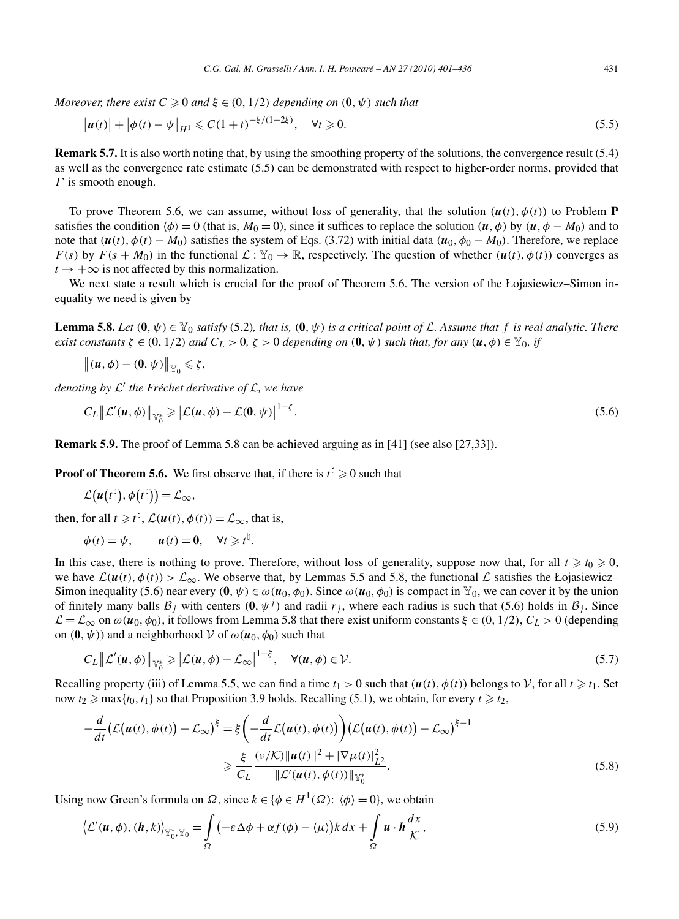*Moreover, there exist $C \geqslant 0$ and $\xi \in (0, 1/2)$ depending on $(\mathbf{0}, \psi)$ such that*

$$\left|\boldsymbol{u}(t)\right| + \left|\phi(t) - \psi\right|_{H^1} \leqslant C(1+t)^{-\xi/(1-2\xi)}, \quad \forall t \geqslant 0. \tag{5.5}$$

**Remark 5.7.** It is also worth noting that, by using the smoothing property of the solutions, the convergence result (5.4) as well as the convergence rate estimate (5.5) can be demonstrated with respect to higher-order norms, provided that $\Gamma$ is smooth enough.

To prove Theorem 5.6, we can assume, without loss of generality, that the solution $(\boldsymbol{u}(t), \phi(t))$ to Problem **P** satisfies the condition $\langle \phi \rangle = 0$ (that is, $M_0 = 0$), since it suffices to replace the solution $(\boldsymbol{u}, \phi)$ by $(\boldsymbol{u}, \phi - M_0)$ and to note that $(\boldsymbol{u}(t), \phi(t) - M_0)$ satisfies the system of Eqs. (3.72) with initial data $(\boldsymbol{u}_0, \phi_0 - M_0)$. Therefore, we replace $F(s)$ by $F(s + M_0)$ in the functional $\mathcal{L} : \mathbb{Y}_0 \to \mathbb{R}$, respectively. The question of whether $(\boldsymbol{u}(t), \phi(t))$ converges as $t \to +\infty$ is not affected by this normalization.

We next state a result which is crucial for the proof of Theorem 5.6. The version of the Łojasiewicz–Simon inequality we need is given by

**Lemma 5.8.** *Let $(\mathbf{0}, \psi) \in \mathbb{Y}_0$ satisfy (5.2), that is, $(\mathbf{0}, \psi)$ is a critical point of $\mathcal{L}$. Assume that $f$ is real analytic. There exist constants $\zeta \in (0, 1/2)$ and $C_L > 0$, $\zeta > 0$ depending on $(\mathbf{0}, \psi)$ such that, for any $(\boldsymbol{u}, \phi) \in \mathbb{Y}_0$, if*

$$\left\|(\boldsymbol{u}, \phi) - (\mathbf{0}, \psi)\right\|_{\mathbb{Y}_0} \leqslant \zeta,$$

*denoting by $\mathcal{L}'$ the Fréchet derivative of $\mathcal{L}$, we have*

$$C_L\left\|\mathcal{L}'(\boldsymbol{u}, \phi)\right\|_{\mathbb{Y}_0^*} \geqslant \left|\mathcal{L}(\boldsymbol{u}, \phi) - \mathcal{L}(\mathbf{0}, \psi)\right|^{1-\zeta}. \tag{5.6}$$

**Remark 5.9.** The proof of Lemma 5.8 can be achieved arguing as in [41] (see also [27,33]).

**Proof of Theorem 5.6.** We first observe that, if there is $t^\natural \geqslant 0$ such that

$$\mathcal{L}\left(\boldsymbol{u}\left(t^\natural\right), \phi\left(t^\natural\right)\right) = \mathcal{L}_\infty,$$

then, for all $t \geqslant t^\natural$, $\mathcal{L}(\boldsymbol{u}(t), \phi(t)) = \mathcal{L}_\infty$, that is,

$$\phi(t) = \psi, \qquad \boldsymbol{u}(t) = \mathbf{0}, \quad \forall t \geqslant t^\natural.$$

In this case, there is nothing to prove. Therefore, without loss of generality, suppose now that, for all $t \geqslant t_0 \geqslant 0$, we have $\mathcal{L}(\boldsymbol{u}(t), \phi(t)) > \mathcal{L}_\infty$. We observe that, by Lemmas 5.5 and 5.8, the functional $\mathcal{L}$ satisfies the Łojasiewicz–Simon inequality (5.6) near every $(\mathbf{0}, \psi) \in \omega(\boldsymbol{u}_0, \phi_0)$. Since $\omega(\boldsymbol{u}_0, \phi_0)$ is compact in $\mathbb{Y}_0$, we can cover it by the union of finitely many balls $\mathcal{B}_j$ with centers $(\mathbf{0}, \psi^j)$ and radii $r_j$, where each radius is such that (5.6) holds in $\mathcal{B}_j$. Since $\mathcal{L} = \mathcal{L}_\infty$ on $\omega(\boldsymbol{u}_0, \phi_0)$, it follows from Lemma 5.8 that there exist uniform constants $\xi \in (0, 1/2)$, $C_L > 0$ (depending on $(\mathbf{0}, \psi)$) and a neighborhood $\mathcal{V}$ of $\omega(\boldsymbol{u}_0, \phi_0)$ such that

$$C_L\left\|\mathcal{L}'(\boldsymbol{u}, \phi)\right\|_{\mathbb{Y}_0^*} \geqslant \left|\mathcal{L}(\boldsymbol{u}, \phi) - \mathcal{L}_\infty\right|^{1-\xi}, \quad \forall (\boldsymbol{u}, \phi) \in \mathcal{V}. \tag{5.7}$$

Recalling property (iii) of Lemma 5.5, we can find a time $t_1 > 0$ such that $(\boldsymbol{u}(t), \phi(t))$ belongs to $\mathcal{V}$, for all $t \geqslant t_1$. Set now $t_2 \geqslant \max\{t_0, t_1\}$ so that Proposition 3.9 holds. Recalling (5.1), we obtain, for every $t \geqslant t_2$,

$$\begin{aligned}
-\frac{d}{dt}\left(\mathcal{L}\left(\boldsymbol{u}(t), \phi(t)\right) - \mathcal{L}_\infty\right)^\xi &= \xi\left(-\frac{d}{dt}\mathcal{L}\left(\boldsymbol{u}(t), \phi(t)\right)\right)\left(\mathcal{L}\left(\boldsymbol{u}(t), \phi(t)\right) - \mathcal{L}_\infty\right)^{\xi-1} \\
&\geqslant \frac{\xi}{C_L}\frac{(\nu/\mathcal{K})\|\boldsymbol{u}(t)\|^2 + |\nabla\mu(t)|_{L^2}^2}{\|\mathcal{L}'(\boldsymbol{u}(t), \phi(t))\|_{\mathbb{Y}_0^*}}.
\end{aligned} \tag{5.8}$$

Using now Green's formula on $\Omega$, since $k \in \{\phi \in H^1(\Omega): \langle \phi \rangle = 0\}$, we obtain

$$\left\langle \mathcal{L}'(\boldsymbol{u}, \phi), (\boldsymbol{h}, k)\right\rangle_{\mathbb{Y}_0^*, \mathbb{Y}_0} = \int\limits_\Omega \left(-\varepsilon\Delta\phi + \alpha f(\phi) - \langle\mu\rangle\right)k\,dx + \int\limits_\Omega \boldsymbol{u}\cdot\boldsymbol{h}\frac{dx}{\mathcal{K}}, \tag{5.9}$$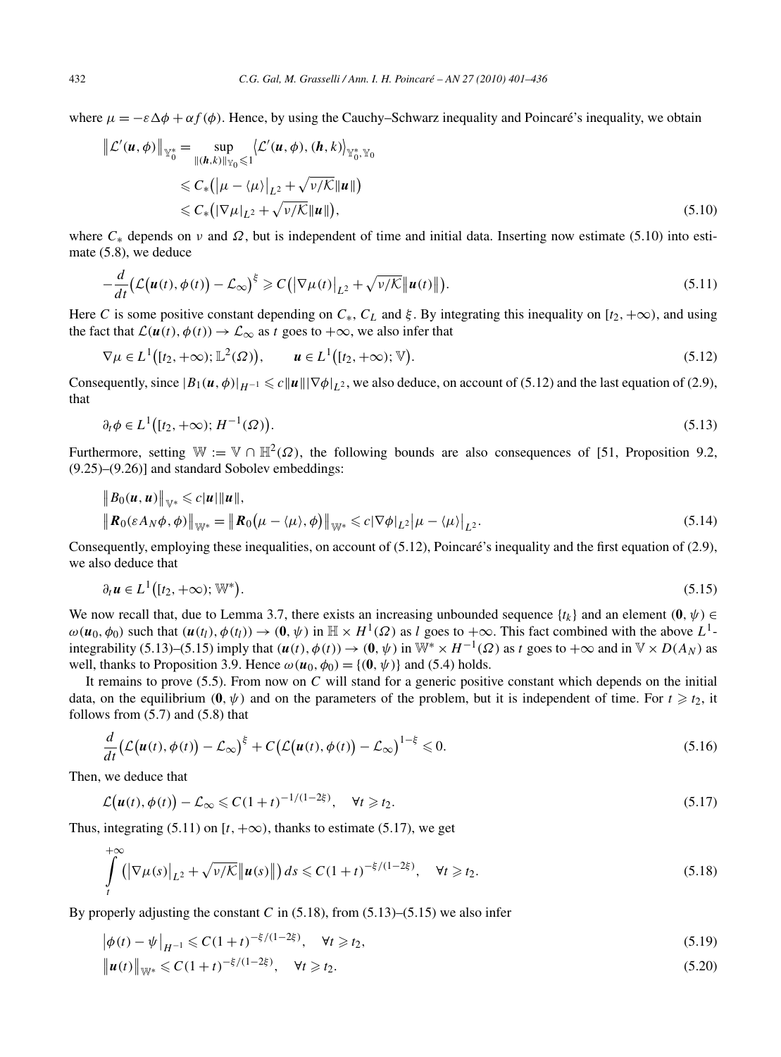where $\mu = -\varepsilon\Delta\phi + \alpha f(\phi)$. Hence, by using the Cauchy–Schwarz inequality and Poincaré's inequality, we obtain

$$\begin{aligned}
\|\mathcal{L}'(\boldsymbol{u},\phi)\|_{\mathbb{Y}_0^*} &= \sup_{\|(\boldsymbol{h},k)\|_{\mathbb{Y}_0}\leqslant 1} \langle \mathcal{L}'(\boldsymbol{u},\phi),(\boldsymbol{h},k)\rangle_{\mathbb{Y}_0^*,\mathbb{Y}_0} \\
&\leqslant C_*\big(\big|\mu - \langle\mu\rangle\big|_{L^2} + \sqrt{\nu/\mathcal{K}}\|\boldsymbol{u}\|\big) \\
&\leqslant C_*\big(|\nabla\mu|_{L^2} + \sqrt{\nu/\mathcal{K}}\|\boldsymbol{u}\|\big),
\end{aligned} \tag{5.10}$$

where $C_*$ depends on $\nu$ and $\Omega$, but is independent of time and initial data. Inserting now estimate (5.10) into estimate (5.8), we deduce

$$-\frac{d}{dt}\big(\mathcal{L}\big(\boldsymbol{u}(t),\phi(t)\big) - \mathcal{L}_\infty\big)^\xi \geqslant C\big(\big|\nabla\mu(t)\big|_{L^2} + \sqrt{\nu/\mathcal{K}}\big\|\boldsymbol{u}(t)\big\|\big). \tag{5.11}$$

Here $C$ is some positive constant depending on $C_*$, $C_L$ and $\xi$. By integrating this inequality on $[t_2,+\infty)$, and using the fact that $\mathcal{L}(\boldsymbol{u}(t),\phi(t)) \to \mathcal{L}_\infty$ as $t$ goes to $+\infty$, we also infer that

$$\nabla\mu \in L^1\big([t_2,+\infty);\mathbb{L}^2(\Omega)\big), \qquad \boldsymbol{u} \in L^1\big([t_2,+\infty);\mathbb{V}\big). \tag{5.12}$$

Consequently, since $|B_1(\boldsymbol{u},\phi)|_{H^{-1}} \leqslant c\|\boldsymbol{u}\||\nabla\phi|_{L^2}$, we also deduce, on account of (5.12) and the last equation of (2.9), that

$$\partial_t\phi \in L^1\big([t_2,+\infty);H^{-1}(\Omega)\big). \tag{5.13}$$

Furthermore, setting $\mathbb{W} := \mathbb{V}\cap\mathbb{H}^2(\Omega)$, the following bounds are also consequences of [51, Proposition 9.2, (9.25)–(9.26)] and standard Sobolev embeddings:

$$\begin{aligned}
&\big\|B_0(\boldsymbol{u},\boldsymbol{u})\big\|_{\mathbb{V}^*} \leqslant c|\boldsymbol{u}|\|\boldsymbol{u}\|, \\
&\big\|\boldsymbol{R}_0(\varepsilon A_N\phi,\phi)\big\|_{\mathbb{W}^*} = \big\|\boldsymbol{R}_0\big(\mu - \langle\mu\rangle,\phi\big)\big\|_{\mathbb{W}^*} \leqslant c|\nabla\phi|_{L^2}\big|\mu - \langle\mu\rangle\big|_{L^2}.
\end{aligned} \tag{5.14}$$

Consequently, employing these inequalities, on account of (5.12), Poincaré's inequality and the first equation of (2.9), we also deduce that

$$\partial_t\boldsymbol{u} \in L^1\big([t_2,+\infty);\mathbb{W}^*\big). \tag{5.15}$$

We now recall that, due to Lemma 3.7, there exists an increasing unbounded sequence $\{t_k\}$ and an element $(\mathbf{0},\psi) \in \omega(\boldsymbol{u}_0,\phi_0)$ such that $(\boldsymbol{u}(t_l),\phi(t_l)) \to (\mathbf{0},\psi)$ in $\mathbb{H}\times H^1(\Omega)$ as $l$ goes to $+\infty$. This fact combined with the above $L^1$-integrability (5.13)–(5.15) imply that $(\boldsymbol{u}(t),\phi(t)) \to (\mathbf{0},\psi)$ in $\mathbb{W}^*\times H^{-1}(\Omega)$ as $t$ goes to $+\infty$ and in $\mathbb{V}\times D(A_N)$ as well, thanks to Proposition 3.9. Hence $\omega(\boldsymbol{u}_0,\phi_0) = \{(\mathbf{0},\psi)\}$ and (5.4) holds.

It remains to prove (5.5). From now on $C$ will stand for a generic positive constant which depends on the initial data, on the equilibrium $(\mathbf{0},\psi)$ and on the parameters of the problem, but it is independent of time. For $t \geqslant t_2$, it follows from (5.7) and (5.8) that

$$\frac{d}{dt}\big(\mathcal{L}\big(\boldsymbol{u}(t),\phi(t)\big) - \mathcal{L}_\infty\big)^\xi + C\big(\mathcal{L}\big(\boldsymbol{u}(t),\phi(t)\big) - \mathcal{L}_\infty\big)^{1-\xi} \leqslant 0. \tag{5.16}$$

Then, we deduce that

$$\mathcal{L}\big(\boldsymbol{u}(t),\phi(t)\big) - \mathcal{L}_\infty \leqslant C(1+t)^{-1/(1-2\xi)}, \quad \forall t \geqslant t_2. \tag{5.17}$$

Thus, integrating (5.11) on $[t,+\infty)$, thanks to estimate (5.17), we get

$$\int_t^{+\infty} \big(\big|\nabla\mu(s)\big|_{L^2} + \sqrt{\nu/\mathcal{K}}\big\|\boldsymbol{u}(s)\big\|\big)\,ds \leqslant C(1+t)^{-\xi/(1-2\xi)}, \quad \forall t \geqslant t_2. \tag{5.18}$$

By properly adjusting the constant $C$ in (5.18), from (5.13)–(5.15) we also infer

$$\big|\phi(t) - \psi\big|_{H^{-1}} \leqslant C(1+t)^{-\xi/(1-2\xi)}, \quad \forall t \geqslant t_2, \tag{5.19}$$

$$\big\|\boldsymbol{u}(t)\big\|_{\mathbb{W}^*} \leqslant C(1+t)^{-\xi/(1-2\xi)}, \quad \forall t \geqslant t_2. \tag{5.20}$$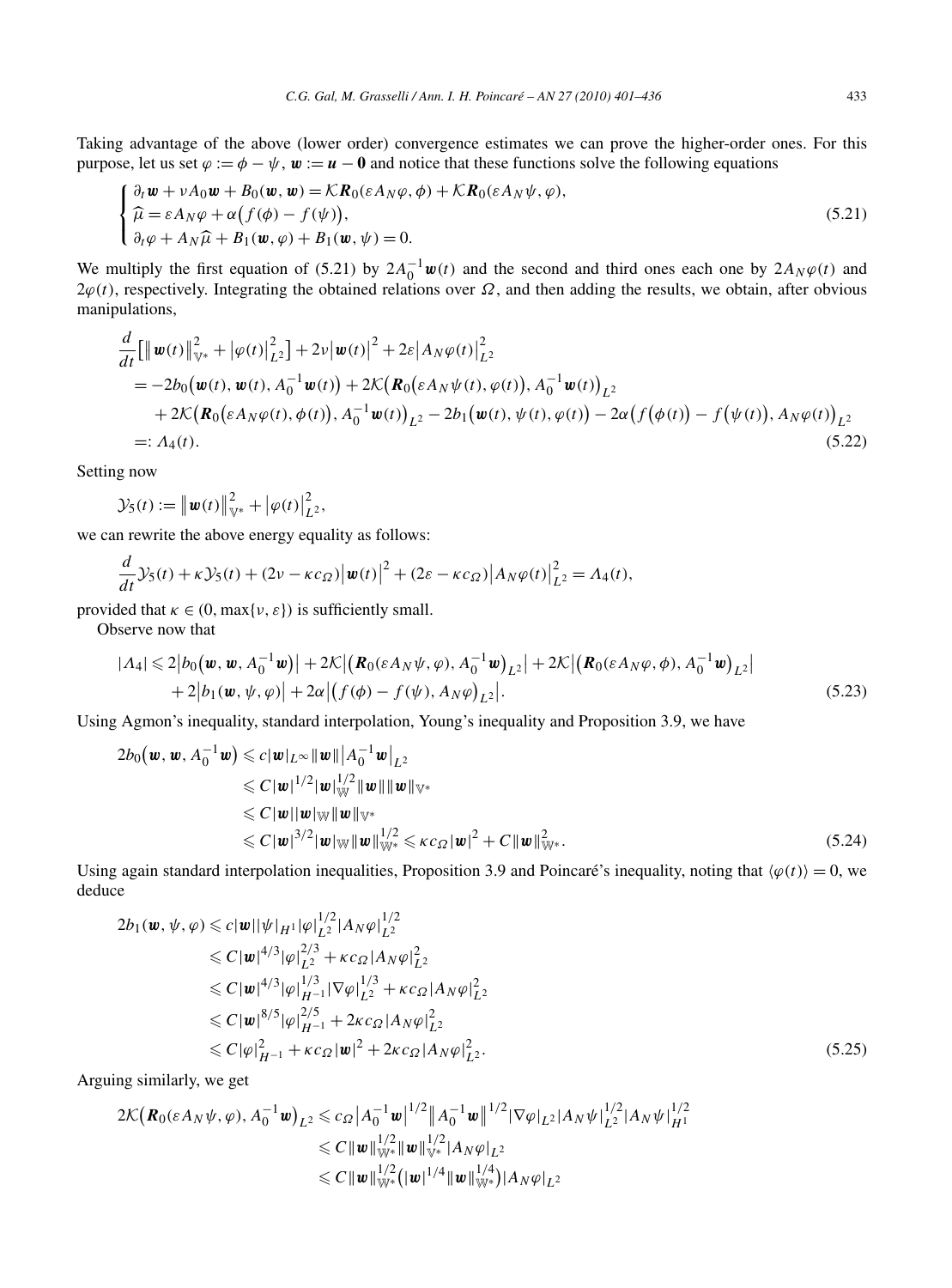Taking advantage of the above (lower order) convergence estimates we can prove the higher-order ones. For this purpose, let us set $\varphi := \phi - \psi$, $\boldsymbol{w} := \boldsymbol{u} - \boldsymbol{0}$ and notice that these functions solve the following equations

$$
\begin{cases}
\partial_t \boldsymbol{w} + \nu A_0 \boldsymbol{w} + B_0(\boldsymbol{w}, \boldsymbol{w}) = \mathcal{K}\boldsymbol{R}_0(\varepsilon A_N \varphi, \phi) + \mathcal{K}\boldsymbol{R}_0(\varepsilon A_N \psi, \varphi), \\
\widehat{\mu} = \varepsilon A_N \varphi + \alpha\big(f(\phi) - f(\psi)\big), \\
\partial_t \varphi + A_N \widehat{\mu} + B_1(\boldsymbol{w}, \varphi) + B_1(\boldsymbol{w}, \psi) = 0.
\end{cases}
\tag{5.21}
$$

We multiply the first equation of (5.21) by $2A_0^{-1}\boldsymbol{w}(t)$ and the second and third ones each one by $2A_N\varphi(t)$ and $2\varphi(t)$, respectively. Integrating the obtained relations over $\Omega$, and then adding the results, we obtain, after obvious manipulations,

$$
\begin{aligned}
&\frac{d}{dt}\big[\big\|\boldsymbol{w}(t)\big\|_{\mathbb{V}^*}^2 + \big|\varphi(t)\big|_{L^2}^2\big] + 2\nu\big|\boldsymbol{w}(t)\big|^2 + 2\varepsilon\big|A_N\varphi(t)\big|_{L^2}^2 \\
&\quad = -2b_0\big(\boldsymbol{w}(t), \boldsymbol{w}(t), A_0^{-1}\boldsymbol{w}(t)\big) + 2\mathcal{K}\big(\boldsymbol{R}_0\big(\varepsilon A_N\psi(t), \varphi(t)\big), A_0^{-1}\boldsymbol{w}(t)\big)_{L^2} \\
&\qquad + 2\mathcal{K}\big(\boldsymbol{R}_0\big(\varepsilon A_N\varphi(t), \phi(t)\big), A_0^{-1}\boldsymbol{w}(t)\big)_{L^2} - 2b_1\big(\boldsymbol{w}(t), \psi(t), \varphi(t)\big) - 2\alpha\big(f\big(\phi(t)\big) - f\big(\psi(t)\big), A_N\varphi(t)\big)_{L^2} \\
&\quad =: \Lambda_4(t).
\end{aligned}
\tag{5.22}
$$

Setting now

$$
\mathcal{Y}_5(t) := \big\|\boldsymbol{w}(t)\big\|_{\mathbb{V}^*}^2 + \big|\varphi(t)\big|_{L^2}^2,
$$

we can rewrite the above energy equality as follows:

$$
\frac{d}{dt}\mathcal{Y}_5(t) + \kappa\mathcal{Y}_5(t) + (2\nu - \kappa c_\Omega)\big|\boldsymbol{w}(t)\big|^2 + (2\varepsilon - \kappa c_\Omega)\big|A_N\varphi(t)\big|_{L^2}^2 = \Lambda_4(t),
$$

provided that $\kappa \in (0, \max\{\nu, \varepsilon\})$ is sufficiently small.

Observe now that

$$
\begin{aligned}
|\Lambda_4| &\leqslant 2\big|b_0\big(\boldsymbol{w}, \boldsymbol{w}, A_0^{-1}\boldsymbol{w}\big)\big| + 2\mathcal{K}\big|\big(\boldsymbol{R}_0(\varepsilon A_N\psi, \varphi), A_0^{-1}\boldsymbol{w}\big)_{L^2}\big| + 2\mathcal{K}\big|\big(\boldsymbol{R}_0(\varepsilon A_N\varphi, \phi), A_0^{-1}\boldsymbol{w}\big)_{L^2}\big| \\
&\quad + 2\big|b_1(\boldsymbol{w}, \psi, \varphi)\big| + 2\alpha\big|\big(f(\phi) - f(\psi), A_N\varphi\big)_{L^2}\big|.
\end{aligned}
\tag{5.23}
$$

Using Agmon's inequality, standard interpolation, Young's inequality and Proposition 3.9, we have

$$
\begin{aligned}
2b_0\big(\boldsymbol{w}, \boldsymbol{w}, A_0^{-1}\boldsymbol{w}\big) &\leqslant c|\boldsymbol{w}|_{L^\infty}\|\boldsymbol{w}\|\big|A_0^{-1}\boldsymbol{w}\big|_{L^2} \\
&\leqslant C|\boldsymbol{w}|^{1/2}|\boldsymbol{w}|_{\mathbb{W}}^{1/2}\|\boldsymbol{w}\|\|\boldsymbol{w}\|_{\mathbb{V}^*} \\
&\leqslant C|\boldsymbol{w}||\boldsymbol{w}|_{\mathbb{W}}\|\boldsymbol{w}\|_{\mathbb{V}^*} \\
&\leqslant C|\boldsymbol{w}|^{3/2}|\boldsymbol{w}|_{\mathbb{W}}\|\boldsymbol{w}\|_{\mathbb{W}^*}^{1/2} \leqslant \kappa c_\Omega|\boldsymbol{w}|^2 + C\|\boldsymbol{w}\|_{\mathbb{W}^*}^2.
\end{aligned}
\tag{5.24}
$$

Using again standard interpolation inequalities, Proposition 3.9 and Poincaré's inequality, noting that $\langle\varphi(t)\rangle = 0$, we deduce

$$
\begin{aligned}
2b_1(\boldsymbol{w}, \psi, \varphi) &\leqslant c|\boldsymbol{w}||\psi|_{H^1}|\varphi|_{L^2}^{1/2}|A_N\varphi|_{L^2}^{1/2} \\
&\leqslant C|\boldsymbol{w}|^{4/3}|\varphi|_{L^2}^{2/3} + \kappa c_\Omega|A_N\varphi|_{L^2}^2 \\
&\leqslant C|\boldsymbol{w}|^{4/3}|\varphi|_{H^{-1}}^{1/3}|\nabla\varphi|_{L^2}^{1/3} + \kappa c_\Omega|A_N\varphi|_{L^2}^2 \\
&\leqslant C|\boldsymbol{w}|^{8/5}|\varphi|_{H^{-1}}^{2/5} + 2\kappa c_\Omega|A_N\varphi|_{L^2}^2 \\
&\leqslant C|\varphi|_{H^{-1}}^2 + \kappa c_\Omega|\boldsymbol{w}|^2 + 2\kappa c_\Omega|A_N\varphi|_{L^2}^2.
\end{aligned}
\tag{5.25}
$$

Arguing similarly, we get

$$
\begin{aligned}
2\mathcal{K}\big(\boldsymbol{R}_0(\varepsilon A_N\psi, \varphi), A_0^{-1}\boldsymbol{w}\big)_{L^2} &\leqslant c_\Omega\big|A_0^{-1}\boldsymbol{w}\big|^{1/2}\big\|A_0^{-1}\boldsymbol{w}\big\|^{1/2}|\nabla\varphi|_{L^2}|A_N\psi|_{L^2}^{1/2}|A_N\psi|_{H^1}^{1/2} \\
&\leqslant C\|\boldsymbol{w}\|_{\mathbb{W}^*}^{1/2}\|\boldsymbol{w}\|_{\mathbb{V}^*}^{1/2}|A_N\varphi|_{L^2} \\
&\leqslant C\|\boldsymbol{w}\|_{\mathbb{W}^*}^{1/2}\big(|\boldsymbol{w}|^{1/4}\|\boldsymbol{w}\|_{\mathbb{W}^*}^{1/4}\big)|A_N\varphi|_{L^2}
\end{aligned}
$$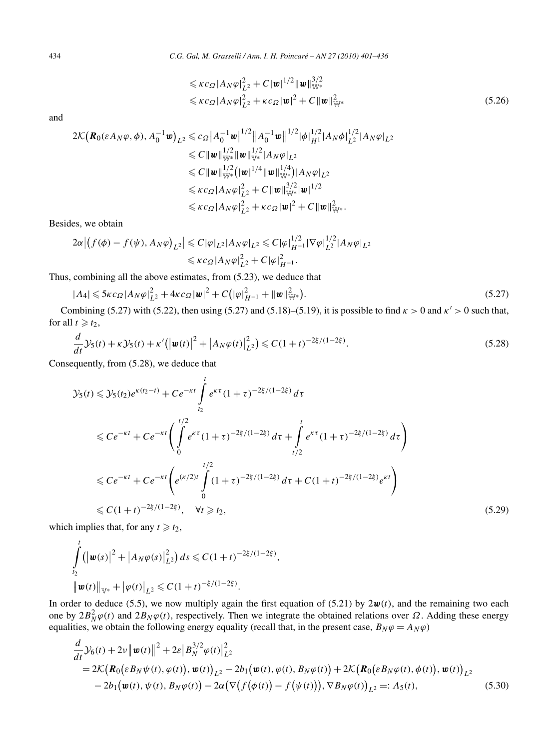$$\leqslant \kappa c_\Omega |A_N\varphi|_{L^2}^2 + C|\boldsymbol{w}|^{1/2}\|\boldsymbol{w}\|_{\mathbb{W}^*}^{3/2}$$
$$\leqslant \kappa c_\Omega |A_N\varphi|_{L^2}^2 + \kappa c_\Omega|\boldsymbol{w}|^2 + C\|\boldsymbol{w}\|_{\mathbb{W}^*}^2 \tag{5.26}$$

and

$$\begin{aligned}
2\mathcal{K}\big(\boldsymbol{R}_0(\varepsilon A_N\varphi,\phi), A_0^{-1}\boldsymbol{w}\big)_{L^2} &\leqslant c_\Omega \big|A_0^{-1}\boldsymbol{w}\big|^{1/2}\big\|A_0^{-1}\boldsymbol{w}\big\|^{1/2}|\phi|_{H^1}^{1/2}|A_N\phi|_{L^2}^{1/2}|A_N\varphi|_{L^2} \\
&\leqslant C\|\boldsymbol{w}\|_{\mathbb{W}^*}^{1/2}\|\boldsymbol{w}\|_{\mathbb{V}^*}^{1/2}|A_N\varphi|_{L^2} \\
&\leqslant C\|\boldsymbol{w}\|_{\mathbb{W}^*}^{1/2}\big(|\boldsymbol{w}|^{1/4}\|\boldsymbol{w}\|_{\mathbb{W}^*}^{1/4}\big)|A_N\varphi|_{L^2} \\
&\leqslant \kappa c_\Omega|A_N\varphi|_{L^2}^2 + C\|\boldsymbol{w}\|_{\mathbb{W}^*}^{3/2}|\boldsymbol{w}|^{1/2} \\
&\leqslant \kappa c_\Omega|A_N\varphi|_{L^2}^2 + \kappa c_\Omega|\boldsymbol{w}|^2 + C\|\boldsymbol{w}\|_{\mathbb{W}^*}^2.
\end{aligned}$$

Besides, we obtain

$$\begin{aligned}
2\alpha\big|\big(f(\phi)-f(\psi),A_N\varphi\big)_{L^2}\big| &\leqslant C|\varphi|_{L^2}|A_N\varphi|_{L^2} \leqslant C|\varphi|_{H^{-1}}^{1/2}|\nabla\varphi|_{L^2}^{1/2}|A_N\varphi|_{L^2} \\
&\leqslant \kappa c_\Omega|A_N\varphi|_{L^2}^2 + C|\varphi|_{H^{-1}}^2.
\end{aligned}$$

Thus, combining all the above estimates, from (5.23), we deduce that

$$|\Lambda_4| \leqslant 5\kappa c_\Omega|A_N\varphi|_{L^2}^2 + 4\kappa c_\Omega|\boldsymbol{w}|^2 + C\big(|\varphi|_{H^{-1}}^2 + \|\boldsymbol{w}\|_{\mathbb{W}^*}^2\big). \tag{5.27}$$

Combining (5.27) with (5.22), then using (5.27) and (5.18)–(5.19), it is possible to find $\kappa > 0$ and $\kappa' > 0$ such that, for all $t \geqslant t_2$,

$$\frac{d}{dt}\mathcal{Y}_5(t) + \kappa\mathcal{Y}_5(t) + \kappa'\big(\big|\boldsymbol{w}(t)\big|^2 + \big|A_N\varphi(t)\big|_{L^2}^2\big) \leqslant C(1+t)^{-2\xi/(1-2\xi)}. \tag{5.28}$$

Consequently, from (5.28), we deduce that

$$\begin{aligned}
\mathcal{Y}_5(t) &\leqslant \mathcal{Y}_5(t_2)e^{\kappa(t_2-t)} + Ce^{-\kappa t}\int_{t_2}^{t} e^{\kappa\tau}(1+\tau)^{-2\xi/(1-2\xi)}\,d\tau \\
&\leqslant Ce^{-\kappa t} + Ce^{-\kappa t}\left(\int_0^{t/2} e^{\kappa\tau}(1+\tau)^{-2\xi/(1-2\xi)}\,d\tau + \int_{t/2}^{t} e^{\kappa\tau}(1+\tau)^{-2\xi/(1-2\xi)}\,d\tau\right) \\
&\leqslant Ce^{-\kappa t} + Ce^{-\kappa t}\left(e^{(\kappa/2)t}\int_0^{t/2}(1+\tau)^{-2\xi/(1-2\xi)}\,d\tau + C(1+t)^{-2\xi/(1-2\xi)}e^{\kappa t}\right) \\
&\leqslant C(1+t)^{-2\xi/(1-2\xi)}, \quad \forall t \geqslant t_2,
\end{aligned} \tag{5.29}$$

which implies that, for any $t \geqslant t_2$,

$$\int_{t_2}^{t}\big(\big|\boldsymbol{w}(s)\big|^2 + \big|A_N\varphi(s)\big|_{L^2}^2\big)\,ds \leqslant C(1+t)^{-2\xi/(1-2\xi)},$$
$$\big\|\boldsymbol{w}(t)\big\|_{\mathbb{V}^*} + \big|\varphi(t)\big|_{L^2} \leqslant C(1+t)^{-\xi/(1-2\xi)}.$$

In order to deduce (5.5), we now multiply again the first equation of (5.21) by $2\boldsymbol{w}(t)$, and the remaining two each one by $2B_N^2\varphi(t)$ and $2B_N\varphi(t)$, respectively. Then we integrate the obtained relations over $\Omega$. Adding these energy equalities, we obtain the following energy equality (recall that, in the present case, $B_N\varphi = A_N\varphi$)

$$\begin{aligned}
&\frac{d}{dt}\mathcal{Y}_6(t) + 2\nu\big\|\boldsymbol{w}(t)\big\|^2 + 2\varepsilon\big|B_N^{3/2}\varphi(t)\big|_{L^2}^2 \\
&\quad= 2\mathcal{K}\big(\boldsymbol{R}_0\big(\varepsilon B_N\psi(t),\varphi(t)\big),\boldsymbol{w}(t)\big)_{L^2} - 2b_1\big(\boldsymbol{w}(t),\varphi(t),B_N\varphi(t)\big) + 2\mathcal{K}\big(\boldsymbol{R}_0\big(\varepsilon B_N\varphi(t),\phi(t)\big),\boldsymbol{w}(t)\big)_{L^2} \\
&\qquad - 2b_1\big(\boldsymbol{w}(t),\psi(t),B_N\varphi(t)\big) - 2\alpha\big(\nabla\big(f\big(\phi(t)\big)-f\big(\psi(t)\big)\big),\nabla B_N\varphi(t)\big)_{L^2} =: \Lambda_5(t),
\end{aligned} \tag{5.30}$$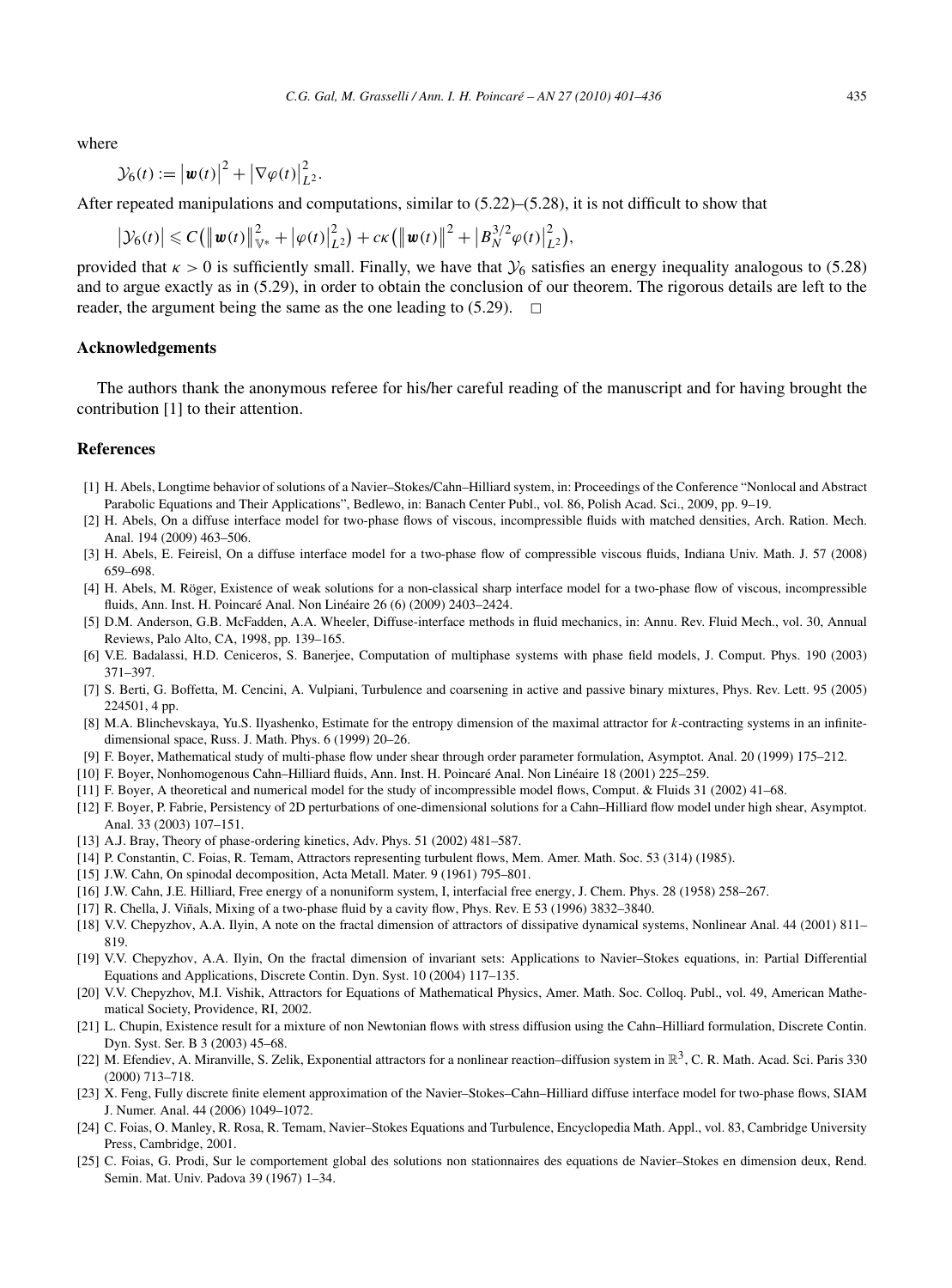where

$$\mathcal{Y}_6(t) := \left|\boldsymbol{w}(t)\right|^2 + \left|\nabla\varphi(t)\right|_{L^2}^2.$$

After repeated manipulations and computations, similar to (5.22)–(5.28), it is not difficult to show that

$$\left|\mathcal{Y}_6(t)\right| \leqslant C\left(\left\|\boldsymbol{w}(t)\right\|_{\mathbb{V}^*}^2 + \left|\varphi(t)\right|_{L^2}^2\right) + c\kappa\left(\left\|\boldsymbol{w}(t)\right\|^2 + \left|B_N^{3/2}\varphi(t)\right|_{L^2}^2\right),$$

provided that $\kappa > 0$ is sufficiently small. Finally, we have that $\mathcal{Y}_6$ satisfies an energy inequality analogous to (5.28) and to argue exactly as in (5.29), in order to obtain the conclusion of our theorem. The rigorous details are left to the reader, the argument being the same as the one leading to (5.29). □

## Acknowledgements

The authors thank the anonymous referee for his/her careful reading of the manuscript and for having brought the contribution [1] to their attention.

## References

[1] H. Abels, Longtime behavior of solutions of a Navier–Stokes/Cahn–Hilliard system, in: Proceedings of the Conference "Nonlocal and Abstract Parabolic Equations and Their Applications", Bedlewo, in: Banach Center Publ., vol. 86, Polish Acad. Sci., 2009, pp. 9–19.

[2] H. Abels, On a diffuse interface model for two-phase flows of viscous, incompressible fluids with matched densities, Arch. Ration. Mech. Anal. 194 (2009) 463–506.

[3] H. Abels, E. Feireisl, On a diffuse interface model for a two-phase flow of compressible viscous fluids, Indiana Univ. Math. J. 57 (2008) 659–698.

[4] H. Abels, M. Röger, Existence of weak solutions for a non-classical sharp interface model for a two-phase flow of viscous, incompressible fluids, Ann. Inst. H. Poincaré Anal. Non Linéaire 26 (6) (2009) 2403–2424.

[5] D.M. Anderson, G.B. McFadden, A.A. Wheeler, Diffuse-interface methods in fluid mechanics, in: Annu. Rev. Fluid Mech., vol. 30, Annual Reviews, Palo Alto, CA, 1998, pp. 139–165.

[6] V.E. Badalassi, H.D. Ceniceros, S. Banerjee, Computation of multiphase systems with phase field models, J. Comput. Phys. 190 (2003) 371–397.

[7] S. Berti, G. Boffetta, M. Cencini, A. Vulpiani, Turbulence and coarsening in active and passive binary mixtures, Phys. Rev. Lett. 95 (2005) 224501, 4 pp.

[8] M.A. Blinchevskaya, Yu.S. Ilyashenko, Estimate for the entropy dimension of the maximal attractor for *k*-contracting systems in an infinite-dimensional space, Russ. J. Math. Phys. 6 (1999) 20–26.

[9] F. Boyer, Mathematical study of multi-phase flow under shear through order parameter formulation, Asymptot. Anal. 20 (1999) 175–212.

[10] F. Boyer, Nonhomogenous Cahn–Hilliard fluids, Ann. Inst. H. Poincaré Anal. Non Linéaire 18 (2001) 225–259.

[11] F. Boyer, A theoretical and numerical model for the study of incompressible model flows, Comput. & Fluids 31 (2002) 41–68.

[12] F. Boyer, P. Fabrie, Persistency of 2D perturbations of one-dimensional solutions for a Cahn–Hilliard flow model under high shear, Asymptot. Anal. 33 (2003) 107–151.

[13] A.J. Bray, Theory of phase-ordering kinetics, Adv. Phys. 51 (2002) 481–587.

[14] P. Constantin, C. Foias, R. Temam, Attractors representing turbulent flows, Mem. Amer. Math. Soc. 53 (314) (1985).

[15] J.W. Cahn, On spinodal decomposition, Acta Metall. Mater. 9 (1961) 795–801.

[16] J.W. Cahn, J.E. Hilliard, Free energy of a nonuniform system, I, interfacial free energy, J. Chem. Phys. 28 (1958) 258–267.

[17] R. Chella, J. Viñals, Mixing of a two-phase fluid by a cavity flow, Phys. Rev. E 53 (1996) 3832–3840.

[18] V.V. Chepyzhov, A.A. Ilyin, A note on the fractal dimension of attractors of dissipative dynamical systems, Nonlinear Anal. 44 (2001) 811–819.

[19] V.V. Chepyzhov, A.A. Ilyin, On the fractal dimension of invariant sets: Applications to Navier–Stokes equations, in: Partial Differential Equations and Applications, Discrete Contin. Dyn. Syst. 10 (2004) 117–135.

[20] V.V. Chepyzhov, M.I. Vishik, Attractors for Equations of Mathematical Physics, Amer. Math. Soc. Colloq. Publ., vol. 49, American Mathematical Society, Providence, RI, 2002.

[21] L. Chupin, Existence result for a mixture of non Newtonian flows with stress diffusion using the Cahn–Hilliard formulation, Discrete Contin. Dyn. Syst. Ser. B 3 (2003) 45–68.

[22] M. Efendiev, A. Miranville, S. Zelik, Exponential attractors for a nonlinear reaction–diffusion system in $\mathbb{R}^3$, C. R. Math. Acad. Sci. Paris 330 (2000) 713–718.

[23] X. Feng, Fully discrete finite element approximation of the Navier–Stokes–Cahn–Hilliard diffuse interface model for two-phase flows, SIAM J. Numer. Anal. 44 (2006) 1049–1072.

[24] C. Foias, O. Manley, R. Rosa, R. Temam, Navier–Stokes Equations and Turbulence, Encyclopedia Math. Appl., vol. 83, Cambridge University Press, Cambridge, 2001.

[25] C. Foias, G. Prodi, Sur le comportement global des solutions non stationnaires des equations de Navier–Stokes en dimension deux, Rend. Semin. Mat. Univ. Padova 39 (1967) 1–34.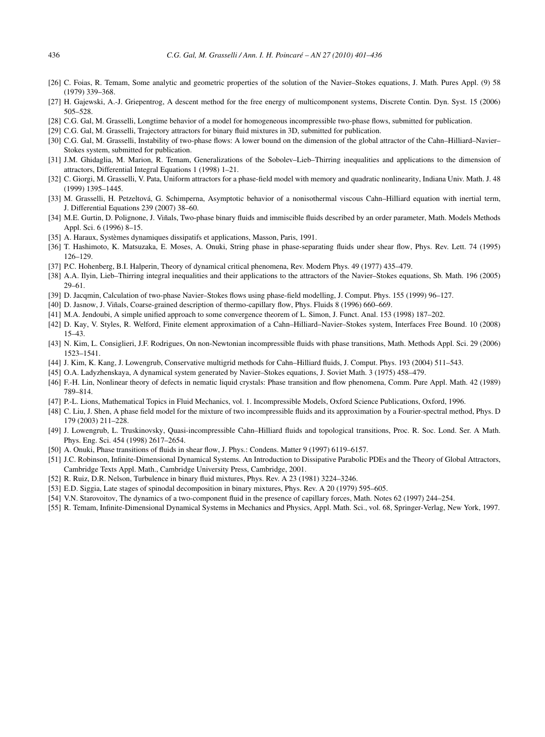[26] C. Foias, R. Temam, Some analytic and geometric properties of the solution of the Navier–Stokes equations, J. Math. Pures Appl. (9) 58 (1979) 339–368.

[27] H. Gajewski, A.-J. Griepentrog, A descent method for the free energy of multicomponent systems, Discrete Contin. Dyn. Syst. 15 (2006) 505–528.

[28] C.G. Gal, M. Grasselli, Longtime behavior of a model for homogeneous incompressible two-phase flows, submitted for publication.

[29] C.G. Gal, M. Grasselli, Trajectory attractors for binary fluid mixtures in 3D, submitted for publication.

[30] C.G. Gal, M. Grasselli, Instability of two-phase flows: A lower bound on the dimension of the global attractor of the Cahn–Hilliard–Navier–Stokes system, submitted for publication.

[31] J.M. Ghidaglia, M. Marion, R. Temam, Generalizations of the Sobolev–Lieb–Thirring inequalities and applications to the dimension of attractors, Differential Integral Equations 1 (1998) 1–21.

[32] C. Giorgi, M. Grasselli, V. Pata, Uniform attractors for a phase-field model with memory and quadratic nonlinearity, Indiana Univ. Math. J. 48 (1999) 1395–1445.

[33] M. Grasselli, H. Petzeltová, G. Schimperna, Asymptotic behavior of a nonisothermal viscous Cahn–Hilliard equation with inertial term, J. Differential Equations 239 (2007) 38–60.

[34] M.E. Gurtin, D. Polignone, J. Viñals, Two-phase binary fluids and immiscible fluids described by an order parameter, Math. Models Methods Appl. Sci. 6 (1996) 8–15.

[35] A. Haraux, Systèmes dynamiques dissipatifs et applications, Masson, Paris, 1991.

[36] T. Hashimoto, K. Matsuzaka, E. Moses, A. Onuki, String phase in phase-separating fluids under shear flow, Phys. Rev. Lett. 74 (1995) 126–129.

[37] P.C. Hohenberg, B.I. Halperin, Theory of dynamical critical phenomena, Rev. Modern Phys. 49 (1977) 435–479.

[38] A.A. Ilyin, Lieb–Thirring integral inequalities and their applications to the attractors of the Navier–Stokes equations, Sb. Math. 196 (2005) 29–61.

[39] D. Jacqmin, Calculation of two-phase Navier–Stokes flows using phase-field modelling, J. Comput. Phys. 155 (1999) 96–127.

[40] D. Jasnow, J. Viñals, Coarse-grained description of thermo-capillary flow, Phys. Fluids 8 (1996) 660–669.

[41] M.A. Jendoubi, A simple unified approach to some convergence theorem of L. Simon, J. Funct. Anal. 153 (1998) 187–202.

[42] D. Kay, V. Styles, R. Welford, Finite element approximation of a Cahn–Hilliard–Navier–Stokes system, Interfaces Free Bound. 10 (2008) 15–43.

[43] N. Kim, L. Consiglieri, J.F. Rodrigues, On non-Newtonian incompressible fluids with phase transitions, Math. Methods Appl. Sci. 29 (2006) 1523–1541.

[44] J. Kim, K. Kang, J. Lowengrub, Conservative multigrid methods for Cahn–Hilliard fluids, J. Comput. Phys. 193 (2004) 511–543.

[45] O.A. Ladyzhenskaya, A dynamical system generated by Navier–Stokes equations, J. Soviet Math. 3 (1975) 458–479.

[46] F.-H. Lin, Nonlinear theory of defects in nematic liquid crystals: Phase transition and flow phenomena, Comm. Pure Appl. Math. 42 (1989) 789–814.

[47] P.-L. Lions, Mathematical Topics in Fluid Mechanics, vol. 1. Incompressible Models, Oxford Science Publications, Oxford, 1996.

[48] C. Liu, J. Shen, A phase field model for the mixture of two incompressible fluids and its approximation by a Fourier-spectral method, Phys. D 179 (2003) 211–228.

[49] J. Lowengrub, L. Truskinovsky, Quasi-incompressible Cahn–Hilliard fluids and topological transitions, Proc. R. Soc. Lond. Ser. A Math. Phys. Eng. Sci. 454 (1998) 2617–2654.

[50] A. Onuki, Phase transitions of fluids in shear flow, J. Phys.: Condens. Matter 9 (1997) 6119–6157.

[51] J.C. Robinson, Infinite-Dimensional Dynamical Systems. An Introduction to Dissipative Parabolic PDEs and the Theory of Global Attractors, Cambridge Texts Appl. Math., Cambridge University Press, Cambridge, 2001.

[52] R. Ruiz, D.R. Nelson, Turbulence in binary fluid mixtures, Phys. Rev. A 23 (1981) 3224–3246.

[53] E.D. Siggia, Late stages of spinodal decomposition in binary mixtures, Phys. Rev. A 20 (1979) 595–605.

[54] V.N. Starovoitov, The dynamics of a two-component fluid in the presence of capillary forces, Math. Notes 62 (1997) 244–254.

[55] R. Temam, Infinite-Dimensional Dynamical Systems in Mechanics and Physics, Appl. Math. Sci., vol. 68, Springer-Verlag, New York, 1997.